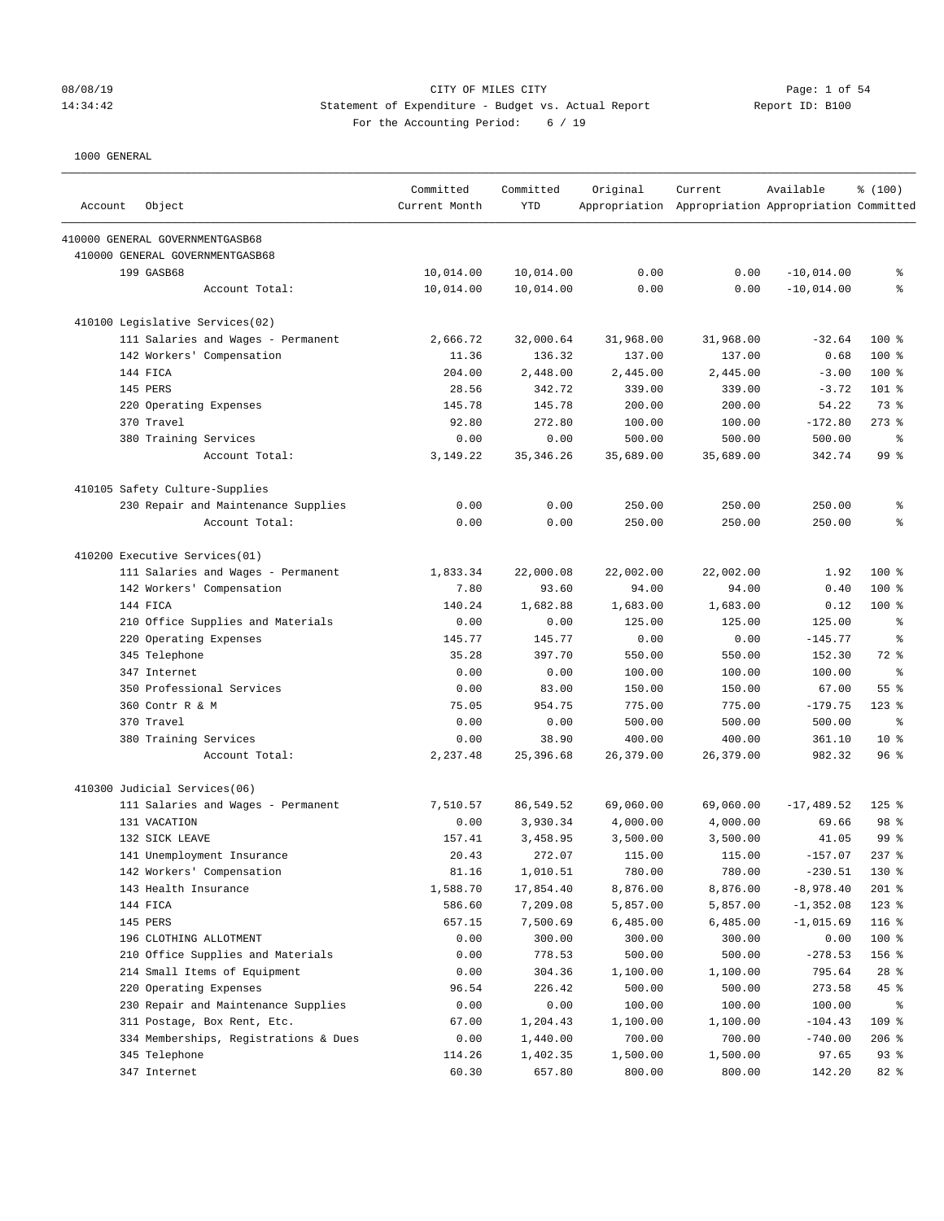CITY OF MILES CITY

Statement of Expenditure - Budget vs. Actual Report

Report ID: B100

For the Accounting Period: 6 / 19

08/08/19 14:34:42

1000 GENERAL

| Account | Object | Committed Current Month | Committed YTD | Original Appropriation | Current Appropriation | Available Appropriation | % (100) Committed |
|---|---|---|---|---|---|---|---|
| 410000 GENERAL GOVERNMENTGASB68 | | | | | | | |
| 410000 GENERAL GOVERNMENTGASB68 | | | | | | | |
| | 199 GASB68 | 10,014.00 | 10,014.00 | 0.00 | 0.00 | -10,014.00 | % |
| | Account Total: | 10,014.00 | 10,014.00 | 0.00 | 0.00 | -10,014.00 | % |
| 410100 Legislative Services(02) | | | | | | | |
| | 111 Salaries and Wages - Permanent | 2,666.72 | 32,000.64 | 31,968.00 | 31,968.00 | -32.64 | 100 % |
| | 142 Workers' Compensation | 11.36 | 136.32 | 137.00 | 137.00 | 0.68 | 100 % |
| | 144 FICA | 204.00 | 2,448.00 | 2,445.00 | 2,445.00 | -3.00 | 100 % |
| | 145 PERS | 28.56 | 342.72 | 339.00 | 339.00 | -3.72 | 101 % |
| | 220 Operating Expenses | 145.78 | 145.78 | 200.00 | 200.00 | 54.22 | 73 % |
| | 370 Travel | 92.80 | 272.80 | 100.00 | 100.00 | -172.80 | 273 % |
| | 380 Training Services | 0.00 | 0.00 | 500.00 | 500.00 | 500.00 | % |
| | Account Total: | 3,149.22 | 35,346.26 | 35,689.00 | 35,689.00 | 342.74 | 99 % |
| 410105 Safety Culture-Supplies | | | | | | | |
| | 230 Repair and Maintenance Supplies | 0.00 | 0.00 | 250.00 | 250.00 | 250.00 | % |
| | Account Total: | 0.00 | 0.00 | 250.00 | 250.00 | 250.00 | % |
| 410200 Executive Services(01) | | | | | | | |
| | 111 Salaries and Wages - Permanent | 1,833.34 | 22,000.08 | 22,002.00 | 22,002.00 | 1.92 | 100 % |
| | 142 Workers' Compensation | 7.80 | 93.60 | 94.00 | 94.00 | 0.40 | 100 % |
| | 144 FICA | 140.24 | 1,682.88 | 1,683.00 | 1,683.00 | 0.12 | 100 % |
| | 210 Office Supplies and Materials | 0.00 | 0.00 | 125.00 | 125.00 | 125.00 | % |
| | 220 Operating Expenses | 145.77 | 145.77 | 0.00 | 0.00 | -145.77 | % |
| | 345 Telephone | 35.28 | 397.70 | 550.00 | 550.00 | 152.30 | 72 % |
| | 347 Internet | 0.00 | 0.00 | 100.00 | 100.00 | 100.00 | % |
| | 350 Professional Services | 0.00 | 83.00 | 150.00 | 150.00 | 67.00 | 55 % |
| | 360 Contr R & M | 75.05 | 954.75 | 775.00 | 775.00 | -179.75 | 123 % |
| | 370 Travel | 0.00 | 0.00 | 500.00 | 500.00 | 500.00 | % |
| | 380 Training Services | 0.00 | 38.90 | 400.00 | 400.00 | 361.10 | 10 % |
| | Account Total: | 2,237.48 | 25,396.68 | 26,379.00 | 26,379.00 | 982.32 | 96 % |
| 410300 Judicial Services(06) | | | | | | | |
| | 111 Salaries and Wages - Permanent | 7,510.57 | 86,549.52 | 69,060.00 | 69,060.00 | -17,489.52 | 125 % |
| | 131 VACATION | 0.00 | 3,930.34 | 4,000.00 | 4,000.00 | 69.66 | 98 % |
| | 132 SICK LEAVE | 157.41 | 3,458.95 | 3,500.00 | 3,500.00 | 41.05 | 99 % |
| | 141 Unemployment Insurance | 20.43 | 272.07 | 115.00 | 115.00 | -157.07 | 237 % |
| | 142 Workers' Compensation | 81.16 | 1,010.51 | 780.00 | 780.00 | -230.51 | 130 % |
| | 143 Health Insurance | 1,588.70 | 17,854.40 | 8,876.00 | 8,876.00 | -8,978.40 | 201 % |
| | 144 FICA | 586.60 | 7,209.08 | 5,857.00 | 5,857.00 | -1,352.08 | 123 % |
| | 145 PERS | 657.15 | 7,500.69 | 6,485.00 | 6,485.00 | -1,015.69 | 116 % |
| | 196 CLOTHING ALLOTMENT | 0.00 | 300.00 | 300.00 | 300.00 | 0.00 | 100 % |
| | 210 Office Supplies and Materials | 0.00 | 778.53 | 500.00 | 500.00 | -278.53 | 156 % |
| | 214 Small Items of Equipment | 0.00 | 304.36 | 1,100.00 | 1,100.00 | 795.64 | 28 % |
| | 220 Operating Expenses | 96.54 | 226.42 | 500.00 | 500.00 | 273.58 | 45 % |
| | 230 Repair and Maintenance Supplies | 0.00 | 0.00 | 100.00 | 100.00 | 100.00 | % |
| | 311 Postage, Box Rent, Etc. | 67.00 | 1,204.43 | 1,100.00 | 1,100.00 | -104.43 | 109 % |
| | 334 Memberships, Registrations & Dues | 0.00 | 1,440.00 | 700.00 | 700.00 | -740.00 | 206 % |
| | 345 Telephone | 114.26 | 1,402.35 | 1,500.00 | 1,500.00 | 97.65 | 93 % |
| | 347 Internet | 60.30 | 657.80 | 800.00 | 800.00 | 142.20 | 82 % |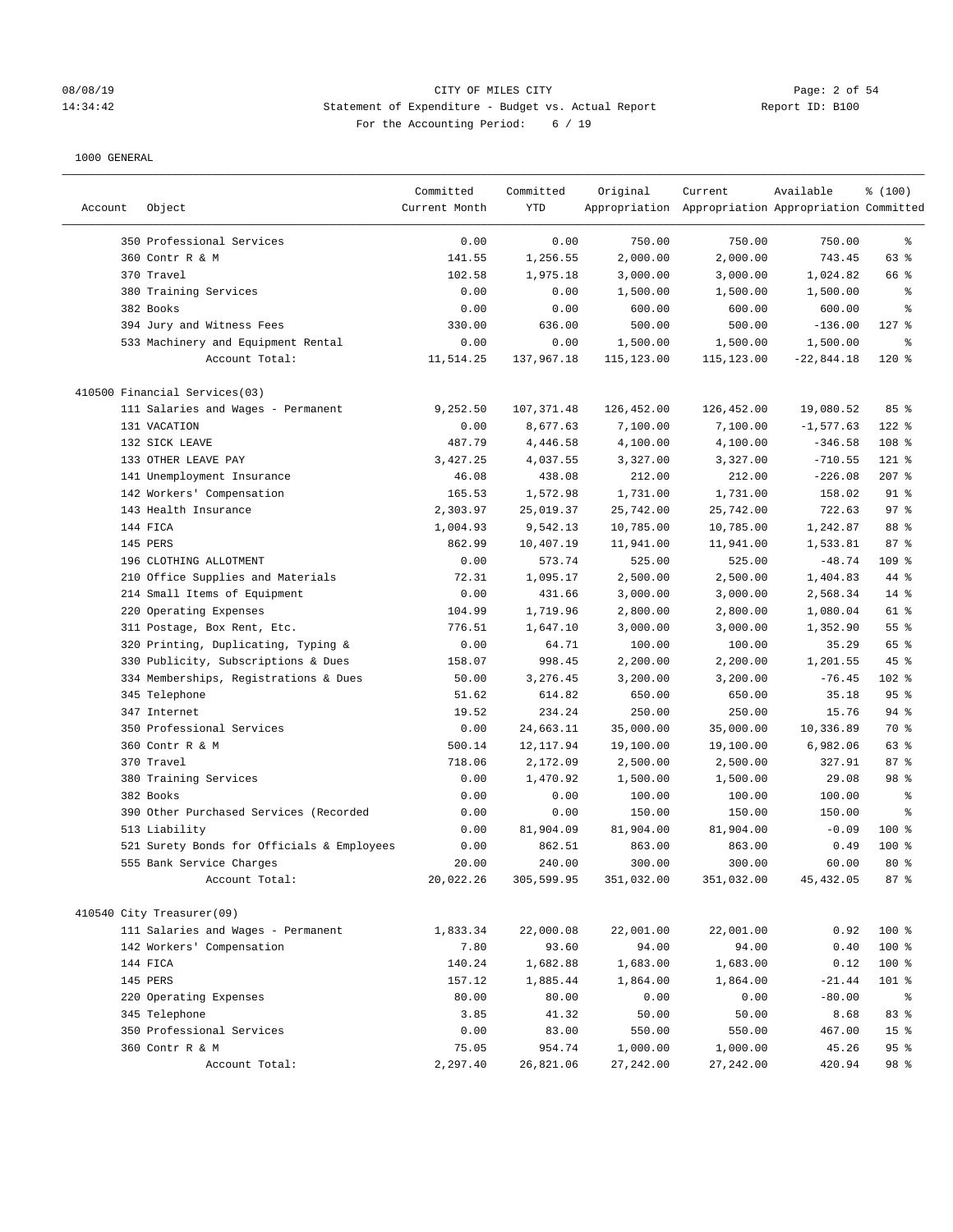CITY OF MILES CITY
Statement of Expenditure - Budget vs. Actual Report
For the Accounting Period: 6 / 19

Report ID: B100

08/08/19
14:34:42

1000 GENERAL

| Account | Object | Committed Current Month | Committed YTD | Original Appropriation | Current Appropriation | Available Appropriation | % (100) Committed |
|---|---|---|---|---|---|---|---|
| | 350 Professional Services | 0.00 | 0.00 | 750.00 | 750.00 | 750.00 | % |
| | 360 Contr R & M | 141.55 | 1,256.55 | 2,000.00 | 2,000.00 | 743.45 | 63 % |
| | 370 Travel | 102.58 | 1,975.18 | 3,000.00 | 3,000.00 | 1,024.82 | 66 % |
| | 380 Training Services | 0.00 | 0.00 | 1,500.00 | 1,500.00 | 1,500.00 | % |
| | 382 Books | 0.00 | 0.00 | 600.00 | 600.00 | 600.00 | % |
| | 394 Jury and Witness Fees | 330.00 | 636.00 | 500.00 | 500.00 | -136.00 | 127 % |
| | 533 Machinery and Equipment Rental | 0.00 | 0.00 | 1,500.00 | 1,500.00 | 1,500.00 | % |
| | Account Total: | 11,514.25 | 137,967.18 | 115,123.00 | 115,123.00 | -22,844.18 | 120 % |
| 410500 Financial Services(03) | | | | | | | |
| | 111 Salaries and Wages - Permanent | 9,252.50 | 107,371.48 | 126,452.00 | 126,452.00 | 19,080.52 | 85 % |
| | 131 VACATION | 0.00 | 8,677.63 | 7,100.00 | 7,100.00 | -1,577.63 | 122 % |
| | 132 SICK LEAVE | 487.79 | 4,446.58 | 4,100.00 | 4,100.00 | -346.58 | 108 % |
| | 133 OTHER LEAVE PAY | 3,427.25 | 4,037.55 | 3,327.00 | 3,327.00 | -710.55 | 121 % |
| | 141 Unemployment Insurance | 46.08 | 438.08 | 212.00 | 212.00 | -226.08 | 207 % |
| | 142 Workers' Compensation | 165.53 | 1,572.98 | 1,731.00 | 1,731.00 | 158.02 | 91 % |
| | 143 Health Insurance | 2,303.97 | 25,019.37 | 25,742.00 | 25,742.00 | 722.63 | 97 % |
| | 144 FICA | 1,004.93 | 9,542.13 | 10,785.00 | 10,785.00 | 1,242.87 | 88 % |
| | 145 PERS | 862.99 | 10,407.19 | 11,941.00 | 11,941.00 | 1,533.81 | 87 % |
| | 196 CLOTHING ALLOTMENT | 0.00 | 573.74 | 525.00 | 525.00 | -48.74 | 109 % |
| | 210 Office Supplies and Materials | 72.31 | 1,095.17 | 2,500.00 | 2,500.00 | 1,404.83 | 44 % |
| | 214 Small Items of Equipment | 0.00 | 431.66 | 3,000.00 | 3,000.00 | 2,568.34 | 14 % |
| | 220 Operating Expenses | 104.99 | 1,719.96 | 2,800.00 | 2,800.00 | 1,080.04 | 61 % |
| | 311 Postage, Box Rent, Etc. | 776.51 | 1,647.10 | 3,000.00 | 3,000.00 | 1,352.90 | 55 % |
| | 320 Printing, Duplicating, Typing & | 0.00 | 64.71 | 100.00 | 100.00 | 35.29 | 65 % |
| | 330 Publicity, Subscriptions & Dues | 158.07 | 998.45 | 2,200.00 | 2,200.00 | 1,201.55 | 45 % |
| | 334 Memberships, Registrations & Dues | 50.00 | 3,276.45 | 3,200.00 | 3,200.00 | -76.45 | 102 % |
| | 345 Telephone | 51.62 | 614.82 | 650.00 | 650.00 | 35.18 | 95 % |
| | 347 Internet | 19.52 | 234.24 | 250.00 | 250.00 | 15.76 | 94 % |
| | 350 Professional Services | 0.00 | 24,663.11 | 35,000.00 | 35,000.00 | 10,336.89 | 70 % |
| | 360 Contr R & M | 500.14 | 12,117.94 | 19,100.00 | 19,100.00 | 6,982.06 | 63 % |
| | 370 Travel | 718.06 | 2,172.09 | 2,500.00 | 2,500.00 | 327.91 | 87 % |
| | 380 Training Services | 0.00 | 1,470.92 | 1,500.00 | 1,500.00 | 29.08 | 98 % |
| | 382 Books | 0.00 | 0.00 | 100.00 | 100.00 | 100.00 | % |
| | 390 Other Purchased Services (Recorded | 0.00 | 0.00 | 150.00 | 150.00 | 150.00 | % |
| | 513 Liability | 0.00 | 81,904.09 | 81,904.00 | 81,904.00 | -0.09 | 100 % |
| | 521 Surety Bonds for Officials & Employees | 0.00 | 862.51 | 863.00 | 863.00 | 0.49 | 100 % |
| | 555 Bank Service Charges | 20.00 | 240.00 | 300.00 | 300.00 | 60.00 | 80 % |
| | Account Total: | 20,022.26 | 305,599.95 | 351,032.00 | 351,032.00 | 45,432.05 | 87 % |
| 410540 City Treasurer(09) | | | | | | | |
| | 111 Salaries and Wages - Permanent | 1,833.34 | 22,000.08 | 22,001.00 | 22,001.00 | 0.92 | 100 % |
| | 142 Workers' Compensation | 7.80 | 93.60 | 94.00 | 94.00 | 0.40 | 100 % |
| | 144 FICA | 140.24 | 1,682.88 | 1,683.00 | 1,683.00 | 0.12 | 100 % |
| | 145 PERS | 157.12 | 1,885.44 | 1,864.00 | 1,864.00 | -21.44 | 101 % |
| | 220 Operating Expenses | 80.00 | 80.00 | 0.00 | 0.00 | -80.00 | % |
| | 345 Telephone | 3.85 | 41.32 | 50.00 | 50.00 | 8.68 | 83 % |
| | 350 Professional Services | 0.00 | 83.00 | 550.00 | 550.00 | 467.00 | 15 % |
| | 360 Contr R & M | 75.05 | 954.74 | 1,000.00 | 1,000.00 | 45.26 | 95 % |
| | Account Total: | 2,297.40 | 26,821.06 | 27,242.00 | 27,242.00 | 420.94 | 98 % |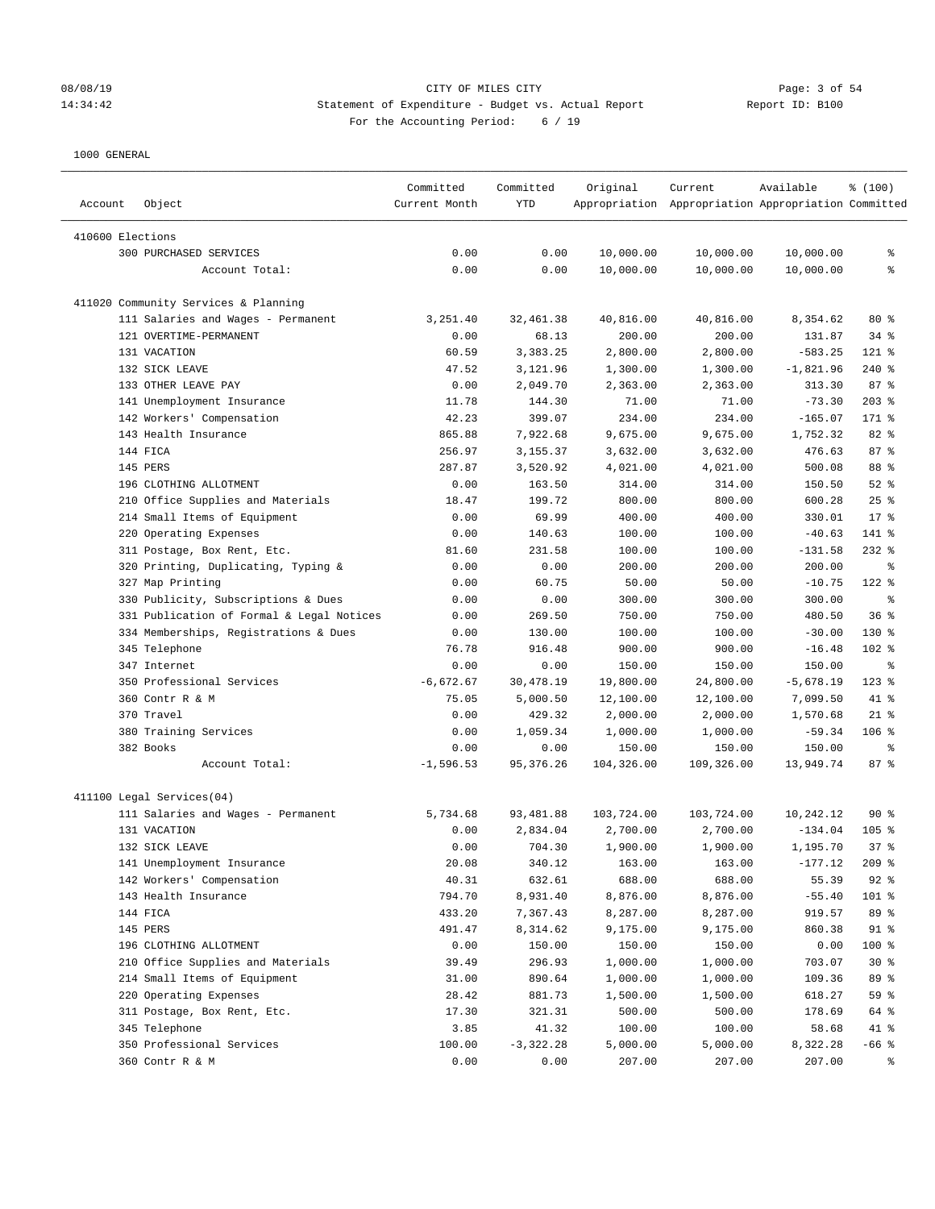CITY OF MILES CITY
Statement of Expenditure - Budget vs. Actual Report
For the Accounting Period: 6 / 19

08/08/19
14:34:42

Report ID: B100

1000 GENERAL

| Account | Object | Committed Current Month | Committed YTD | Original Appropriation | Current Appropriation | Available Appropriation | % (100) Committed |
|---|---|---|---|---|---|---|---|
| 410600 Elections | | | | | | | |
| | 300 PURCHASED SERVICES | 0.00 | 0.00 | 10,000.00 | 10,000.00 | 10,000.00 | % |
| | Account Total: | 0.00 | 0.00 | 10,000.00 | 10,000.00 | 10,000.00 | % |
| 411020 Community Services & Planning | | | | | | | |
| | 111 Salaries and Wages - Permanent | 3,251.40 | 32,461.38 | 40,816.00 | 40,816.00 | 8,354.62 | 80 % |
| | 121 OVERTIME-PERMANENT | 0.00 | 68.13 | 200.00 | 200.00 | 131.87 | 34 % |
| | 131 VACATION | 60.59 | 3,383.25 | 2,800.00 | 2,800.00 | -583.25 | 121 % |
| | 132 SICK LEAVE | 47.52 | 3,121.96 | 1,300.00 | 1,300.00 | -1,821.96 | 240 % |
| | 133 OTHER LEAVE PAY | 0.00 | 2,049.70 | 2,363.00 | 2,363.00 | 313.30 | 87 % |
| | 141 Unemployment Insurance | 11.78 | 144.30 | 71.00 | 71.00 | -73.30 | 203 % |
| | 142 Workers' Compensation | 42.23 | 399.07 | 234.00 | 234.00 | -165.07 | 171 % |
| | 143 Health Insurance | 865.88 | 7,922.68 | 9,675.00 | 9,675.00 | 1,752.32 | 82 % |
| | 144 FICA | 256.97 | 3,155.37 | 3,632.00 | 3,632.00 | 476.63 | 87 % |
| | 145 PERS | 287.87 | 3,520.92 | 4,021.00 | 4,021.00 | 500.08 | 88 % |
| | 196 CLOTHING ALLOTMENT | 0.00 | 163.50 | 314.00 | 314.00 | 150.50 | 52 % |
| | 210 Office Supplies and Materials | 18.47 | 199.72 | 800.00 | 800.00 | 600.28 | 25 % |
| | 214 Small Items of Equipment | 0.00 | 69.99 | 400.00 | 400.00 | 330.01 | 17 % |
| | 220 Operating Expenses | 0.00 | 140.63 | 100.00 | 100.00 | -40.63 | 141 % |
| | 311 Postage, Box Rent, Etc. | 81.60 | 231.58 | 100.00 | 100.00 | -131.58 | 232 % |
| | 320 Printing, Duplicating, Typing & | 0.00 | 0.00 | 200.00 | 200.00 | 200.00 | % |
| | 327 Map Printing | 0.00 | 60.75 | 50.00 | 50.00 | -10.75 | 122 % |
| | 330 Publicity, Subscriptions & Dues | 0.00 | 0.00 | 300.00 | 300.00 | 300.00 | % |
| | 331 Publication of Formal & Legal Notices | 0.00 | 269.50 | 750.00 | 750.00 | 480.50 | 36 % |
| | 334 Memberships, Registrations & Dues | 0.00 | 130.00 | 100.00 | 100.00 | -30.00 | 130 % |
| | 345 Telephone | 76.78 | 916.48 | 900.00 | 900.00 | -16.48 | 102 % |
| | 347 Internet | 0.00 | 0.00 | 150.00 | 150.00 | 150.00 | % |
| | 350 Professional Services | -6,672.67 | 30,478.19 | 19,800.00 | 24,800.00 | -5,678.19 | 123 % |
| | 360 Contr R & M | 75.05 | 5,000.50 | 12,100.00 | 12,100.00 | 7,099.50 | 41 % |
| | 370 Travel | 0.00 | 429.32 | 2,000.00 | 2,000.00 | 1,570.68 | 21 % |
| | 380 Training Services | 0.00 | 1,059.34 | 1,000.00 | 1,000.00 | -59.34 | 106 % |
| | 382 Books | 0.00 | 0.00 | 150.00 | 150.00 | 150.00 | % |
| | Account Total: | -1,596.53 | 95,376.26 | 104,326.00 | 109,326.00 | 13,949.74 | 87 % |
| 411100 Legal Services(04) | | | | | | | |
| | 111 Salaries and Wages - Permanent | 5,734.68 | 93,481.88 | 103,724.00 | 103,724.00 | 10,242.12 | 90 % |
| | 131 VACATION | 0.00 | 2,834.04 | 2,700.00 | 2,700.00 | -134.04 | 105 % |
| | 132 SICK LEAVE | 0.00 | 704.30 | 1,900.00 | 1,900.00 | 1,195.70 | 37 % |
| | 141 Unemployment Insurance | 20.08 | 340.12 | 163.00 | 163.00 | -177.12 | 209 % |
| | 142 Workers' Compensation | 40.31 | 632.61 | 688.00 | 688.00 | 55.39 | 92 % |
| | 143 Health Insurance | 794.70 | 8,931.40 | 8,876.00 | 8,876.00 | -55.40 | 101 % |
| | 144 FICA | 433.20 | 7,367.43 | 8,287.00 | 8,287.00 | 919.57 | 89 % |
| | 145 PERS | 491.47 | 8,314.62 | 9,175.00 | 9,175.00 | 860.38 | 91 % |
| | 196 CLOTHING ALLOTMENT | 0.00 | 150.00 | 150.00 | 150.00 | 0.00 | 100 % |
| | 210 Office Supplies and Materials | 39.49 | 296.93 | 1,000.00 | 1,000.00 | 703.07 | 30 % |
| | 214 Small Items of Equipment | 31.00 | 890.64 | 1,000.00 | 1,000.00 | 109.36 | 89 % |
| | 220 Operating Expenses | 28.42 | 881.73 | 1,500.00 | 1,500.00 | 618.27 | 59 % |
| | 311 Postage, Box Rent, Etc. | 17.30 | 321.31 | 500.00 | 500.00 | 178.69 | 64 % |
| | 345 Telephone | 3.85 | 41.32 | 100.00 | 100.00 | 58.68 | 41 % |
| | 350 Professional Services | 100.00 | -3,322.28 | 5,000.00 | 5,000.00 | 8,322.28 | -66 % |
| | 360 Contr R & M | 0.00 | 0.00 | 207.00 | 207.00 | 207.00 | % |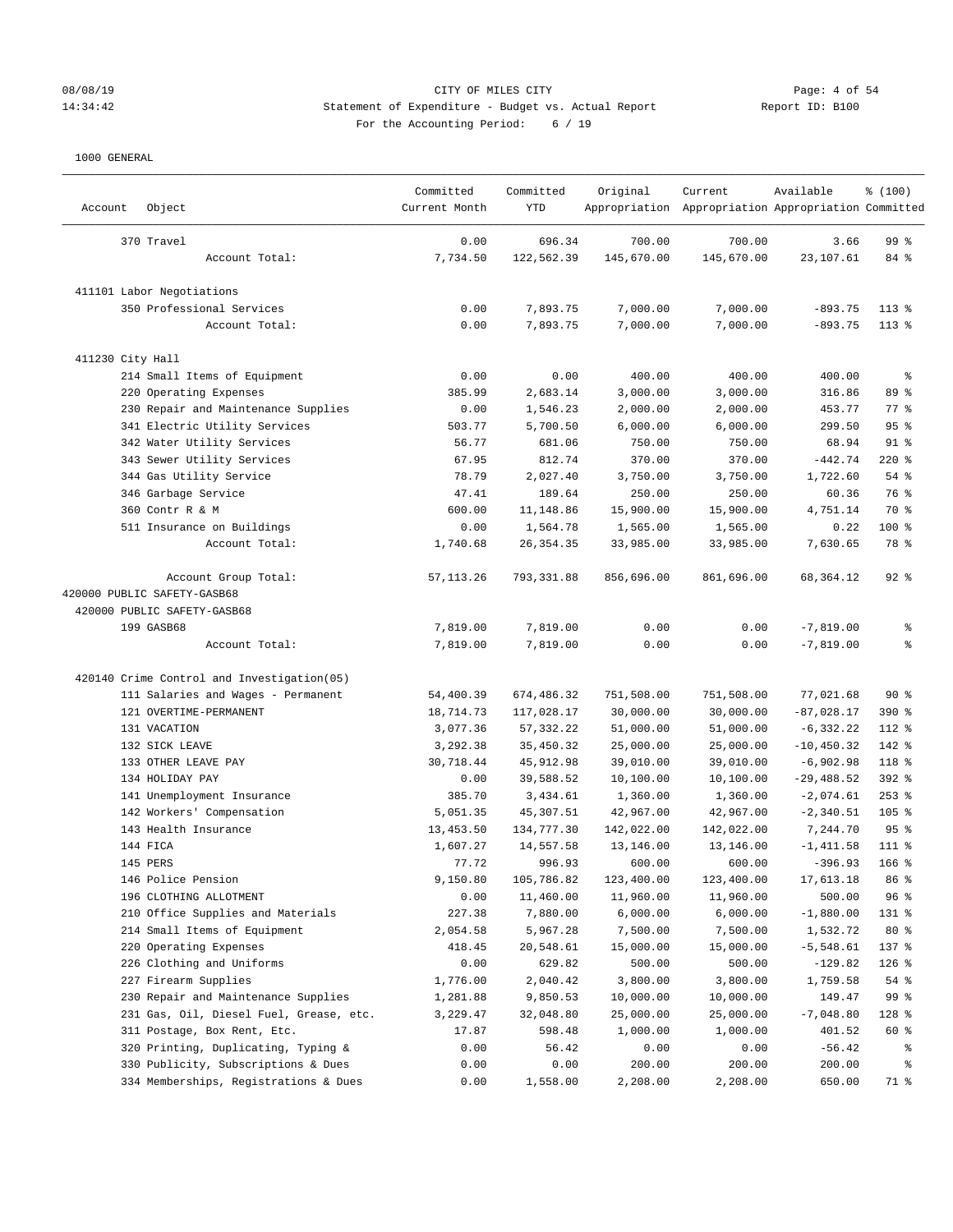08/08/19 CITY OF MILES CITY
14:34:42 Statement of Expenditure - Budget vs. Actual Report Report ID: B100
For the Accounting Period: 6 / 19

1000 GENERAL

| Account | Object | Committed Current Month | Committed YTD | Original Appropriation | Current Appropriation | Available Appropriation | % (100) Committed |
|---|---|---|---|---|---|---|---|
| | 370 Travel | 0.00 | 696.34 | 700.00 | 700.00 | 3.66 | 99 % |
| | Account Total: | 7,734.50 | 122,562.39 | 145,670.00 | 145,670.00 | 23,107.61 | 84 % |
| 411101 Labor Negotiations | | | | | | | |
| | 350 Professional Services | 0.00 | 7,893.75 | 7,000.00 | 7,000.00 | -893.75 | 113 % |
| | Account Total: | 0.00 | 7,893.75 | 7,000.00 | 7,000.00 | -893.75 | 113 % |
| 411230 City Hall | | | | | | | |
| | 214 Small Items of Equipment | 0.00 | 0.00 | 400.00 | 400.00 | 400.00 | % |
| | 220 Operating Expenses | 385.99 | 2,683.14 | 3,000.00 | 3,000.00 | 316.86 | 89 % |
| | 230 Repair and Maintenance Supplies | 0.00 | 1,546.23 | 2,000.00 | 2,000.00 | 453.77 | 77 % |
| | 341 Electric Utility Services | 503.77 | 5,700.50 | 6,000.00 | 6,000.00 | 299.50 | 95 % |
| | 342 Water Utility Services | 56.77 | 681.06 | 750.00 | 750.00 | 68.94 | 91 % |
| | 343 Sewer Utility Services | 67.95 | 812.74 | 370.00 | 370.00 | -442.74 | 220 % |
| | 344 Gas Utility Service | 78.79 | 2,027.40 | 3,750.00 | 3,750.00 | 1,722.60 | 54 % |
| | 346 Garbage Service | 47.41 | 189.64 | 250.00 | 250.00 | 60.36 | 76 % |
| | 360 Contr R & M | 600.00 | 11,148.86 | 15,900.00 | 15,900.00 | 4,751.14 | 70 % |
| | 511 Insurance on Buildings | 0.00 | 1,564.78 | 1,565.00 | 1,565.00 | 0.22 | 100 % |
| | Account Total: | 1,740.68 | 26,354.35 | 33,985.00 | 33,985.00 | 7,630.65 | 78 % |
| | Account Group Total: | 57,113.26 | 793,331.88 | 856,696.00 | 861,696.00 | 68,364.12 | 92 % |
| 420000 PUBLIC SAFETY-GASB68 | | | | | | | |
| 420000 PUBLIC SAFETY-GASB68 | | | | | | | |
| | 199 GASB68 | 7,819.00 | 7,819.00 | 0.00 | 0.00 | -7,819.00 | % |
| | Account Total: | 7,819.00 | 7,819.00 | 0.00 | 0.00 | -7,819.00 | % |
| 420140 Crime Control and Investigation(05) | | | | | | | |
| | 111 Salaries and Wages - Permanent | 54,400.39 | 674,486.32 | 751,508.00 | 751,508.00 | 77,021.68 | 90 % |
| | 121 OVERTIME-PERMANENT | 18,714.73 | 117,028.17 | 30,000.00 | 30,000.00 | -87,028.17 | 390 % |
| | 131 VACATION | 3,077.36 | 57,332.22 | 51,000.00 | 51,000.00 | -6,332.22 | 112 % |
| | 132 SICK LEAVE | 3,292.38 | 35,450.32 | 25,000.00 | 25,000.00 | -10,450.32 | 142 % |
| | 133 OTHER LEAVE PAY | 30,718.44 | 45,912.98 | 39,010.00 | 39,010.00 | -6,902.98 | 118 % |
| | 134 HOLIDAY PAY | 0.00 | 39,588.52 | 10,100.00 | 10,100.00 | -29,488.52 | 392 % |
| | 141 Unemployment Insurance | 385.70 | 3,434.61 | 1,360.00 | 1,360.00 | -2,074.61 | 253 % |
| | 142 Workers' Compensation | 5,051.35 | 45,307.51 | 42,967.00 | 42,967.00 | -2,340.51 | 105 % |
| | 143 Health Insurance | 13,453.50 | 134,777.30 | 142,022.00 | 142,022.00 | 7,244.70 | 95 % |
| | 144 FICA | 1,607.27 | 14,557.58 | 13,146.00 | 13,146.00 | -1,411.58 | 111 % |
| | 145 PERS | 77.72 | 996.93 | 600.00 | 600.00 | -396.93 | 166 % |
| | 146 Police Pension | 9,150.80 | 105,786.82 | 123,400.00 | 123,400.00 | 17,613.18 | 86 % |
| | 196 CLOTHING ALLOTMENT | 0.00 | 11,460.00 | 11,960.00 | 11,960.00 | 500.00 | 96 % |
| | 210 Office Supplies and Materials | 227.38 | 7,880.00 | 6,000.00 | 6,000.00 | -1,880.00 | 131 % |
| | 214 Small Items of Equipment | 2,054.58 | 5,967.28 | 7,500.00 | 7,500.00 | 1,532.72 | 80 % |
| | 220 Operating Expenses | 418.45 | 20,548.61 | 15,000.00 | 15,000.00 | -5,548.61 | 137 % |
| | 226 Clothing and Uniforms | 0.00 | 629.82 | 500.00 | 500.00 | -129.82 | 126 % |
| | 227 Firearm Supplies | 1,776.00 | 2,040.42 | 3,800.00 | 3,800.00 | 1,759.58 | 54 % |
| | 230 Repair and Maintenance Supplies | 1,281.88 | 9,850.53 | 10,000.00 | 10,000.00 | 149.47 | 99 % |
| | 231 Gas, Oil, Diesel Fuel, Grease, etc. | 3,229.47 | 32,048.80 | 25,000.00 | 25,000.00 | -7,048.80 | 128 % |
| | 311 Postage, Box Rent, Etc. | 17.87 | 598.48 | 1,000.00 | 1,000.00 | 401.52 | 60 % |
| | 320 Printing, Duplicating, Typing & | 0.00 | 56.42 | 0.00 | 0.00 | -56.42 | % |
| | 330 Publicity, Subscriptions & Dues | 0.00 | 0.00 | 200.00 | 200.00 | 200.00 | % |
| | 334 Memberships, Registrations & Dues | 0.00 | 1,558.00 | 2,208.00 | 2,208.00 | 650.00 | 71 % |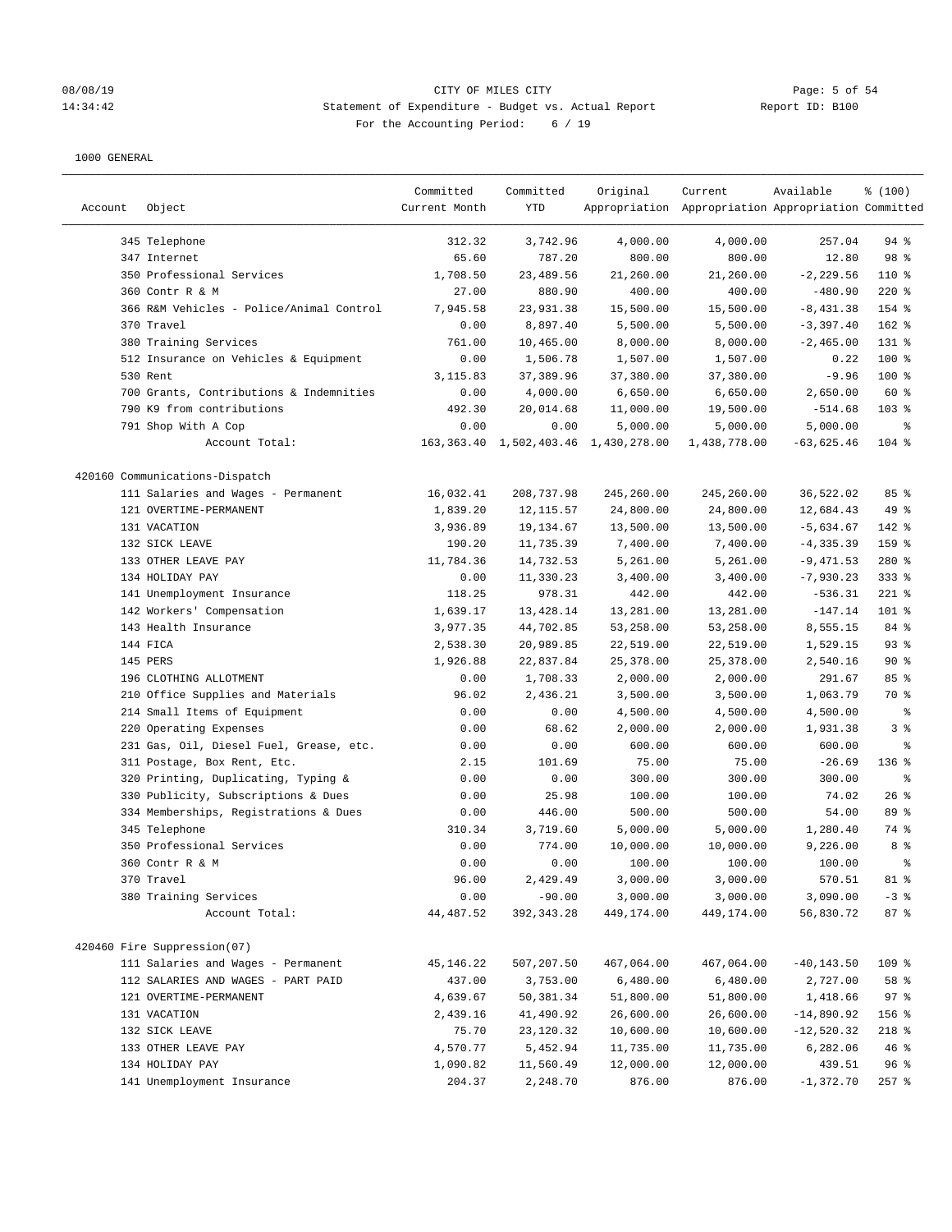CITY OF MILES CITY

Statement of Expenditure - Budget vs. Actual Report

For the Accounting Period: 6 / 19

1000 GENERAL

| Account | Object | Committed Current Month | Committed YTD | Original Appropriation | Current Appropriation | Available Appropriation | % (100) Committed |
|---|---|---|---|---|---|---|---|
| | 345 Telephone | 312.32 | 3,742.96 | 4,000.00 | 4,000.00 | 257.04 | 94 % |
| | 347 Internet | 65.60 | 787.20 | 800.00 | 800.00 | 12.80 | 98 % |
| | 350 Professional Services | 1,708.50 | 23,489.56 | 21,260.00 | 21,260.00 | -2,229.56 | 110 % |
| | 360 Contr R & M | 27.00 | 880.90 | 400.00 | 400.00 | -480.90 | 220 % |
| | 366 R&M Vehicles - Police/Animal Control | 7,945.58 | 23,931.38 | 15,500.00 | 15,500.00 | -8,431.38 | 154 % |
| | 370 Travel | 0.00 | 8,897.40 | 5,500.00 | 5,500.00 | -3,397.40 | 162 % |
| | 380 Training Services | 761.00 | 10,465.00 | 8,000.00 | 8,000.00 | -2,465.00 | 131 % |
| | 512 Insurance on Vehicles & Equipment | 0.00 | 1,506.78 | 1,507.00 | 1,507.00 | 0.22 | 100 % |
| | 530 Rent | 3,115.83 | 37,389.96 | 37,380.00 | 37,380.00 | -9.96 | 100 % |
| | 700 Grants, Contributions & Indemnities | 0.00 | 4,000.00 | 6,650.00 | 6,650.00 | 2,650.00 | 60 % |
| | 790 K9 from contributions | 492.30 | 20,014.68 | 11,000.00 | 19,500.00 | -514.68 | 103 % |
| | 791 Shop With A Cop | 0.00 | 0.00 | 5,000.00 | 5,000.00 | 5,000.00 | % |
| | Account Total: | 163,363.40 | 1,502,403.46 | 1,430,278.00 | 1,438,778.00 | -63,625.46 | 104 % |
| 420160 Communications-Dispatch | | | | | | | |
| | 111 Salaries and Wages - Permanent | 16,032.41 | 208,737.98 | 245,260.00 | 245,260.00 | 36,522.02 | 85 % |
| | 121 OVERTIME-PERMANENT | 1,839.20 | 12,115.57 | 24,800.00 | 24,800.00 | 12,684.43 | 49 % |
| | 131 VACATION | 3,936.89 | 19,134.67 | 13,500.00 | 13,500.00 | -5,634.67 | 142 % |
| | 132 SICK LEAVE | 190.20 | 11,735.39 | 7,400.00 | 7,400.00 | -4,335.39 | 159 % |
| | 133 OTHER LEAVE PAY | 11,784.36 | 14,732.53 | 5,261.00 | 5,261.00 | -9,471.53 | 280 % |
| | 134 HOLIDAY PAY | 0.00 | 11,330.23 | 3,400.00 | 3,400.00 | -7,930.23 | 333 % |
| | 141 Unemployment Insurance | 118.25 | 978.31 | 442.00 | 442.00 | -536.31 | 221 % |
| | 142 Workers' Compensation | 1,639.17 | 13,428.14 | 13,281.00 | 13,281.00 | -147.14 | 101 % |
| | 143 Health Insurance | 3,977.35 | 44,702.85 | 53,258.00 | 53,258.00 | 8,555.15 | 84 % |
| | 144 FICA | 2,538.30 | 20,989.85 | 22,519.00 | 22,519.00 | 1,529.15 | 93 % |
| | 145 PERS | 1,926.88 | 22,837.84 | 25,378.00 | 25,378.00 | 2,540.16 | 90 % |
| | 196 CLOTHING ALLOTMENT | 0.00 | 1,708.33 | 2,000.00 | 2,000.00 | 291.67 | 85 % |
| | 210 Office Supplies and Materials | 96.02 | 2,436.21 | 3,500.00 | 3,500.00 | 1,063.79 | 70 % |
| | 214 Small Items of Equipment | 0.00 | 0.00 | 4,500.00 | 4,500.00 | 4,500.00 | % |
| | 220 Operating Expenses | 0.00 | 68.62 | 2,000.00 | 2,000.00 | 1,931.38 | 3 % |
| | 231 Gas, Oil, Diesel Fuel, Grease, etc. | 0.00 | 0.00 | 600.00 | 600.00 | 600.00 | % |
| | 311 Postage, Box Rent, Etc. | 2.15 | 101.69 | 75.00 | 75.00 | -26.69 | 136 % |
| | 320 Printing, Duplicating, Typing & | 0.00 | 0.00 | 300.00 | 300.00 | 300.00 | % |
| | 330 Publicity, Subscriptions & Dues | 0.00 | 25.98 | 100.00 | 100.00 | 74.02 | 26 % |
| | 334 Memberships, Registrations & Dues | 0.00 | 446.00 | 500.00 | 500.00 | 54.00 | 89 % |
| | 345 Telephone | 310.34 | 3,719.60 | 5,000.00 | 5,000.00 | 1,280.40 | 74 % |
| | 350 Professional Services | 0.00 | 774.00 | 10,000.00 | 10,000.00 | 9,226.00 | 8 % |
| | 360 Contr R & M | 0.00 | 0.00 | 100.00 | 100.00 | 100.00 | % |
| | 370 Travel | 96.00 | 2,429.49 | 3,000.00 | 3,000.00 | 570.51 | 81 % |
| | 380 Training Services | 0.00 | -90.00 | 3,000.00 | 3,000.00 | 3,090.00 | -3 % |
| | Account Total: | 44,487.52 | 392,343.28 | 449,174.00 | 449,174.00 | 56,830.72 | 87 % |
| 420460 Fire Suppression(07) | | | | | | | |
| | 111 Salaries and Wages - Permanent | 45,146.22 | 507,207.50 | 467,064.00 | 467,064.00 | -40,143.50 | 109 % |
| | 112 SALARIES AND WAGES - PART PAID | 437.00 | 3,753.00 | 6,480.00 | 6,480.00 | 2,727.00 | 58 % |
| | 121 OVERTIME-PERMANENT | 4,639.67 | 50,381.34 | 51,800.00 | 51,800.00 | 1,418.66 | 97 % |
| | 131 VACATION | 2,439.16 | 41,490.92 | 26,600.00 | 26,600.00 | -14,890.92 | 156 % |
| | 132 SICK LEAVE | 75.70 | 23,120.32 | 10,600.00 | 10,600.00 | -12,520.32 | 218 % |
| | 133 OTHER LEAVE PAY | 4,570.77 | 5,452.94 | 11,735.00 | 11,735.00 | 6,282.06 | 46 % |
| | 134 HOLIDAY PAY | 1,090.82 | 11,560.49 | 12,000.00 | 12,000.00 | 439.51 | 96 % |
| | 141 Unemployment Insurance | 204.37 | 2,248.70 | 876.00 | 876.00 | -1,372.70 | 257 % |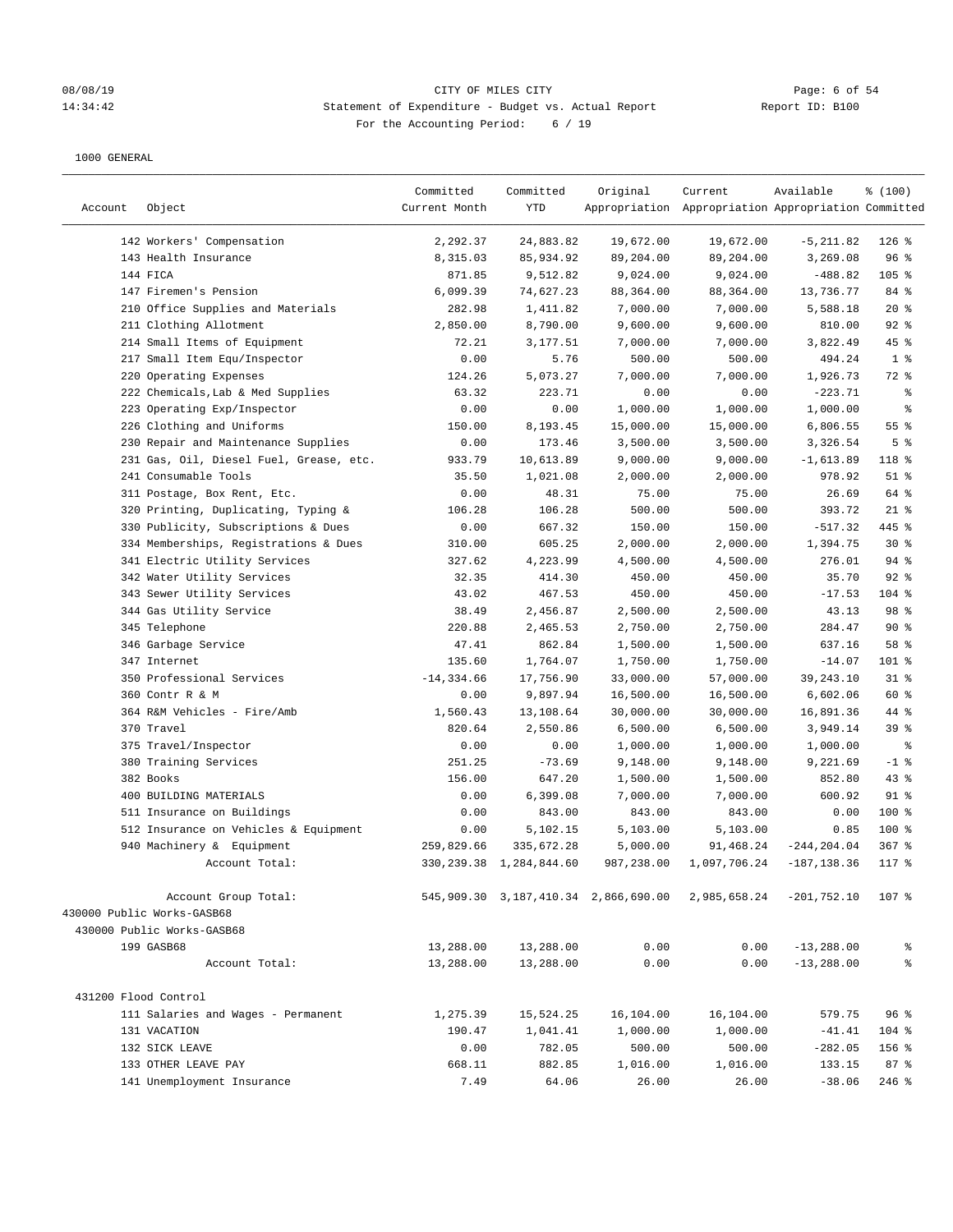CITY OF MILES CITY

Statement of Expenditure - Budget vs. Actual Report

For the Accounting Period: 6 / 19

1000 GENERAL

| Account | Object | Committed Current Month | Committed YTD | Original Appropriation | Current Appropriation | Available Appropriation | % (100) Committed |
|---|---|---|---|---|---|---|---|
| | 142 Workers' Compensation | 2,292.37 | 24,883.82 | 19,672.00 | 19,672.00 | -5,211.82 | 126 % |
| | 143 Health Insurance | 8,315.03 | 85,934.92 | 89,204.00 | 89,204.00 | 3,269.08 | 96 % |
| | 144 FICA | 871.85 | 9,512.82 | 9,024.00 | 9,024.00 | -488.82 | 105 % |
| | 147 Firemen's Pension | 6,099.39 | 74,627.23 | 88,364.00 | 88,364.00 | 13,736.77 | 84 % |
| | 210 Office Supplies and Materials | 282.98 | 1,411.82 | 7,000.00 | 7,000.00 | 5,588.18 | 20 % |
| | 211 Clothing Allotment | 2,850.00 | 8,790.00 | 9,600.00 | 9,600.00 | 810.00 | 92 % |
| | 214 Small Items of Equipment | 72.21 | 3,177.51 | 7,000.00 | 7,000.00 | 3,822.49 | 45 % |
| | 217 Small Item Equ/Inspector | 0.00 | 5.76 | 500.00 | 500.00 | 494.24 | 1 % |
| | 220 Operating Expenses | 124.26 | 5,073.27 | 7,000.00 | 7,000.00 | 1,926.73 | 72 % |
| | 222 Chemicals,Lab & Med Supplies | 63.32 | 223.71 | 0.00 | 0.00 | -223.71 | % |
| | 223 Operating Exp/Inspector | 0.00 | 0.00 | 1,000.00 | 1,000.00 | 1,000.00 | % |
| | 226 Clothing and Uniforms | 150.00 | 8,193.45 | 15,000.00 | 15,000.00 | 6,806.55 | 55 % |
| | 230 Repair and Maintenance Supplies | 0.00 | 173.46 | 3,500.00 | 3,500.00 | 3,326.54 | 5 % |
| | 231 Gas, Oil, Diesel Fuel, Grease, etc. | 933.79 | 10,613.89 | 9,000.00 | 9,000.00 | -1,613.89 | 118 % |
| | 241 Consumable Tools | 35.50 | 1,021.08 | 2,000.00 | 2,000.00 | 978.92 | 51 % |
| | 311 Postage, Box Rent, Etc. | 0.00 | 48.31 | 75.00 | 75.00 | 26.69 | 64 % |
| | 320 Printing, Duplicating, Typing & | 106.28 | 106.28 | 500.00 | 500.00 | 393.72 | 21 % |
| | 330 Publicity, Subscriptions & Dues | 0.00 | 667.32 | 150.00 | 150.00 | -517.32 | 445 % |
| | 334 Memberships, Registrations & Dues | 310.00 | 605.25 | 2,000.00 | 2,000.00 | 1,394.75 | 30 % |
| | 341 Electric Utility Services | 327.62 | 4,223.99 | 4,500.00 | 4,500.00 | 276.01 | 94 % |
| | 342 Water Utility Services | 32.35 | 414.30 | 450.00 | 450.00 | 35.70 | 92 % |
| | 343 Sewer Utility Services | 43.02 | 467.53 | 450.00 | 450.00 | -17.53 | 104 % |
| | 344 Gas Utility Service | 38.49 | 2,456.87 | 2,500.00 | 2,500.00 | 43.13 | 98 % |
| | 345 Telephone | 220.88 | 2,465.53 | 2,750.00 | 2,750.00 | 284.47 | 90 % |
| | 346 Garbage Service | 47.41 | 862.84 | 1,500.00 | 1,500.00 | 637.16 | 58 % |
| | 347 Internet | 135.60 | 1,764.07 | 1,750.00 | 1,750.00 | -14.07 | 101 % |
| | 350 Professional Services | -14,334.66 | 17,756.90 | 33,000.00 | 57,000.00 | 39,243.10 | 31 % |
| | 360 Contr R & M | 0.00 | 9,897.94 | 16,500.00 | 16,500.00 | 6,602.06 | 60 % |
| | 364 R&M Vehicles - Fire/Amb | 1,560.43 | 13,108.64 | 30,000.00 | 30,000.00 | 16,891.36 | 44 % |
| | 370 Travel | 820.64 | 2,550.86 | 6,500.00 | 6,500.00 | 3,949.14 | 39 % |
| | 375 Travel/Inspector | 0.00 | 0.00 | 1,000.00 | 1,000.00 | 1,000.00 | % |
| | 380 Training Services | 251.25 | -73.69 | 9,148.00 | 9,148.00 | 9,221.69 | -1 % |
| | 382 Books | 156.00 | 647.20 | 1,500.00 | 1,500.00 | 852.80 | 43 % |
| | 400 BUILDING MATERIALS | 0.00 | 6,399.08 | 7,000.00 | 7,000.00 | 600.92 | 91 % |
| | 511 Insurance on Buildings | 0.00 | 843.00 | 843.00 | 843.00 | 0.00 | 100 % |
| | 512 Insurance on Vehicles & Equipment | 0.00 | 5,102.15 | 5,103.00 | 5,103.00 | 0.85 | 100 % |
| | 940 Machinery & Equipment | 259,829.66 | 335,672.28 | 5,000.00 | 91,468.24 | -244,204.04 | 367 % |
| | Account Total: | 330,239.38 | 1,284,844.60 | 987,238.00 | 1,097,706.24 | -187,138.36 | 117 % |
| | Account Group Total: | 545,909.30 | 3,187,410.34 | 2,866,690.00 | 2,985,658.24 | -201,752.10 | 107 % |
| 430000 Public Works-GASB68 | | | | | | | |
| 430000 Public Works-GASB68 | | | | | | | |
| | 199 GASB68 | 13,288.00 | 13,288.00 | 0.00 | 0.00 | -13,288.00 | % |
| | Account Total: | 13,288.00 | 13,288.00 | 0.00 | 0.00 | -13,288.00 | % |
| 431200 Flood Control | | | | | | | |
| | 111 Salaries and Wages - Permanent | 1,275.39 | 15,524.25 | 16,104.00 | 16,104.00 | 579.75 | 96 % |
| | 131 VACATION | 190.47 | 1,041.41 | 1,000.00 | 1,000.00 | -41.41 | 104 % |
| | 132 SICK LEAVE | 0.00 | 782.05 | 500.00 | 500.00 | -282.05 | 156 % |
| | 133 OTHER LEAVE PAY | 668.11 | 882.85 | 1,016.00 | 1,016.00 | 133.15 | 87 % |
| | 141 Unemployment Insurance | 7.49 | 64.06 | 26.00 | 26.00 | -38.06 | 246 % |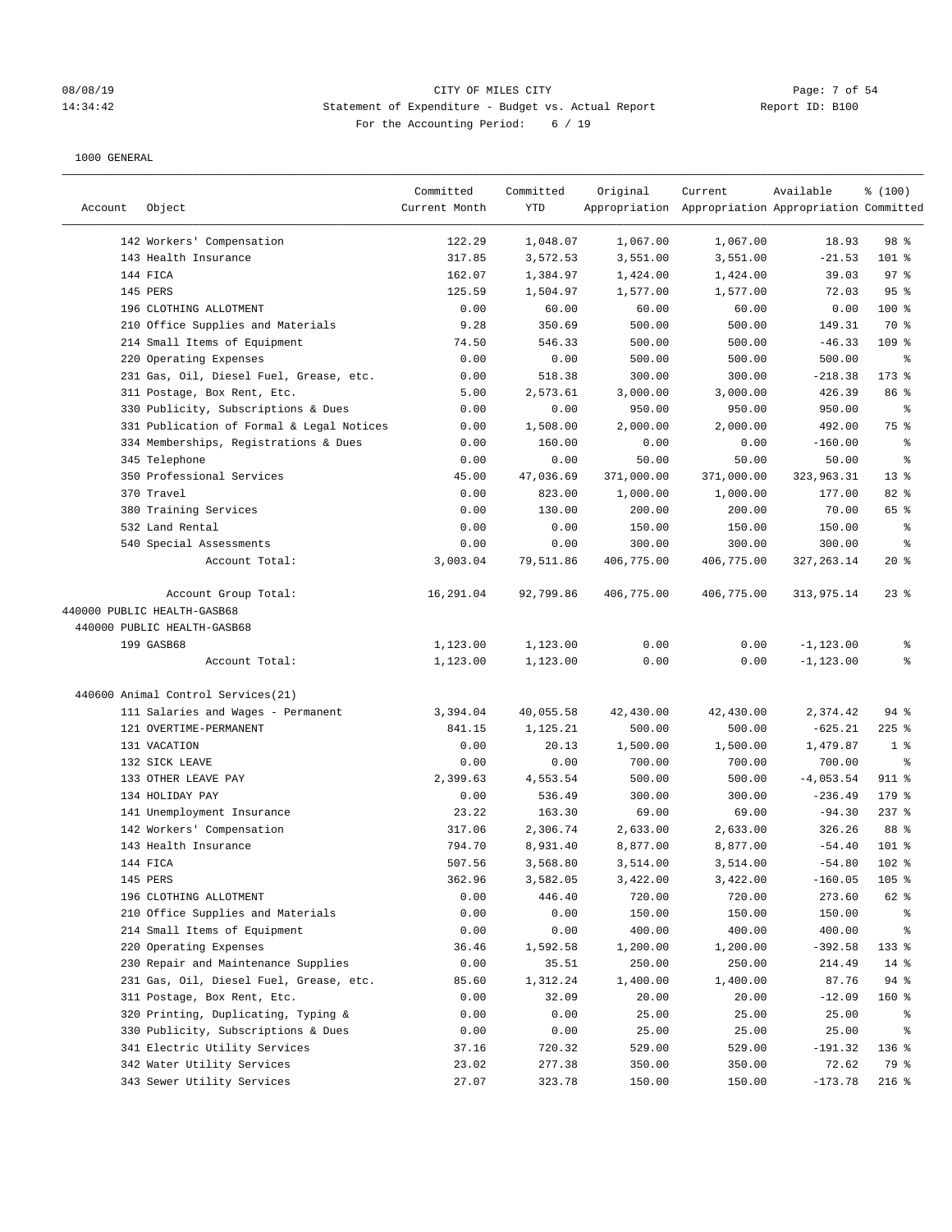CITY OF MILES CITY

Statement of Expenditure - Budget vs. Actual Report

For the Accounting Period: 6 / 19

1000 GENERAL

| Account | Object | Committed Current Month | Committed YTD | Original Appropriation | Current Appropriation | Available Appropriation | % (100) Committed |
|---|---|---|---|---|---|---|---|
| | 142 Workers' Compensation | 122.29 | 1,048.07 | 1,067.00 | 1,067.00 | 18.93 | 98 % |
| | 143 Health Insurance | 317.85 | 3,572.53 | 3,551.00 | 3,551.00 | -21.53 | 101 % |
| | 144 FICA | 162.07 | 1,384.97 | 1,424.00 | 1,424.00 | 39.03 | 97 % |
| | 145 PERS | 125.59 | 1,504.97 | 1,577.00 | 1,577.00 | 72.03 | 95 % |
| | 196 CLOTHING ALLOTMENT | 0.00 | 60.00 | 60.00 | 60.00 | 0.00 | 100 % |
| | 210 Office Supplies and Materials | 9.28 | 350.69 | 500.00 | 500.00 | 149.31 | 70 % |
| | 214 Small Items of Equipment | 74.50 | 546.33 | 500.00 | 500.00 | -46.33 | 109 % |
| | 220 Operating Expenses | 0.00 | 0.00 | 500.00 | 500.00 | 500.00 | % |
| | 231 Gas, Oil, Diesel Fuel, Grease, etc. | 0.00 | 518.38 | 300.00 | 300.00 | -218.38 | 173 % |
| | 311 Postage, Box Rent, Etc. | 5.00 | 2,573.61 | 3,000.00 | 3,000.00 | 426.39 | 86 % |
| | 330 Publicity, Subscriptions & Dues | 0.00 | 0.00 | 950.00 | 950.00 | 950.00 | % |
| | 331 Publication of Formal & Legal Notices | 0.00 | 1,508.00 | 2,000.00 | 2,000.00 | 492.00 | 75 % |
| | 334 Memberships, Registrations & Dues | 0.00 | 160.00 | 0.00 | 0.00 | -160.00 | % |
| | 345 Telephone | 0.00 | 0.00 | 50.00 | 50.00 | 50.00 | % |
| | 350 Professional Services | 45.00 | 47,036.69 | 371,000.00 | 371,000.00 | 323,963.31 | 13 % |
| | 370 Travel | 0.00 | 823.00 | 1,000.00 | 1,000.00 | 177.00 | 82 % |
| | 380 Training Services | 0.00 | 130.00 | 200.00 | 200.00 | 70.00 | 65 % |
| | 532 Land Rental | 0.00 | 0.00 | 150.00 | 150.00 | 150.00 | % |
| | 540 Special Assessments | 0.00 | 0.00 | 300.00 | 300.00 | 300.00 | % |
| | Account Total: | 3,003.04 | 79,511.86 | 406,775.00 | 406,775.00 | 327,263.14 | 20 % |
| | Account Group Total: | 16,291.04 | 92,799.86 | 406,775.00 | 406,775.00 | 313,975.14 | 23 % |
| 440000 PUBLIC HEALTH-GASB68 | | | | | | | |
| 440000 PUBLIC HEALTH-GASB68 | | | | | | | |
| | 199 GASB68 | 1,123.00 | 1,123.00 | 0.00 | 0.00 | -1,123.00 | % |
| | Account Total: | 1,123.00 | 1,123.00 | 0.00 | 0.00 | -1,123.00 | % |
| 440600 Animal Control Services(21) | | | | | | | |
| | 111 Salaries and Wages - Permanent | 3,394.04 | 40,055.58 | 42,430.00 | 42,430.00 | 2,374.42 | 94 % |
| | 121 OVERTIME-PERMANENT | 841.15 | 1,125.21 | 500.00 | 500.00 | -625.21 | 225 % |
| | 131 VACATION | 0.00 | 20.13 | 1,500.00 | 1,500.00 | 1,479.87 | 1 % |
| | 132 SICK LEAVE | 0.00 | 0.00 | 700.00 | 700.00 | 700.00 | % |
| | 133 OTHER LEAVE PAY | 2,399.63 | 4,553.54 | 500.00 | 500.00 | -4,053.54 | 911 % |
| | 134 HOLIDAY PAY | 0.00 | 536.49 | 300.00 | 300.00 | -236.49 | 179 % |
| | 141 Unemployment Insurance | 23.22 | 163.30 | 69.00 | 69.00 | -94.30 | 237 % |
| | 142 Workers' Compensation | 317.06 | 2,306.74 | 2,633.00 | 2,633.00 | 326.26 | 88 % |
| | 143 Health Insurance | 794.70 | 8,931.40 | 8,877.00 | 8,877.00 | -54.40 | 101 % |
| | 144 FICA | 507.56 | 3,568.80 | 3,514.00 | 3,514.00 | -54.80 | 102 % |
| | 145 PERS | 362.96 | 3,582.05 | 3,422.00 | 3,422.00 | -160.05 | 105 % |
| | 196 CLOTHING ALLOTMENT | 0.00 | 446.40 | 720.00 | 720.00 | 273.60 | 62 % |
| | 210 Office Supplies and Materials | 0.00 | 0.00 | 150.00 | 150.00 | 150.00 | % |
| | 214 Small Items of Equipment | 0.00 | 0.00 | 400.00 | 400.00 | 400.00 | % |
| | 220 Operating Expenses | 36.46 | 1,592.58 | 1,200.00 | 1,200.00 | -392.58 | 133 % |
| | 230 Repair and Maintenance Supplies | 0.00 | 35.51 | 250.00 | 250.00 | 214.49 | 14 % |
| | 231 Gas, Oil, Diesel Fuel, Grease, etc. | 85.60 | 1,312.24 | 1,400.00 | 1,400.00 | 87.76 | 94 % |
| | 311 Postage, Box Rent, Etc. | 0.00 | 32.09 | 20.00 | 20.00 | -12.09 | 160 % |
| | 320 Printing, Duplicating, Typing & | 0.00 | 0.00 | 25.00 | 25.00 | 25.00 | % |
| | 330 Publicity, Subscriptions & Dues | 0.00 | 0.00 | 25.00 | 25.00 | 25.00 | % |
| | 341 Electric Utility Services | 37.16 | 720.32 | 529.00 | 529.00 | -191.32 | 136 % |
| | 342 Water Utility Services | 23.02 | 277.38 | 350.00 | 350.00 | 72.62 | 79 % |
| | 343 Sewer Utility Services | 27.07 | 323.78 | 150.00 | 150.00 | -173.78 | 216 % |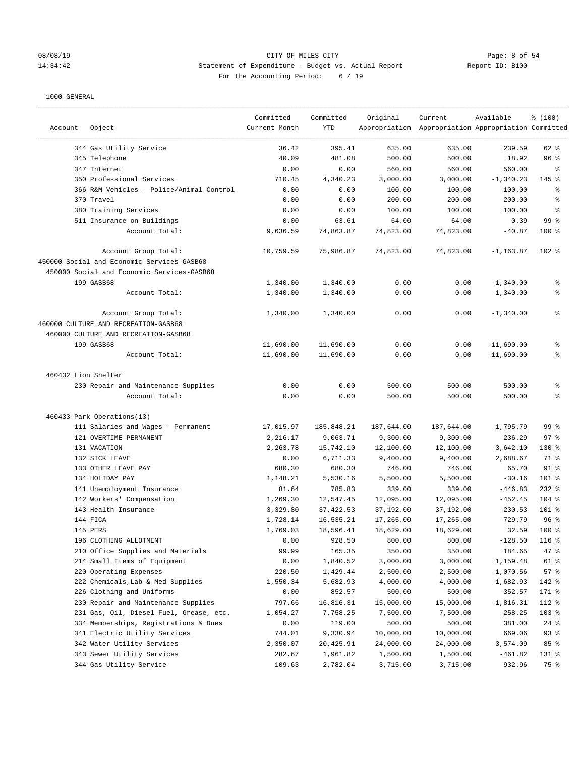1000 GENERAL

| Account | Object | Committed Current Month | Committed YTD | Original Appropriation | Current Appropriation | Available Appropriation | % (100) Committed |
|---|---|---|---|---|---|---|---|
| | 344 Gas Utility Service | 36.42 | 395.41 | 635.00 | 635.00 | 239.59 | 62 % |
| | 345 Telephone | 40.09 | 481.08 | 500.00 | 500.00 | 18.92 | 96 % |
| | 347 Internet | 0.00 | 0.00 | 560.00 | 560.00 | 560.00 | % |
| | 350 Professional Services | 710.45 | 4,340.23 | 3,000.00 | 3,000.00 | -1,340.23 | 145 % |
| | 366 R&M Vehicles - Police/Animal Control | 0.00 | 0.00 | 100.00 | 100.00 | 100.00 | % |
| | 370 Travel | 0.00 | 0.00 | 200.00 | 200.00 | 200.00 | % |
| | 380 Training Services | 0.00 | 0.00 | 100.00 | 100.00 | 100.00 | % |
| | 511 Insurance on Buildings | 0.00 | 63.61 | 64.00 | 64.00 | 0.39 | 99 % |
| | Account Total: | 9,636.59 | 74,863.87 | 74,823.00 | 74,823.00 | -40.87 | 100 % |
| | Account Group Total: | 10,759.59 | 75,986.87 | 74,823.00 | 74,823.00 | -1,163.87 | 102 % |
| 450000 Social and Economic Services-GASB68 | | | | | | | |
| 450000 Social and Economic Services-GASB68 | | | | | | | |
| | 199 GASB68 | 1,340.00 | 1,340.00 | 0.00 | 0.00 | -1,340.00 | % |
| | Account Total: | 1,340.00 | 1,340.00 | 0.00 | 0.00 | -1,340.00 | % |
| | Account Group Total: | 1,340.00 | 1,340.00 | 0.00 | 0.00 | -1,340.00 | % |
| 460000 CULTURE AND RECREATION-GASB68 | | | | | | | |
| 460000 CULTURE AND RECREATION-GASB68 | | | | | | | |
| | 199 GASB68 | 11,690.00 | 11,690.00 | 0.00 | 0.00 | -11,690.00 | % |
| | Account Total: | 11,690.00 | 11,690.00 | 0.00 | 0.00 | -11,690.00 | % |
| 460432 Lion Shelter | | | | | | | |
| | 230 Repair and Maintenance Supplies | 0.00 | 0.00 | 500.00 | 500.00 | 500.00 | % |
| | Account Total: | 0.00 | 0.00 | 500.00 | 500.00 | 500.00 | % |
| 460433 Park Operations(13) | | | | | | | |
| | 111 Salaries and Wages - Permanent | 17,015.97 | 185,848.21 | 187,644.00 | 187,644.00 | 1,795.79 | 99 % |
| | 121 OVERTIME-PERMANENT | 2,216.17 | 9,063.71 | 9,300.00 | 9,300.00 | 236.29 | 97 % |
| | 131 VACATION | 2,263.78 | 15,742.10 | 12,100.00 | 12,100.00 | -3,642.10 | 130 % |
| | 132 SICK LEAVE | 0.00 | 6,711.33 | 9,400.00 | 9,400.00 | 2,688.67 | 71 % |
| | 133 OTHER LEAVE PAY | 680.30 | 680.30 | 746.00 | 746.00 | 65.70 | 91 % |
| | 134 HOLIDAY PAY | 1,148.21 | 5,530.16 | 5,500.00 | 5,500.00 | -30.16 | 101 % |
| | 141 Unemployment Insurance | 81.64 | 785.83 | 339.00 | 339.00 | -446.83 | 232 % |
| | 142 Workers' Compensation | 1,269.30 | 12,547.45 | 12,095.00 | 12,095.00 | -452.45 | 104 % |
| | 143 Health Insurance | 3,329.80 | 37,422.53 | 37,192.00 | 37,192.00 | -230.53 | 101 % |
| | 144 FICA | 1,728.14 | 16,535.21 | 17,265.00 | 17,265.00 | 729.79 | 96 % |
| | 145 PERS | 1,769.03 | 18,596.41 | 18,629.00 | 18,629.00 | 32.59 | 100 % |
| | 196 CLOTHING ALLOTMENT | 0.00 | 928.50 | 800.00 | 800.00 | -128.50 | 116 % |
| | 210 Office Supplies and Materials | 99.99 | 165.35 | 350.00 | 350.00 | 184.65 | 47 % |
| | 214 Small Items of Equipment | 0.00 | 1,840.52 | 3,000.00 | 3,000.00 | 1,159.48 | 61 % |
| | 220 Operating Expenses | 220.50 | 1,429.44 | 2,500.00 | 2,500.00 | 1,070.56 | 57 % |
| | 222 Chemicals,Lab & Med Supplies | 1,550.34 | 5,682.93 | 4,000.00 | 4,000.00 | -1,682.93 | 142 % |
| | 226 Clothing and Uniforms | 0.00 | 852.57 | 500.00 | 500.00 | -352.57 | 171 % |
| | 230 Repair and Maintenance Supplies | 797.66 | 16,816.31 | 15,000.00 | 15,000.00 | -1,816.31 | 112 % |
| | 231 Gas, Oil, Diesel Fuel, Grease, etc. | 1,054.27 | 7,758.25 | 7,500.00 | 7,500.00 | -258.25 | 103 % |
| | 334 Memberships, Registrations & Dues | 0.00 | 119.00 | 500.00 | 500.00 | 381.00 | 24 % |
| | 341 Electric Utility Services | 744.01 | 9,330.94 | 10,000.00 | 10,000.00 | 669.06 | 93 % |
| | 342 Water Utility Services | 2,350.07 | 20,425.91 | 24,000.00 | 24,000.00 | 3,574.09 | 85 % |
| | 343 Sewer Utility Services | 282.67 | 1,961.82 | 1,500.00 | 1,500.00 | -461.82 | 131 % |
| | 344 Gas Utility Service | 109.63 | 2,782.04 | 3,715.00 | 3,715.00 | 932.96 | 75 % |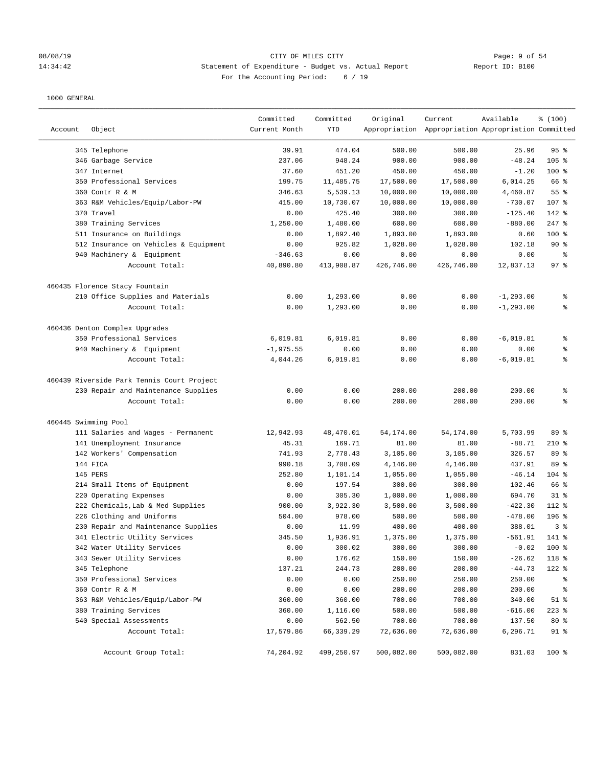CITY OF MILES CITY
Statement of Expenditure - Budget vs. Actual Report
For the Accounting Period: 6 / 19

1000 GENERAL

| Account | Object | Committed Current Month | Committed YTD | Original Appropriation | Current Appropriation | Available Appropriation | % (100) Committed |
|---|---|---|---|---|---|---|---|
| | 345 Telephone | 39.91 | 474.04 | 500.00 | 500.00 | 25.96 | 95 % |
| | 346 Garbage Service | 237.06 | 948.24 | 900.00 | 900.00 | -48.24 | 105 % |
| | 347 Internet | 37.60 | 451.20 | 450.00 | 450.00 | -1.20 | 100 % |
| | 350 Professional Services | 199.75 | 11,485.75 | 17,500.00 | 17,500.00 | 6,014.25 | 66 % |
| | 360 Contr R & M | 346.63 | 5,539.13 | 10,000.00 | 10,000.00 | 4,460.87 | 55 % |
| | 363 R&M Vehicles/Equip/Labor-PW | 415.00 | 10,730.07 | 10,000.00 | 10,000.00 | -730.07 | 107 % |
| | 370 Travel | 0.00 | 425.40 | 300.00 | 300.00 | -125.40 | 142 % |
| | 380 Training Services | 1,250.00 | 1,480.00 | 600.00 | 600.00 | -880.00 | 247 % |
| | 511 Insurance on Buildings | 0.00 | 1,892.40 | 1,893.00 | 1,893.00 | 0.60 | 100 % |
| | 512 Insurance on Vehicles & Equipment | 0.00 | 925.82 | 1,028.00 | 1,028.00 | 102.18 | 90 % |
| | 940 Machinery & Equipment | -346.63 | 0.00 | 0.00 | 0.00 | 0.00 | % |
| | Account Total: | 40,890.80 | 413,908.87 | 426,746.00 | 426,746.00 | 12,837.13 | 97 % |
| 460435 Florence Stacy Fountain | | | | | | | |
| | 210 Office Supplies and Materials | 0.00 | 1,293.00 | 0.00 | 0.00 | -1,293.00 | % |
| | Account Total: | 0.00 | 1,293.00 | 0.00 | 0.00 | -1,293.00 | % |
| 460436 Denton Complex Upgrades | | | | | | | |
| | 350 Professional Services | 6,019.81 | 6,019.81 | 0.00 | 0.00 | -6,019.81 | % |
| | 940 Machinery & Equipment | -1,975.55 | 0.00 | 0.00 | 0.00 | 0.00 | % |
| | Account Total: | 4,044.26 | 6,019.81 | 0.00 | 0.00 | -6,019.81 | % |
| 460439 Riverside Park Tennis Court Project | | | | | | | |
| | 230 Repair and Maintenance Supplies | 0.00 | 0.00 | 200.00 | 200.00 | 200.00 | % |
| | Account Total: | 0.00 | 0.00 | 200.00 | 200.00 | 200.00 | % |
| 460445 Swimming Pool | | | | | | | |
| | 111 Salaries and Wages - Permanent | 12,942.93 | 48,470.01 | 54,174.00 | 54,174.00 | 5,703.99 | 89 % |
| | 141 Unemployment Insurance | 45.31 | 169.71 | 81.00 | 81.00 | -88.71 | 210 % |
| | 142 Workers' Compensation | 741.93 | 2,778.43 | 3,105.00 | 3,105.00 | 326.57 | 89 % |
| | 144 FICA | 990.18 | 3,708.09 | 4,146.00 | 4,146.00 | 437.91 | 89 % |
| | 145 PERS | 252.80 | 1,101.14 | 1,055.00 | 1,055.00 | -46.14 | 104 % |
| | 214 Small Items of Equipment | 0.00 | 197.54 | 300.00 | 300.00 | 102.46 | 66 % |
| | 220 Operating Expenses | 0.00 | 305.30 | 1,000.00 | 1,000.00 | 694.70 | 31 % |
| | 222 Chemicals,Lab & Med Supplies | 900.00 | 3,922.30 | 3,500.00 | 3,500.00 | -422.30 | 112 % |
| | 226 Clothing and Uniforms | 504.00 | 978.00 | 500.00 | 500.00 | -478.00 | 196 % |
| | 230 Repair and Maintenance Supplies | 0.00 | 11.99 | 400.00 | 400.00 | 388.01 | 3 % |
| | 341 Electric Utility Services | 345.50 | 1,936.91 | 1,375.00 | 1,375.00 | -561.91 | 141 % |
| | 342 Water Utility Services | 0.00 | 300.02 | 300.00 | 300.00 | -0.02 | 100 % |
| | 343 Sewer Utility Services | 0.00 | 176.62 | 150.00 | 150.00 | -26.62 | 118 % |
| | 345 Telephone | 137.21 | 244.73 | 200.00 | 200.00 | -44.73 | 122 % |
| | 350 Professional Services | 0.00 | 0.00 | 250.00 | 250.00 | 250.00 | % |
| | 360 Contr R & M | 0.00 | 0.00 | 200.00 | 200.00 | 200.00 | % |
| | 363 R&M Vehicles/Equip/Labor-PW | 360.00 | 360.00 | 700.00 | 700.00 | 340.00 | 51 % |
| | 380 Training Services | 360.00 | 1,116.00 | 500.00 | 500.00 | -616.00 | 223 % |
| | 540 Special Assessments | 0.00 | 562.50 | 700.00 | 700.00 | 137.50 | 80 % |
| | Account Total: | 17,579.86 | 66,339.29 | 72,636.00 | 72,636.00 | 6,296.71 | 91 % |
| | Account Group Total: | 74,204.92 | 499,250.97 | 500,082.00 | 500,082.00 | 831.03 | 100 % |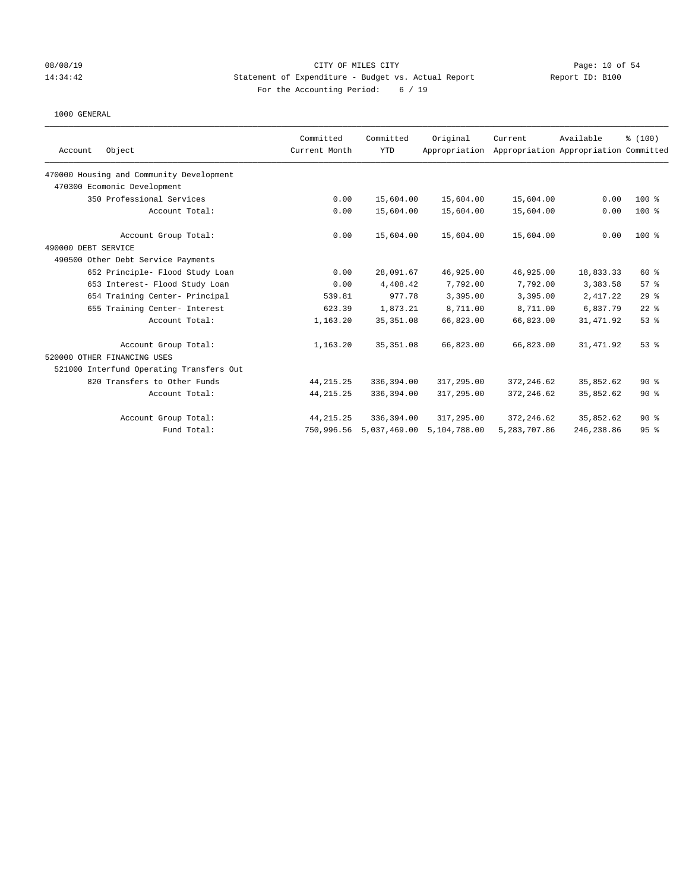CITY OF MILES CITY
Statement of Expenditure - Budget vs. Actual Report
For the Accounting Period: 6 / 19

08/08/19
14:34:42

Report ID: B100

1000 GENERAL

| Account Object | Committed Current Month | Committed YTD | Original Appropriation | Current Appropriation | Available Appropriation | % (100) Committed |
|---|---|---|---|---|---|---|
| 470000 Housing and Community Development | | | | | | |
| 470300 Ecomonic Development | | | | | | |
| 350 Professional Services | 0.00 | 15,604.00 | 15,604.00 | 15,604.00 | 0.00 | 100 % |
| Account Total: | 0.00 | 15,604.00 | 15,604.00 | 15,604.00 | 0.00 | 100 % |
| Account Group Total: | 0.00 | 15,604.00 | 15,604.00 | 15,604.00 | 0.00 | 100 % |
| 490000 DEBT SERVICE | | | | | | |
| 490500 Other Debt Service Payments | | | | | | |
| 652 Principle- Flood Study Loan | 0.00 | 28,091.67 | 46,925.00 | 46,925.00 | 18,833.33 | 60 % |
| 653 Interest- Flood Study Loan | 0.00 | 4,408.42 | 7,792.00 | 7,792.00 | 3,383.58 | 57 % |
| 654 Training Center- Principal | 539.81 | 977.78 | 3,395.00 | 3,395.00 | 2,417.22 | 29 % |
| 655 Training Center- Interest | 623.39 | 1,873.21 | 8,711.00 | 8,711.00 | 6,837.79 | 22 % |
| Account Total: | 1,163.20 | 35,351.08 | 66,823.00 | 66,823.00 | 31,471.92 | 53 % |
| Account Group Total: | 1,163.20 | 35,351.08 | 66,823.00 | 66,823.00 | 31,471.92 | 53 % |
| 520000 OTHER FINANCING USES | | | | | | |
| 521000 Interfund Operating Transfers Out | | | | | | |
| 820 Transfers to Other Funds | 44,215.25 | 336,394.00 | 317,295.00 | 372,246.62 | 35,852.62 | 90 % |
| Account Total: | 44,215.25 | 336,394.00 | 317,295.00 | 372,246.62 | 35,852.62 | 90 % |
| Account Group Total: | 44,215.25 | 336,394.00 | 317,295.00 | 372,246.62 | 35,852.62 | 90 % |
| Fund Total: | 750,996.56 | 5,037,469.00 | 5,104,788.00 | 5,283,707.86 | 246,238.86 | 95 % |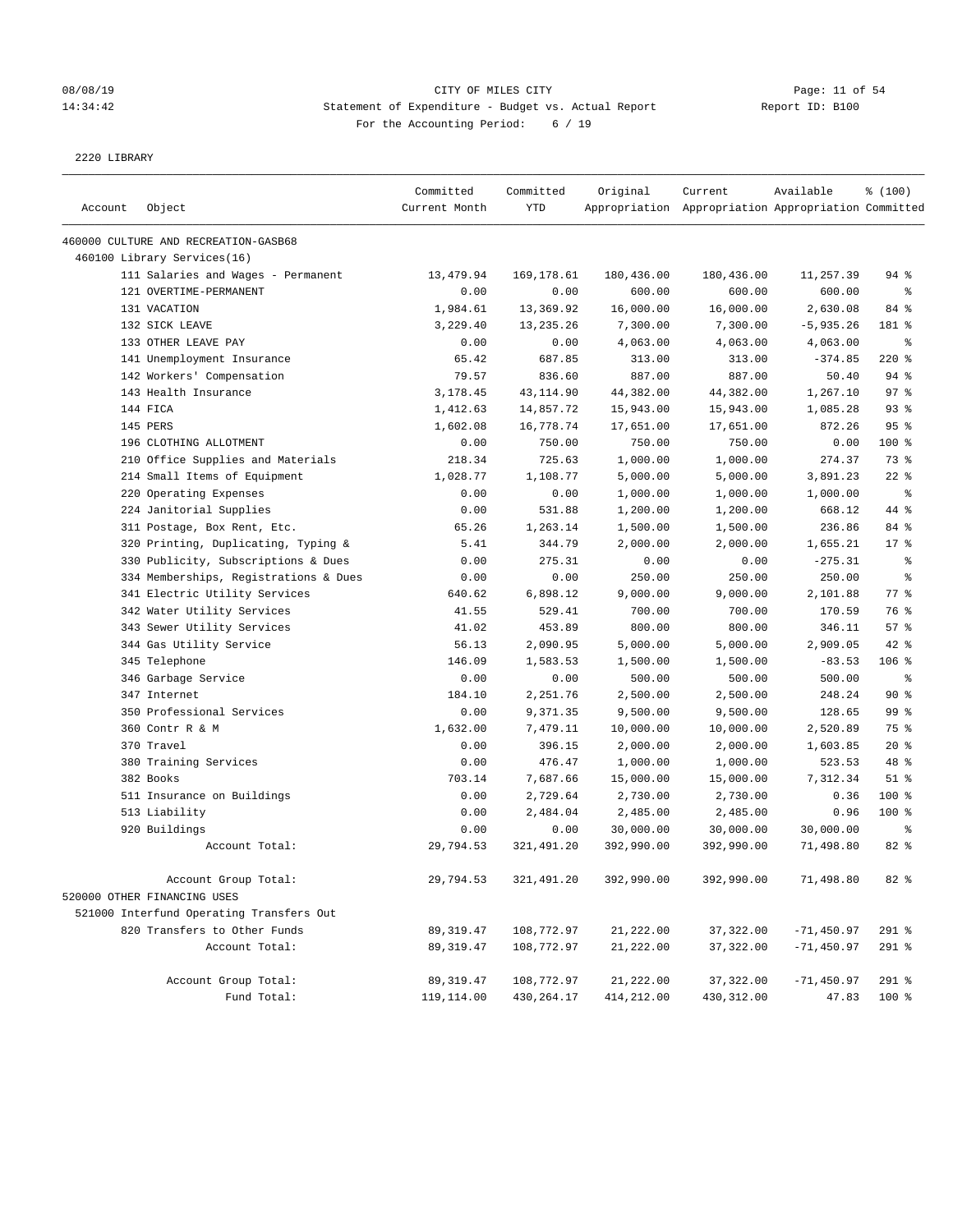CITY OF MILES CITY
Statement of Expenditure - Budget vs. Actual Report
For the Accounting Period: 6 / 19

08/08/19
14:34:42

Report ID: B100

2220 LIBRARY

| Account | Object | Committed Current Month | Committed YTD | Original Appropriation | Current Appropriation | Available Appropriation | % (100) Committed |
|---|---|---|---|---|---|---|---|
| 460000 CULTURE AND RECREATION-GASB68 | | | | | | | |
| 460100 Library Services(16) | | | | | | | |
| | 111 Salaries and Wages - Permanent | 13,479.94 | 169,178.61 | 180,436.00 | 180,436.00 | 11,257.39 | 94 % |
| | 121 OVERTIME-PERMANENT | 0.00 | 0.00 | 600.00 | 600.00 | 600.00 | % |
| | 131 VACATION | 1,984.61 | 13,369.92 | 16,000.00 | 16,000.00 | 2,630.08 | 84 % |
| | 132 SICK LEAVE | 3,229.40 | 13,235.26 | 7,300.00 | 7,300.00 | -5,935.26 | 181 % |
| | 133 OTHER LEAVE PAY | 0.00 | 0.00 | 4,063.00 | 4,063.00 | 4,063.00 | % |
| | 141 Unemployment Insurance | 65.42 | 687.85 | 313.00 | 313.00 | -374.85 | 220 % |
| | 142 Workers' Compensation | 79.57 | 836.60 | 887.00 | 887.00 | 50.40 | 94 % |
| | 143 Health Insurance | 3,178.45 | 43,114.90 | 44,382.00 | 44,382.00 | 1,267.10 | 97 % |
| | 144 FICA | 1,412.63 | 14,857.72 | 15,943.00 | 15,943.00 | 1,085.28 | 93 % |
| | 145 PERS | 1,602.08 | 16,778.74 | 17,651.00 | 17,651.00 | 872.26 | 95 % |
| | 196 CLOTHING ALLOTMENT | 0.00 | 750.00 | 750.00 | 750.00 | 0.00 | 100 % |
| | 210 Office Supplies and Materials | 218.34 | 725.63 | 1,000.00 | 1,000.00 | 274.37 | 73 % |
| | 214 Small Items of Equipment | 1,028.77 | 1,108.77 | 5,000.00 | 5,000.00 | 3,891.23 | 22 % |
| | 220 Operating Expenses | 0.00 | 0.00 | 1,000.00 | 1,000.00 | 1,000.00 | % |
| | 224 Janitorial Supplies | 0.00 | 531.88 | 1,200.00 | 1,200.00 | 668.12 | 44 % |
| | 311 Postage, Box Rent, Etc. | 65.26 | 1,263.14 | 1,500.00 | 1,500.00 | 236.86 | 84 % |
| | 320 Printing, Duplicating, Typing & | 5.41 | 344.79 | 2,000.00 | 2,000.00 | 1,655.21 | 17 % |
| | 330 Publicity, Subscriptions & Dues | 0.00 | 275.31 | 0.00 | 0.00 | -275.31 | % |
| | 334 Memberships, Registrations & Dues | 0.00 | 0.00 | 250.00 | 250.00 | 250.00 | % |
| | 341 Electric Utility Services | 640.62 | 6,898.12 | 9,000.00 | 9,000.00 | 2,101.88 | 77 % |
| | 342 Water Utility Services | 41.55 | 529.41 | 700.00 | 700.00 | 170.59 | 76 % |
| | 343 Sewer Utility Services | 41.02 | 453.89 | 800.00 | 800.00 | 346.11 | 57 % |
| | 344 Gas Utility Service | 56.13 | 2,090.95 | 5,000.00 | 5,000.00 | 2,909.05 | 42 % |
| | 345 Telephone | 146.09 | 1,583.53 | 1,500.00 | 1,500.00 | -83.53 | 106 % |
| | 346 Garbage Service | 0.00 | 0.00 | 500.00 | 500.00 | 500.00 | % |
| | 347 Internet | 184.10 | 2,251.76 | 2,500.00 | 2,500.00 | 248.24 | 90 % |
| | 350 Professional Services | 0.00 | 9,371.35 | 9,500.00 | 9,500.00 | 128.65 | 99 % |
| | 360 Contr R & M | 1,632.00 | 7,479.11 | 10,000.00 | 10,000.00 | 2,520.89 | 75 % |
| | 370 Travel | 0.00 | 396.15 | 2,000.00 | 2,000.00 | 1,603.85 | 20 % |
| | 380 Training Services | 0.00 | 476.47 | 1,000.00 | 1,000.00 | 523.53 | 48 % |
| | 382 Books | 703.14 | 7,687.66 | 15,000.00 | 15,000.00 | 7,312.34 | 51 % |
| | 511 Insurance on Buildings | 0.00 | 2,729.64 | 2,730.00 | 2,730.00 | 0.36 | 100 % |
| | 513 Liability | 0.00 | 2,484.04 | 2,485.00 | 2,485.00 | 0.96 | 100 % |
| | 920 Buildings | 0.00 | 0.00 | 30,000.00 | 30,000.00 | 30,000.00 | % |
| | Account Total: | 29,794.53 | 321,491.20 | 392,990.00 | 392,990.00 | 71,498.80 | 82 % |
| | Account Group Total: | 29,794.53 | 321,491.20 | 392,990.00 | 392,990.00 | 71,498.80 | 82 % |
| 520000 OTHER FINANCING USES | | | | | | | |
| 521000 Interfund Operating Transfers Out | | | | | | | |
| | 820 Transfers to Other Funds | 89,319.47 | 108,772.97 | 21,222.00 | 37,322.00 | -71,450.97 | 291 % |
| | Account Total: | 89,319.47 | 108,772.97 | 21,222.00 | 37,322.00 | -71,450.97 | 291 % |
| | Account Group Total: | 89,319.47 | 108,772.97 | 21,222.00 | 37,322.00 | -71,450.97 | 291 % |
| | Fund Total: | 119,114.00 | 430,264.17 | 414,212.00 | 430,312.00 | 47.83 | 100 % |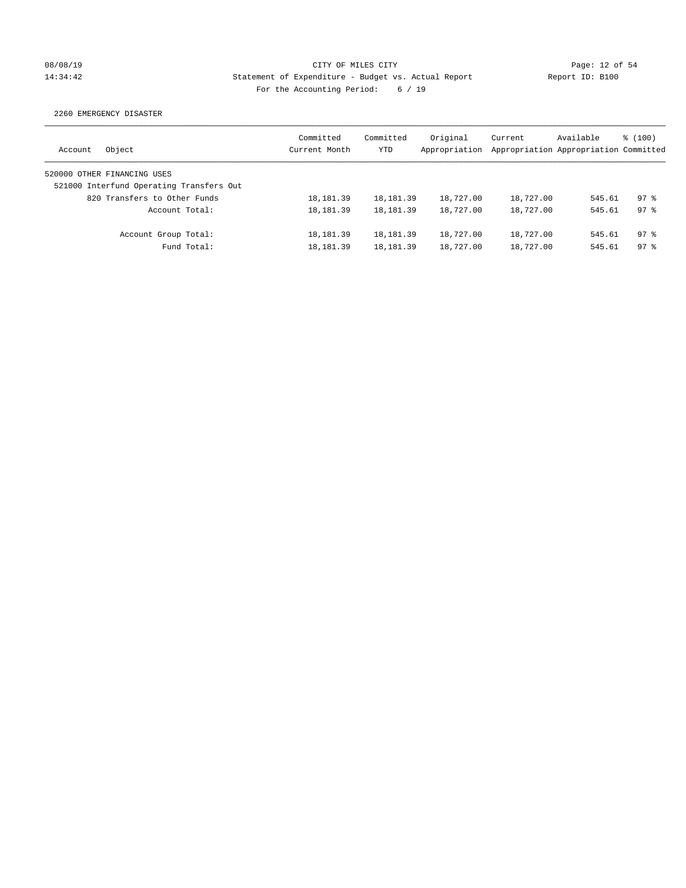CITY OF MILES CITY

Statement of Expenditure - Budget vs. Actual Report

Report ID: B100

For the Accounting Period: 6 / 19

08/08/19 14:34:42

2260 EMERGENCY DISASTER

| Account | Object | Committed Current Month | Committed YTD | Original Appropriation | Current Appropriation | Available Appropriation | % (100) Committed |
|---|---|---|---|---|---|---|---|
| 520000 OTHER FINANCING USES | | | | | | | |
| 521000 Interfund Operating Transfers Out | | | | | | | |
| | 820 Transfers to Other Funds | 18,181.39 | 18,181.39 | 18,727.00 | 18,727.00 | 545.61 | 97 % |
| | Account Total: | 18,181.39 | 18,181.39 | 18,727.00 | 18,727.00 | 545.61 | 97 % |
| | Account Group Total: | 18,181.39 | 18,181.39 | 18,727.00 | 18,727.00 | 545.61 | 97 % |
| | Fund Total: | 18,181.39 | 18,181.39 | 18,727.00 | 18,727.00 | 545.61 | 97 % |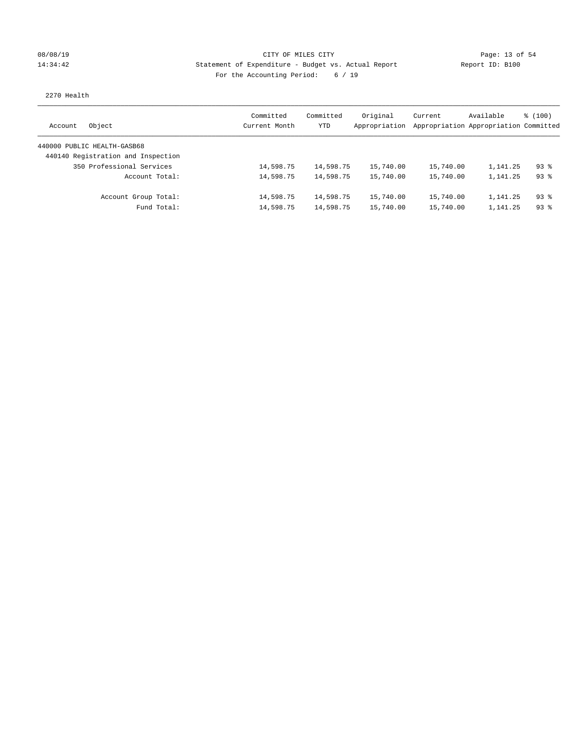CITY OF MILES CITY

Statement of Expenditure - Budget vs. Actual Report

For the Accounting Period: 6 / 19

2270 Health

| Account Object | Committed Current Month | Committed YTD | Original Appropriation | Current Appropriation | Available Appropriation | % (100) Committed |
|---|---|---|---|---|---|---|
| 440000 PUBLIC HEALTH-GASB68 | | | | | | |
| 440140 Registration and Inspection | | | | | | |
| 350 Professional Services | 14,598.75 | 14,598.75 | 15,740.00 | 15,740.00 | 1,141.25 | 93 % |
| Account Total: | 14,598.75 | 14,598.75 | 15,740.00 | 15,740.00 | 1,141.25 | 93 % |
| Account Group Total: | 14,598.75 | 14,598.75 | 15,740.00 | 15,740.00 | 1,141.25 | 93 % |
| Fund Total: | 14,598.75 | 14,598.75 | 15,740.00 | 15,740.00 | 1,141.25 | 93 % |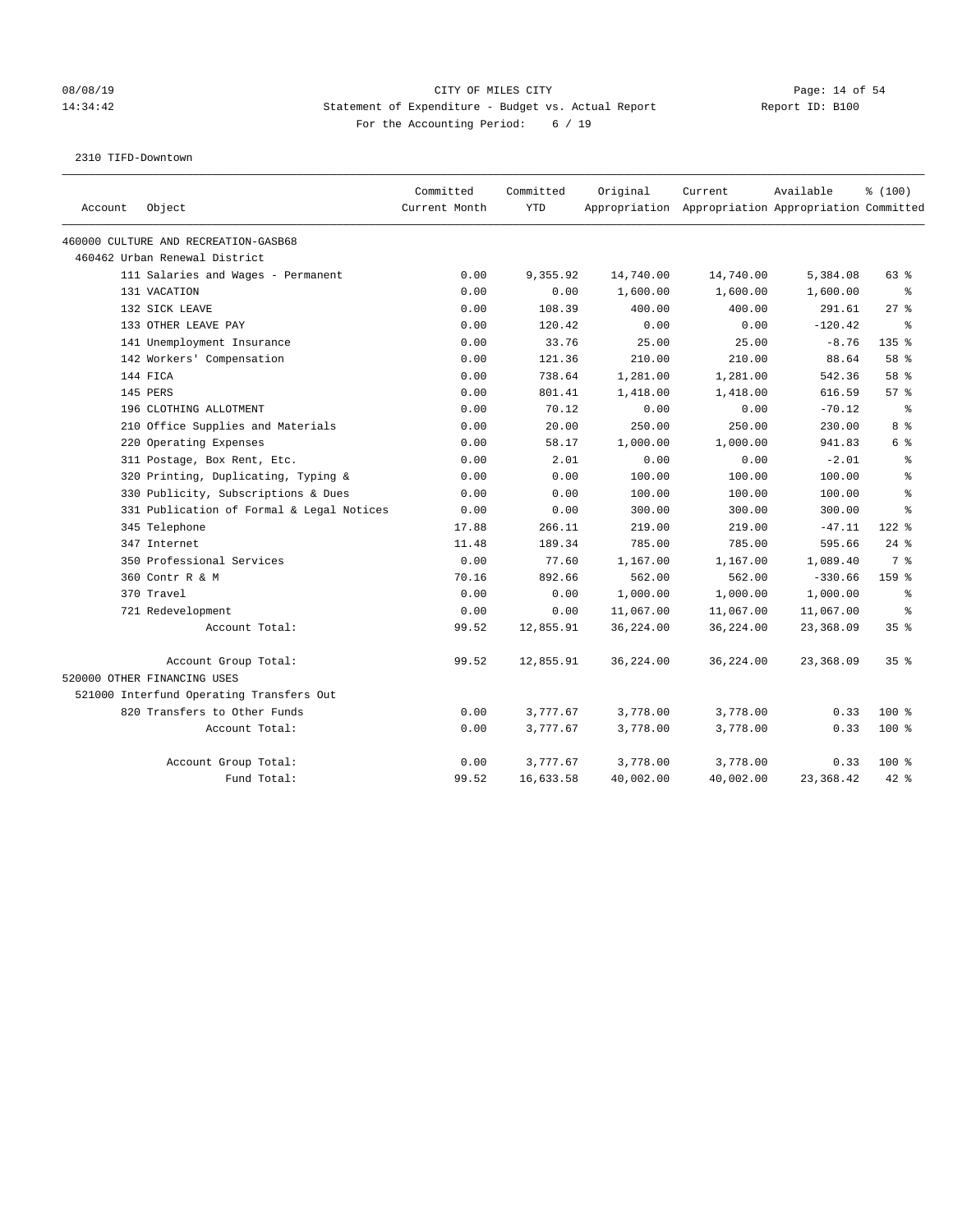CITY OF MILES CITY

Statement of Expenditure - Budget vs. Actual Report

Report ID: B100

For the Accounting Period: 6 / 19

2310 TIFD-Downtown

| Account | Object | Committed Current Month | Committed YTD | Original Appropriation | Current Appropriation | Available Appropriation | % (100) Committed |
|---|---|---|---|---|---|---|---|
| 460000 CULTURE AND RECREATION-GASB68 | | | | | | | |
| 460462 Urban Renewal District | | | | | | | |
| | 111 Salaries and Wages - Permanent | 0.00 | 9,355.92 | 14,740.00 | 14,740.00 | 5,384.08 | 63 % |
| | 131 VACATION | 0.00 | 0.00 | 1,600.00 | 1,600.00 | 1,600.00 | % |
| | 132 SICK LEAVE | 0.00 | 108.39 | 400.00 | 400.00 | 291.61 | 27 % |
| | 133 OTHER LEAVE PAY | 0.00 | 120.42 | 0.00 | 0.00 | -120.42 | % |
| | 141 Unemployment Insurance | 0.00 | 33.76 | 25.00 | 25.00 | -8.76 | 135 % |
| | 142 Workers' Compensation | 0.00 | 121.36 | 210.00 | 210.00 | 88.64 | 58 % |
| | 144 FICA | 0.00 | 738.64 | 1,281.00 | 1,281.00 | 542.36 | 58 % |
| | 145 PERS | 0.00 | 801.41 | 1,418.00 | 1,418.00 | 616.59 | 57 % |
| | 196 CLOTHING ALLOTMENT | 0.00 | 70.12 | 0.00 | 0.00 | -70.12 | % |
| | 210 Office Supplies and Materials | 0.00 | 20.00 | 250.00 | 250.00 | 230.00 | 8 % |
| | 220 Operating Expenses | 0.00 | 58.17 | 1,000.00 | 1,000.00 | 941.83 | 6 % |
| | 311 Postage, Box Rent, Etc. | 0.00 | 2.01 | 0.00 | 0.00 | -2.01 | % |
| | 320 Printing, Duplicating, Typing & | 0.00 | 0.00 | 100.00 | 100.00 | 100.00 | % |
| | 330 Publicity, Subscriptions & Dues | 0.00 | 0.00 | 100.00 | 100.00 | 100.00 | % |
| | 331 Publication of Formal & Legal Notices | 0.00 | 0.00 | 300.00 | 300.00 | 300.00 | % |
| | 345 Telephone | 17.88 | 266.11 | 219.00 | 219.00 | -47.11 | 122 % |
| | 347 Internet | 11.48 | 189.34 | 785.00 | 785.00 | 595.66 | 24 % |
| | 350 Professional Services | 0.00 | 77.60 | 1,167.00 | 1,167.00 | 1,089.40 | 7 % |
| | 360 Contr R & M | 70.16 | 892.66 | 562.00 | 562.00 | -330.66 | 159 % |
| | 370 Travel | 0.00 | 0.00 | 1,000.00 | 1,000.00 | 1,000.00 | % |
| | 721 Redevelopment | 0.00 | 0.00 | 11,067.00 | 11,067.00 | 11,067.00 | % |
| | Account Total: | 99.52 | 12,855.91 | 36,224.00 | 36,224.00 | 23,368.09 | 35 % |
| | Account Group Total: | 99.52 | 12,855.91 | 36,224.00 | 36,224.00 | 23,368.09 | 35 % |
| 520000 OTHER FINANCING USES | | | | | | | |
| 521000 Interfund Operating Transfers Out | | | | | | | |
| | 820 Transfers to Other Funds | 0.00 | 3,777.67 | 3,778.00 | 3,778.00 | 0.33 | 100 % |
| | Account Total: | 0.00 | 3,777.67 | 3,778.00 | 3,778.00 | 0.33 | 100 % |
| | Account Group Total: | 0.00 | 3,777.67 | 3,778.00 | 3,778.00 | 0.33 | 100 % |
| | Fund Total: | 99.52 | 16,633.58 | 40,002.00 | 40,002.00 | 23,368.42 | 42 % |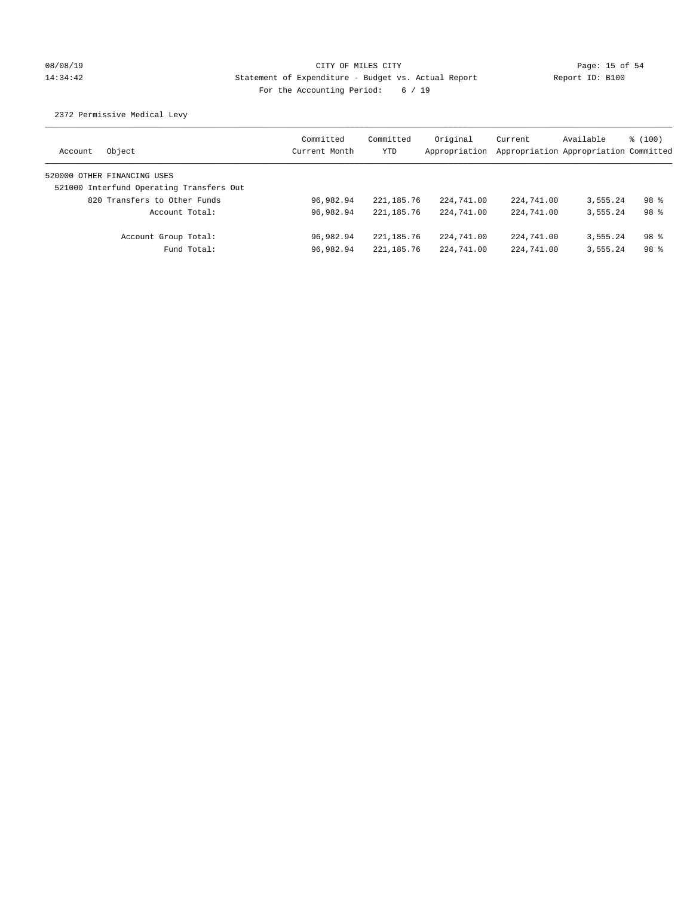CITY OF MILES CITY
Statement of Expenditure - Budget vs. Actual Report
Report ID: B100
For the Accounting Period: 6 / 19

08/08/19
14:34:42

2372 Permissive Medical Levy

| Account | Object | Committed Current Month | Committed YTD | Original Appropriation | Current Appropriation | Available Appropriation | % (100) Committed |
|---|---|---|---|---|---|---|---|
| 520000 OTHER FINANCING USES | | | | | | | |
| 521000 Interfund Operating Transfers Out | | | | | | | |
| | 820 Transfers to Other Funds | 96,982.94 | 221,185.76 | 224,741.00 | 224,741.00 | 3,555.24 | 98 % |
| | Account Total: | 96,982.94 | 221,185.76 | 224,741.00 | 224,741.00 | 3,555.24 | 98 % |
| | Account Group Total: | 96,982.94 | 221,185.76 | 224,741.00 | 224,741.00 | 3,555.24 | 98 % |
| | Fund Total: | 96,982.94 | 221,185.76 | 224,741.00 | 224,741.00 | 3,555.24 | 98 % |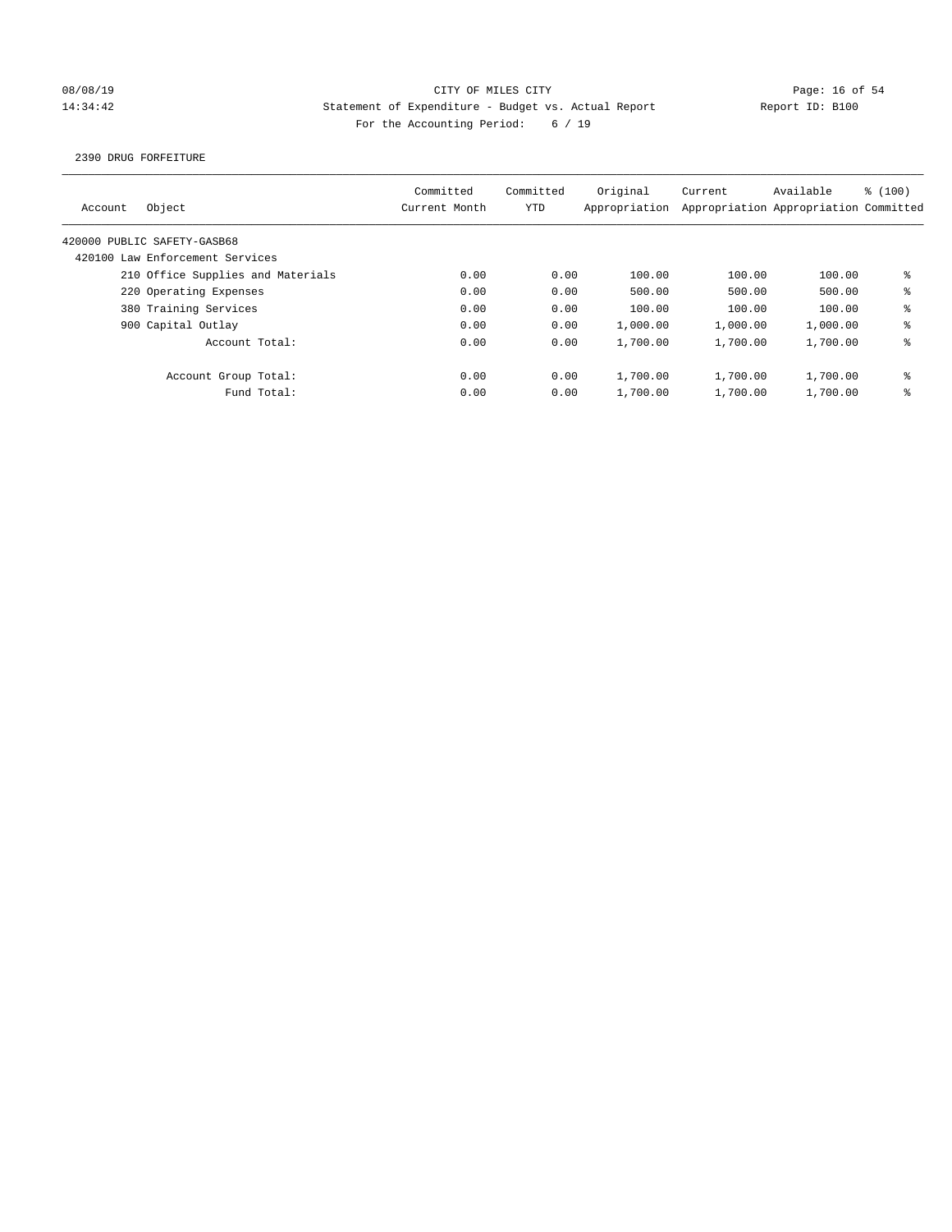CITY OF MILES CITY
Statement of Expenditure - Budget vs. Actual Report
Report ID: B100
For the Accounting Period: 6 / 19

08/08/19
14:34:42

2390 DRUG FORFEITURE

| Account | Object | Committed Current Month | Committed YTD | Original Appropriation | Current Appropriation | Available Appropriation | % (100) Committed |
|---|---|---|---|---|---|---|---|
| 420000 PUBLIC SAFETY-GASB68 | | | | | | | |
| 420100 Law Enforcement Services | | | | | | | |
| | 210 Office Supplies and Materials | 0.00 | 0.00 | 100.00 | 100.00 | 100.00 | % |
| | 220 Operating Expenses | 0.00 | 0.00 | 500.00 | 500.00 | 500.00 | % |
| | 380 Training Services | 0.00 | 0.00 | 100.00 | 100.00 | 100.00 | % |
| | 900 Capital Outlay | 0.00 | 0.00 | 1,000.00 | 1,000.00 | 1,000.00 | % |
| | Account Total: | 0.00 | 0.00 | 1,700.00 | 1,700.00 | 1,700.00 | % |
| | Account Group Total: | 0.00 | 0.00 | 1,700.00 | 1,700.00 | 1,700.00 | % |
| | Fund Total: | 0.00 | 0.00 | 1,700.00 | 1,700.00 | 1,700.00 | % |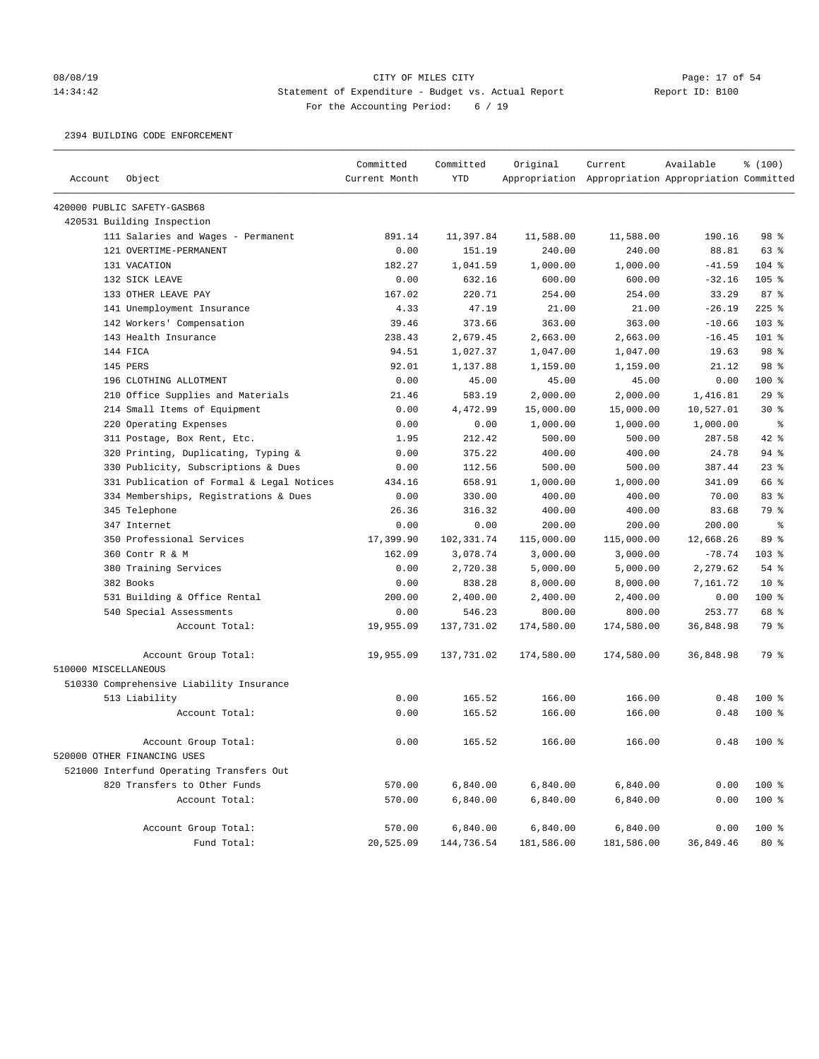CITY OF MILES CITY

Statement of Expenditure - Budget vs. Actual Report

For the Accounting Period: 6 / 19

08/08/19 14:34:42 — Report ID: B100

2394 BUILDING CODE ENFORCEMENT

| Account | Object | Committed Current Month | Committed YTD | Original Appropriation | Current Appropriation | Available Appropriation | % (100) Committed |
|---|---|---|---|---|---|---|---|
| 420000 PUBLIC SAFETY-GASB68 | | | | | | | |
| 420531 Building Inspection | | | | | | | |
| | 111 Salaries and Wages - Permanent | 891.14 | 11,397.84 | 11,588.00 | 11,588.00 | 190.16 | 98 % |
| | 121 OVERTIME-PERMANENT | 0.00 | 151.19 | 240.00 | 240.00 | 88.81 | 63 % |
| | 131 VACATION | 182.27 | 1,041.59 | 1,000.00 | 1,000.00 | -41.59 | 104 % |
| | 132 SICK LEAVE | 0.00 | 632.16 | 600.00 | 600.00 | -32.16 | 105 % |
| | 133 OTHER LEAVE PAY | 167.02 | 220.71 | 254.00 | 254.00 | 33.29 | 87 % |
| | 141 Unemployment Insurance | 4.33 | 47.19 | 21.00 | 21.00 | -26.19 | 225 % |
| | 142 Workers' Compensation | 39.46 | 373.66 | 363.00 | 363.00 | -10.66 | 103 % |
| | 143 Health Insurance | 238.43 | 2,679.45 | 2,663.00 | 2,663.00 | -16.45 | 101 % |
| | 144 FICA | 94.51 | 1,027.37 | 1,047.00 | 1,047.00 | 19.63 | 98 % |
| | 145 PERS | 92.01 | 1,137.88 | 1,159.00 | 1,159.00 | 21.12 | 98 % |
| | 196 CLOTHING ALLOTMENT | 0.00 | 45.00 | 45.00 | 45.00 | 0.00 | 100 % |
| | 210 Office Supplies and Materials | 21.46 | 583.19 | 2,000.00 | 2,000.00 | 1,416.81 | 29 % |
| | 214 Small Items of Equipment | 0.00 | 4,472.99 | 15,000.00 | 15,000.00 | 10,527.01 | 30 % |
| | 220 Operating Expenses | 0.00 | 0.00 | 1,000.00 | 1,000.00 | 1,000.00 | % |
| | 311 Postage, Box Rent, Etc. | 1.95 | 212.42 | 500.00 | 500.00 | 287.58 | 42 % |
| | 320 Printing, Duplicating, Typing & | 0.00 | 375.22 | 400.00 | 400.00 | 24.78 | 94 % |
| | 330 Publicity, Subscriptions & Dues | 0.00 | 112.56 | 500.00 | 500.00 | 387.44 | 23 % |
| | 331 Publication of Formal & Legal Notices | 434.16 | 658.91 | 1,000.00 | 1,000.00 | 341.09 | 66 % |
| | 334 Memberships, Registrations & Dues | 0.00 | 330.00 | 400.00 | 400.00 | 70.00 | 83 % |
| | 345 Telephone | 26.36 | 316.32 | 400.00 | 400.00 | 83.68 | 79 % |
| | 347 Internet | 0.00 | 0.00 | 200.00 | 200.00 | 200.00 | % |
| | 350 Professional Services | 17,399.90 | 102,331.74 | 115,000.00 | 115,000.00 | 12,668.26 | 89 % |
| | 360 Contr R & M | 162.09 | 3,078.74 | 3,000.00 | 3,000.00 | -78.74 | 103 % |
| | 380 Training Services | 0.00 | 2,720.38 | 5,000.00 | 5,000.00 | 2,279.62 | 54 % |
| | 382 Books | 0.00 | 838.28 | 8,000.00 | 8,000.00 | 7,161.72 | 10 % |
| | 531 Building & Office Rental | 200.00 | 2,400.00 | 2,400.00 | 2,400.00 | 0.00 | 100 % |
| | 540 Special Assessments | 0.00 | 546.23 | 800.00 | 800.00 | 253.77 | 68 % |
| | Account Total: | 19,955.09 | 137,731.02 | 174,580.00 | 174,580.00 | 36,848.98 | 79 % |
| | Account Group Total: | 19,955.09 | 137,731.02 | 174,580.00 | 174,580.00 | 36,848.98 | 79 % |
| 510000 MISCELLANEOUS | | | | | | | |
| 510330 Comprehensive Liability Insurance | | | | | | | |
| | 513 Liability | 0.00 | 165.52 | 166.00 | 166.00 | 0.48 | 100 % |
| | Account Total: | 0.00 | 165.52 | 166.00 | 166.00 | 0.48 | 100 % |
| | Account Group Total: | 0.00 | 165.52 | 166.00 | 166.00 | 0.48 | 100 % |
| 520000 OTHER FINANCING USES | | | | | | | |
| 521000 Interfund Operating Transfers Out | | | | | | | |
| | 820 Transfers to Other Funds | 570.00 | 6,840.00 | 6,840.00 | 6,840.00 | 0.00 | 100 % |
| | Account Total: | 570.00 | 6,840.00 | 6,840.00 | 6,840.00 | 0.00 | 100 % |
| | Account Group Total: | 570.00 | 6,840.00 | 6,840.00 | 6,840.00 | 0.00 | 100 % |
| | Fund Total: | 20,525.09 | 144,736.54 | 181,586.00 | 181,586.00 | 36,849.46 | 80 % |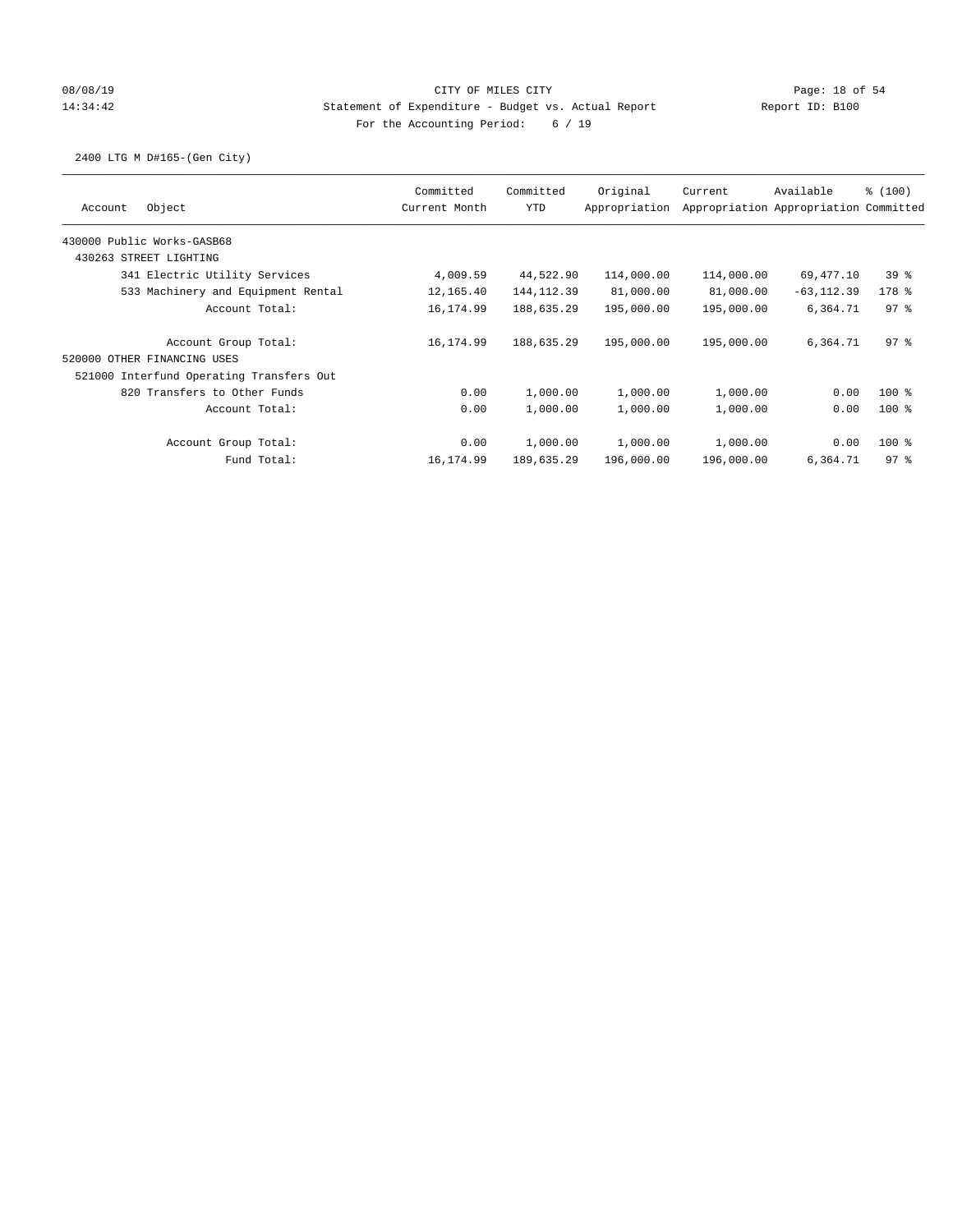CITY OF MILES CITY

Statement of Expenditure - Budget vs. Actual Report

For the Accounting Period: 6 / 19

2400 LTG M D#165-(Gen City)

| Account Object | Committed Current Month | Committed YTD | Original Appropriation | Current Appropriation | Available Appropriation | % (100) Committed |
|---|---|---|---|---|---|---|
| 430000 Public Works-GASB68 | | | | | | |
| 430263 STREET LIGHTING | | | | | | |
| 341 Electric Utility Services | 4,009.59 | 44,522.90 | 114,000.00 | 114,000.00 | 69,477.10 | 39 % |
| 533 Machinery and Equipment Rental | 12,165.40 | 144,112.39 | 81,000.00 | 81,000.00 | -63,112.39 | 178 % |
| Account Total: | 16,174.99 | 188,635.29 | 195,000.00 | 195,000.00 | 6,364.71 | 97 % |
| Account Group Total: | 16,174.99 | 188,635.29 | 195,000.00 | 195,000.00 | 6,364.71 | 97 % |
| 520000 OTHER FINANCING USES | | | | | | |
| 521000 Interfund Operating Transfers Out | | | | | | |
| 820 Transfers to Other Funds | 0.00 | 1,000.00 | 1,000.00 | 1,000.00 | 0.00 | 100 % |
| Account Total: | 0.00 | 1,000.00 | 1,000.00 | 1,000.00 | 0.00 | 100 % |
| Account Group Total: | 0.00 | 1,000.00 | 1,000.00 | 1,000.00 | 0.00 | 100 % |
| Fund Total: | 16,174.99 | 189,635.29 | 196,000.00 | 196,000.00 | 6,364.71 | 97 % |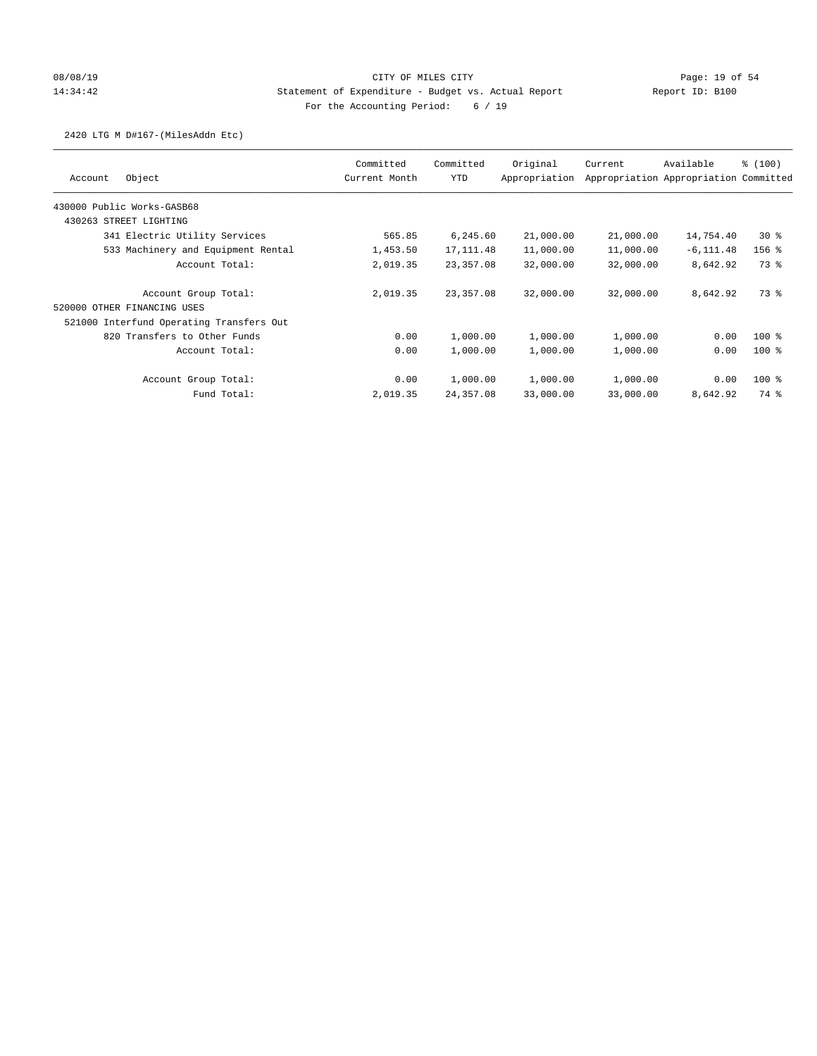CITY OF MILES CITY

Statement of Expenditure - Budget vs. Actual Report

Report ID: B100

08/08/19 14:34:42

For the Accounting Period: 6 / 19

2420 LTG M D#167-(MilesAddn Etc)

| Account Object | Committed Current Month | Committed YTD | Original Appropriation | Current Appropriation | Available Appropriation | % (100) Committed |
|---|---|---|---|---|---|---|
| 430000 Public Works-GASB68 | | | | | | |
| 430263 STREET LIGHTING | | | | | | |
| 341 Electric Utility Services | 565.85 | 6,245.60 | 21,000.00 | 21,000.00 | 14,754.40 | 30 % |
| 533 Machinery and Equipment Rental | 1,453.50 | 17,111.48 | 11,000.00 | 11,000.00 | -6,111.48 | 156 % |
| Account Total: | 2,019.35 | 23,357.08 | 32,000.00 | 32,000.00 | 8,642.92 | 73 % |
| Account Group Total: | 2,019.35 | 23,357.08 | 32,000.00 | 32,000.00 | 8,642.92 | 73 % |
| 520000 OTHER FINANCING USES | | | | | | |
| 521000 Interfund Operating Transfers Out | | | | | | |
| 820 Transfers to Other Funds | 0.00 | 1,000.00 | 1,000.00 | 1,000.00 | 0.00 | 100 % |
| Account Total: | 0.00 | 1,000.00 | 1,000.00 | 1,000.00 | 0.00 | 100 % |
| Account Group Total: | 0.00 | 1,000.00 | 1,000.00 | 1,000.00 | 0.00 | 100 % |
| Fund Total: | 2,019.35 | 24,357.08 | 33,000.00 | 33,000.00 | 8,642.92 | 74 % |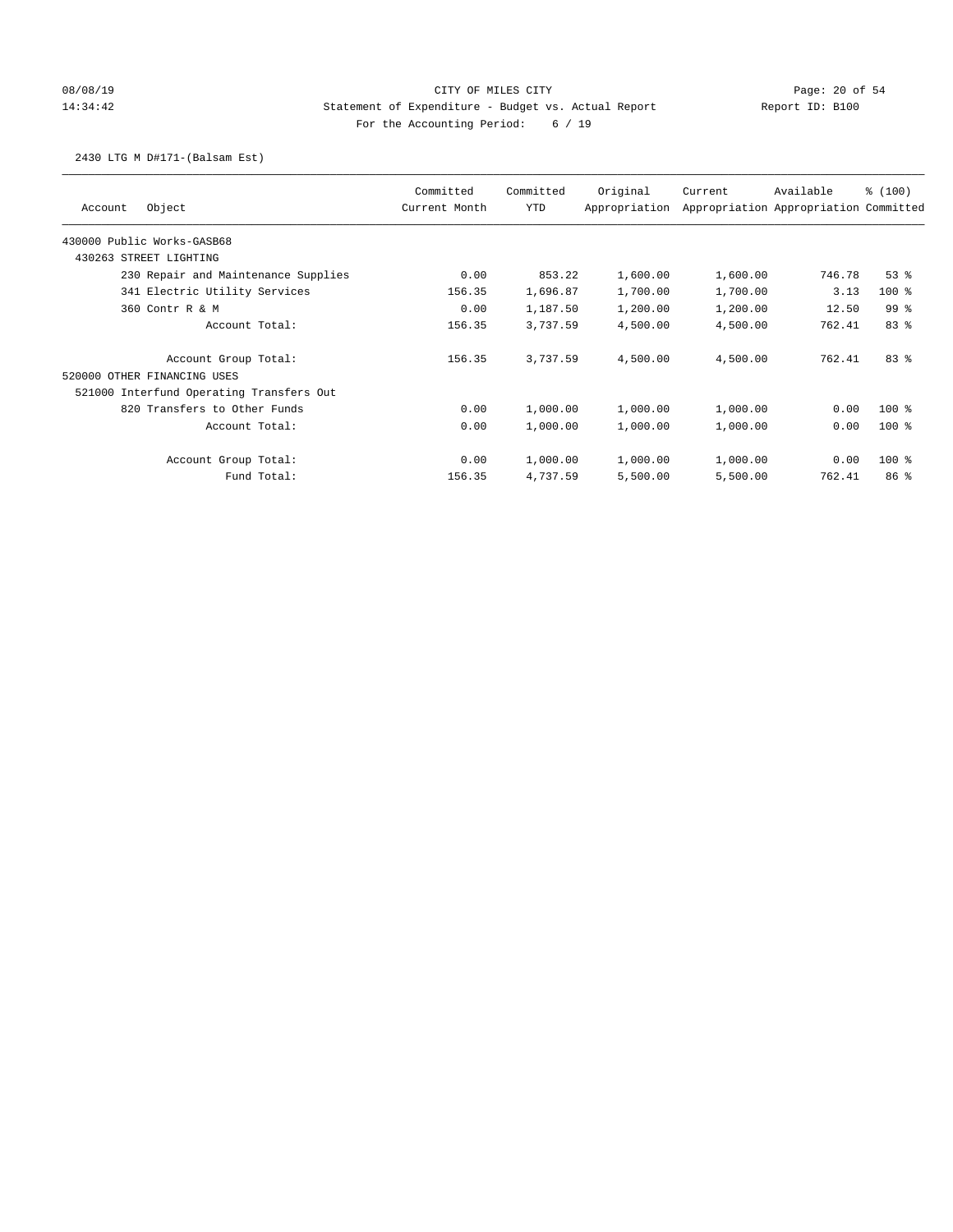CITY OF MILES CITY

Statement of Expenditure - Budget vs. Actual Report

Report ID: B100

For the Accounting Period: 6 / 19

08/08/19
14:34:42

2430 LTG M D#171-(Balsam Est)

| Account | Object | Committed Current Month | Committed YTD | Original Appropriation | Current Appropriation | Available Appropriation | % (100) Committed |
|---|---|---|---|---|---|---|---|
| 430000 Public Works-GASB68 | | | | | | | |
| 430263 STREET LIGHTING | | | | | | | |
| | 230 Repair and Maintenance Supplies | 0.00 | 853.22 | 1,600.00 | 1,600.00 | 746.78 | 53 % |
| | 341 Electric Utility Services | 156.35 | 1,696.87 | 1,700.00 | 1,700.00 | 3.13 | 100 % |
| | 360 Contr R & M | 0.00 | 1,187.50 | 1,200.00 | 1,200.00 | 12.50 | 99 % |
| | Account Total: | 156.35 | 3,737.59 | 4,500.00 | 4,500.00 | 762.41 | 83 % |
| | Account Group Total: | 156.35 | 3,737.59 | 4,500.00 | 4,500.00 | 762.41 | 83 % |
| 520000 OTHER FINANCING USES | | | | | | | |
| 521000 Interfund Operating Transfers Out | | | | | | | |
| | 820 Transfers to Other Funds | 0.00 | 1,000.00 | 1,000.00 | 1,000.00 | 0.00 | 100 % |
| | Account Total: | 0.00 | 1,000.00 | 1,000.00 | 1,000.00 | 0.00 | 100 % |
| | Account Group Total: | 0.00 | 1,000.00 | 1,000.00 | 1,000.00 | 0.00 | 100 % |
| | Fund Total: | 156.35 | 4,737.59 | 5,500.00 | 5,500.00 | 762.41 | 86 % |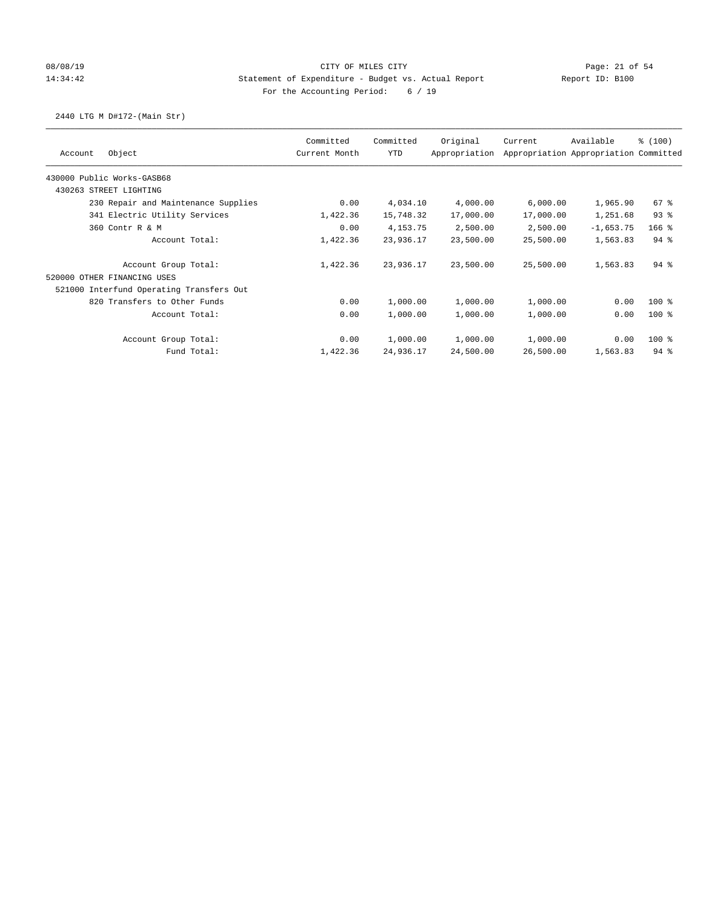CITY OF MILES CITY
Statement of Expenditure - Budget vs. Actual Report
Report ID: B100
For the Accounting Period: 6 / 19

08/08/19
14:34:42

2440 LTG M D#172-(Main Str)

| Account Object | Committed Current Month | Committed YTD | Original Appropriation | Current Appropriation | Available Appropriation | % (100) Committed |
|---|---|---|---|---|---|---|
| 430000 Public Works-GASB68 | | | | | | |
| 430263 STREET LIGHTING | | | | | | |
| 230 Repair and Maintenance Supplies | 0.00 | 4,034.10 | 4,000.00 | 6,000.00 | 1,965.90 | 67 % |
| 341 Electric Utility Services | 1,422.36 | 15,748.32 | 17,000.00 | 17,000.00 | 1,251.68 | 93 % |
| 360 Contr R & M | 0.00 | 4,153.75 | 2,500.00 | 2,500.00 | -1,653.75 | 166 % |
| Account Total: | 1,422.36 | 23,936.17 | 23,500.00 | 25,500.00 | 1,563.83 | 94 % |
| Account Group Total: | 1,422.36 | 23,936.17 | 23,500.00 | 25,500.00 | 1,563.83 | 94 % |
| 520000 OTHER FINANCING USES | | | | | | |
| 521000 Interfund Operating Transfers Out | | | | | | |
| 820 Transfers to Other Funds | 0.00 | 1,000.00 | 1,000.00 | 1,000.00 | 0.00 | 100 % |
| Account Total: | 0.00 | 1,000.00 | 1,000.00 | 1,000.00 | 0.00 | 100 % |
| Account Group Total: | 0.00 | 1,000.00 | 1,000.00 | 1,000.00 | 0.00 | 100 % |
| Fund Total: | 1,422.36 | 24,936.17 | 24,500.00 | 26,500.00 | 1,563.83 | 94 % |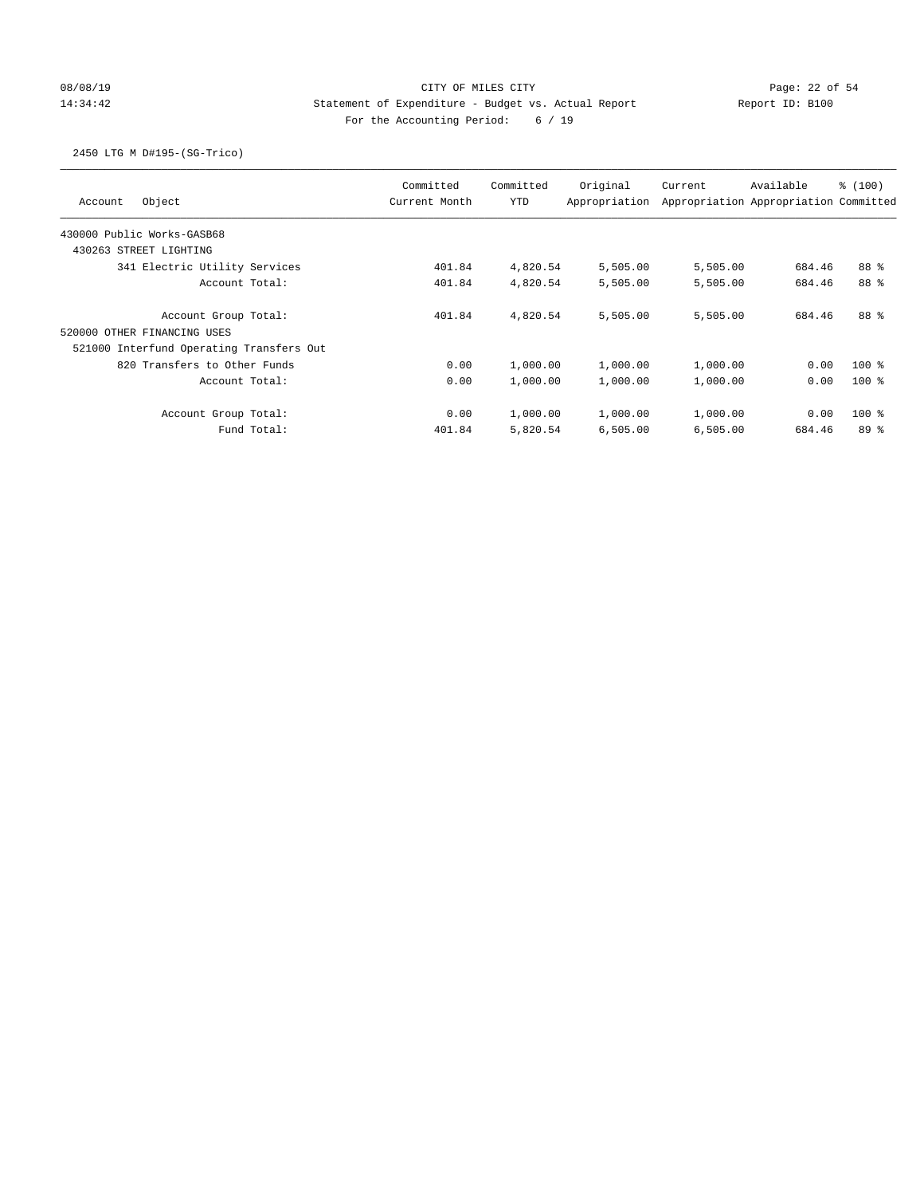CITY OF MILES CITY

Statement of Expenditure - Budget vs. Actual Report

Report ID: B100

For the Accounting Period: 6 / 19

08/08/19 14:34:42

2450 LTG M D#195-(SG-Trico)

| Account Object | Committed Current Month | Committed YTD | Original Appropriation | Current Appropriation | Available Appropriation | % (100) Committed |
|---|---|---|---|---|---|---|
| 430000 Public Works-GASB68 | | | | | | |
| 430263 STREET LIGHTING | | | | | | |
| 341 Electric Utility Services | 401.84 | 4,820.54 | 5,505.00 | 5,505.00 | 684.46 | 88 % |
| Account Total: | 401.84 | 4,820.54 | 5,505.00 | 5,505.00 | 684.46 | 88 % |
| Account Group Total: | 401.84 | 4,820.54 | 5,505.00 | 5,505.00 | 684.46 | 88 % |
| 520000 OTHER FINANCING USES | | | | | | |
| 521000 Interfund Operating Transfers Out | | | | | | |
| 820 Transfers to Other Funds | 0.00 | 1,000.00 | 1,000.00 | 1,000.00 | 0.00 | 100 % |
| Account Total: | 0.00 | 1,000.00 | 1,000.00 | 1,000.00 | 0.00 | 100 % |
| Account Group Total: | 0.00 | 1,000.00 | 1,000.00 | 1,000.00 | 0.00 | 100 % |
| Fund Total: | 401.84 | 5,820.54 | 6,505.00 | 6,505.00 | 684.46 | 89 % |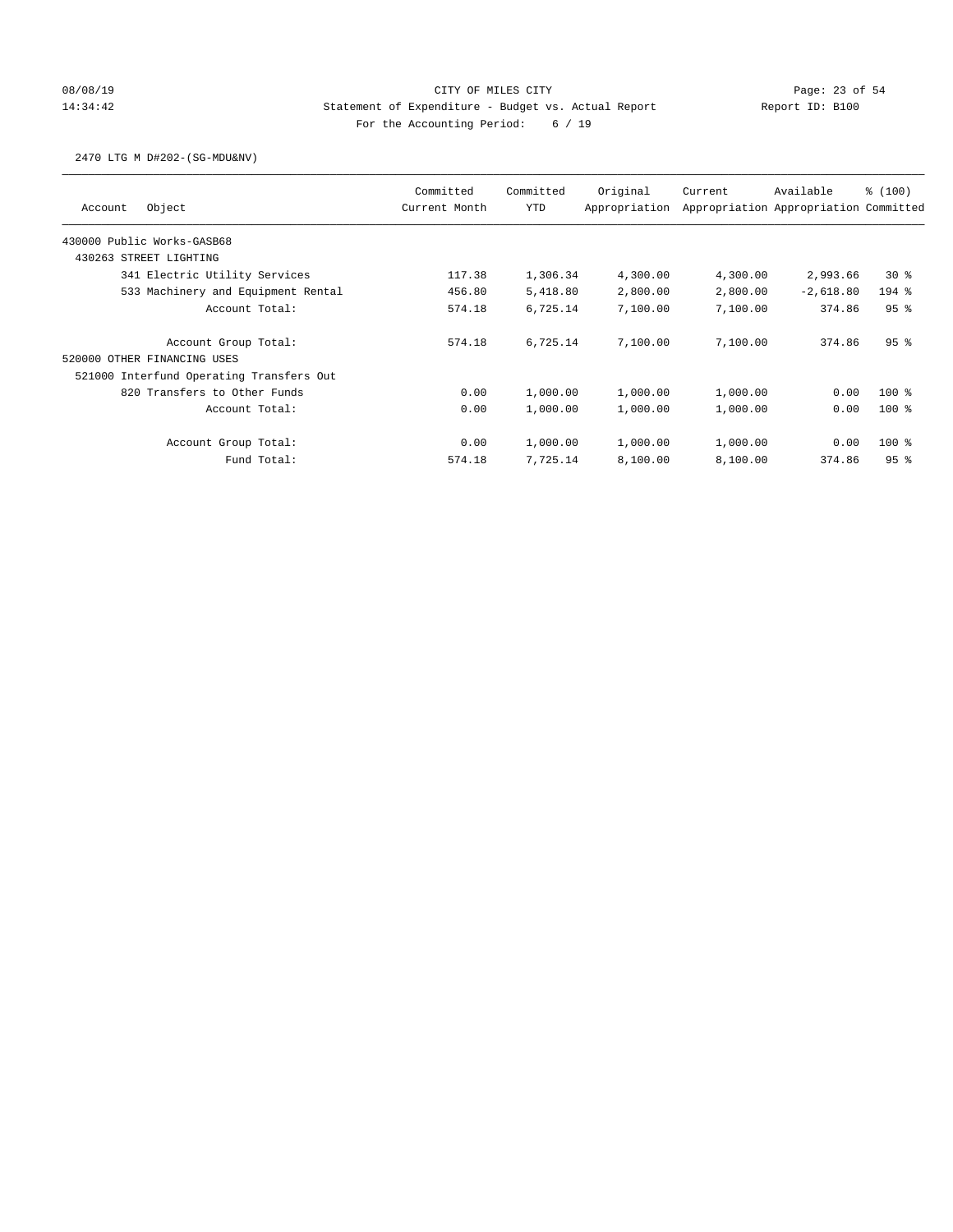CITY OF MILES CITY

Statement of Expenditure - Budget vs. Actual Report

Report ID: B100

For the Accounting Period: 6 / 19

08/08/19 14:34:42

2470 LTG M D#202-(SG-MDU&NV)

| Account Object | Committed Current Month | Committed YTD | Original Appropriation | Current Appropriation | Available Appropriation | % (100) Committed |
|---|---|---|---|---|---|---|
| 430000 Public Works-GASB68 | | | | | | |
| 430263 STREET LIGHTING | | | | | | |
| 341 Electric Utility Services | 117.38 | 1,306.34 | 4,300.00 | 4,300.00 | 2,993.66 | 30 % |
| 533 Machinery and Equipment Rental | 456.80 | 5,418.80 | 2,800.00 | 2,800.00 | -2,618.80 | 194 % |
| Account Total: | 574.18 | 6,725.14 | 7,100.00 | 7,100.00 | 374.86 | 95 % |
| Account Group Total: | 574.18 | 6,725.14 | 7,100.00 | 7,100.00 | 374.86 | 95 % |
| 520000 OTHER FINANCING USES | | | | | | |
| 521000 Interfund Operating Transfers Out | | | | | | |
| 820 Transfers to Other Funds | 0.00 | 1,000.00 | 1,000.00 | 1,000.00 | 0.00 | 100 % |
| Account Total: | 0.00 | 1,000.00 | 1,000.00 | 1,000.00 | 0.00 | 100 % |
| Account Group Total: | 0.00 | 1,000.00 | 1,000.00 | 1,000.00 | 0.00 | 100 % |
| Fund Total: | 574.18 | 7,725.14 | 8,100.00 | 8,100.00 | 374.86 | 95 % |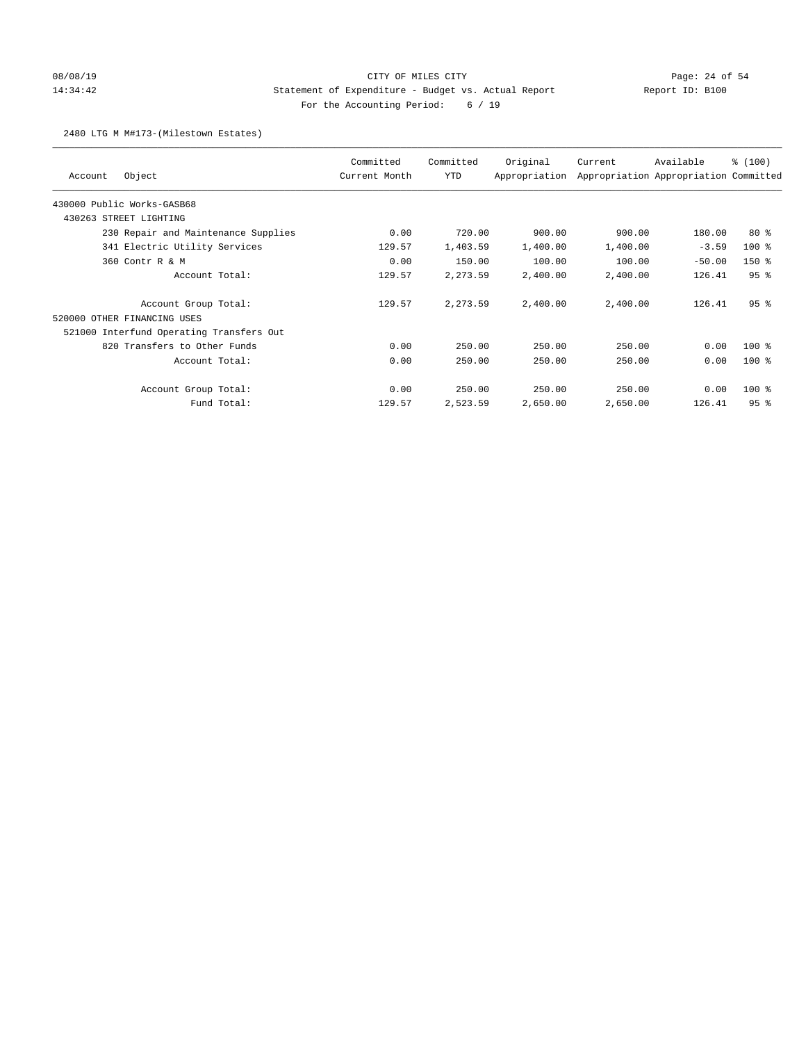CITY OF MILES CITY

Statement of Expenditure - Budget vs. Actual Report

Report ID: B100

For the Accounting Period: 6 / 19

08/08/19 14:34:42

2480 LTG M M#173-(Milestown Estates)

| Account | Object | Committed Current Month | Committed YTD | Original Appropriation | Current Appropriation | Available Appropriation | % (100) Committed |
|---|---|---|---|---|---|---|---|
| 430000 Public Works-GASB68 | | | | | | | |
| 430263 STREET LIGHTING | | | | | | | |
| | 230 Repair and Maintenance Supplies | 0.00 | 720.00 | 900.00 | 900.00 | 180.00 | 80 % |
| | 341 Electric Utility Services | 129.57 | 1,403.59 | 1,400.00 | 1,400.00 | -3.59 | 100 % |
| | 360 Contr R & M | 0.00 | 150.00 | 100.00 | 100.00 | -50.00 | 150 % |
| | Account Total: | 129.57 | 2,273.59 | 2,400.00 | 2,400.00 | 126.41 | 95 % |
| | Account Group Total: | 129.57 | 2,273.59 | 2,400.00 | 2,400.00 | 126.41 | 95 % |
| 520000 OTHER FINANCING USES | | | | | | | |
| 521000 Interfund Operating Transfers Out | | | | | | | |
| | 820 Transfers to Other Funds | 0.00 | 250.00 | 250.00 | 250.00 | 0.00 | 100 % |
| | Account Total: | 0.00 | 250.00 | 250.00 | 250.00 | 0.00 | 100 % |
| | Account Group Total: | 0.00 | 250.00 | 250.00 | 250.00 | 0.00 | 100 % |
| | Fund Total: | 129.57 | 2,523.59 | 2,650.00 | 2,650.00 | 126.41 | 95 % |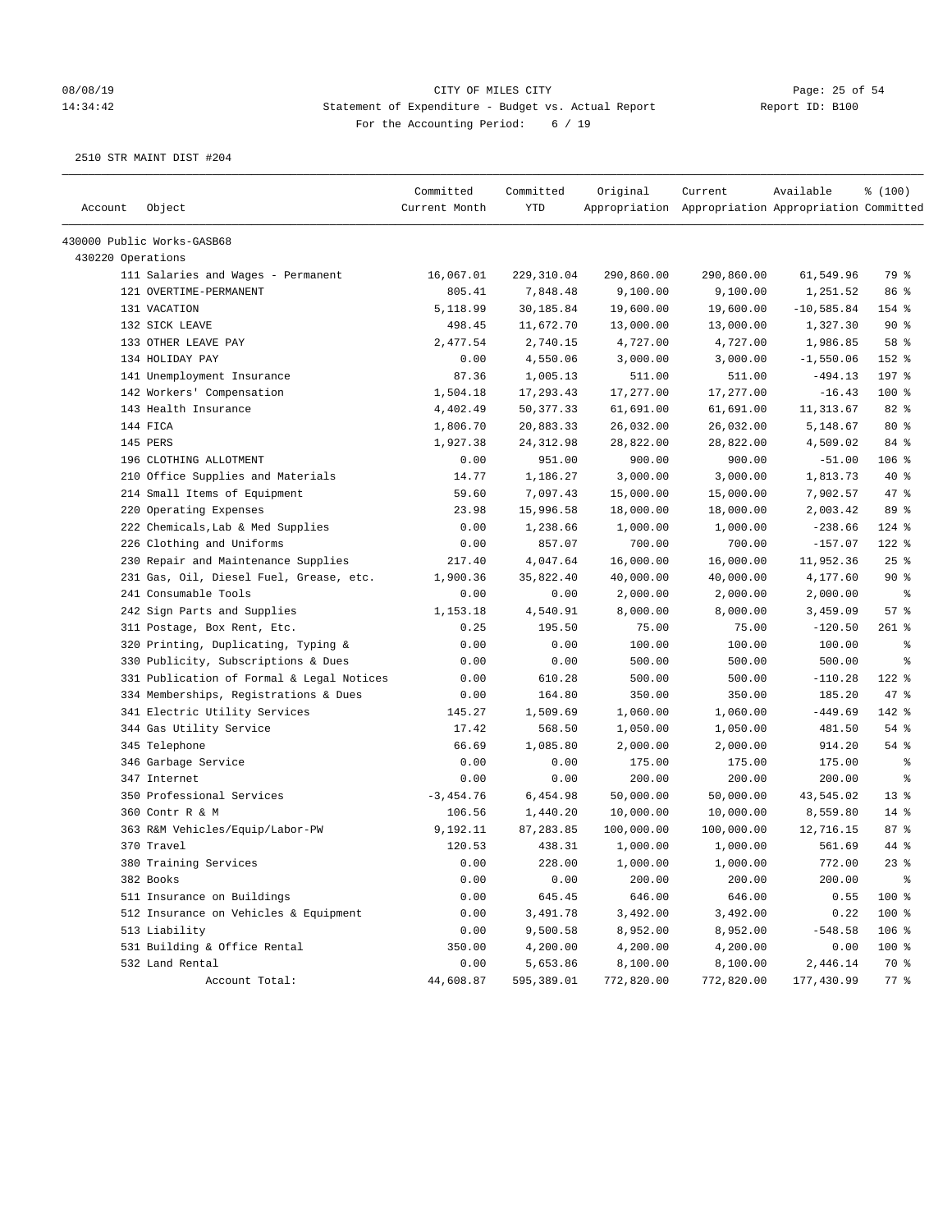CITY OF MILES CITY
Statement of Expenditure - Budget vs. Actual Report
For the Accounting Period: 6 / 19

08/08/19
14:34:42

Report ID: B100

2510 STR MAINT DIST #204

| Account | Object | Committed Current Month | Committed YTD | Original Appropriation | Current Appropriation | Available Appropriation | % (100) Committed |
|---|---|---|---|---|---|---|---|
| 430000 Public Works-GASB68 | | | | | | | |
| 430220 Operations | | | | | | | |
| | 111 Salaries and Wages - Permanent | 16,067.01 | 229,310.04 | 290,860.00 | 290,860.00 | 61,549.96 | 79 % |
| | 121 OVERTIME-PERMANENT | 805.41 | 7,848.48 | 9,100.00 | 9,100.00 | 1,251.52 | 86 % |
| | 131 VACATION | 5,118.99 | 30,185.84 | 19,600.00 | 19,600.00 | -10,585.84 | 154 % |
| | 132 SICK LEAVE | 498.45 | 11,672.70 | 13,000.00 | 13,000.00 | 1,327.30 | 90 % |
| | 133 OTHER LEAVE PAY | 2,477.54 | 2,740.15 | 4,727.00 | 4,727.00 | 1,986.85 | 58 % |
| | 134 HOLIDAY PAY | 0.00 | 4,550.06 | 3,000.00 | 3,000.00 | -1,550.06 | 152 % |
| | 141 Unemployment Insurance | 87.36 | 1,005.13 | 511.00 | 511.00 | -494.13 | 197 % |
| | 142 Workers' Compensation | 1,504.18 | 17,293.43 | 17,277.00 | 17,277.00 | -16.43 | 100 % |
| | 143 Health Insurance | 4,402.49 | 50,377.33 | 61,691.00 | 61,691.00 | 11,313.67 | 82 % |
| | 144 FICA | 1,806.70 | 20,883.33 | 26,032.00 | 26,032.00 | 5,148.67 | 80 % |
| | 145 PERS | 1,927.38 | 24,312.98 | 28,822.00 | 28,822.00 | 4,509.02 | 84 % |
| | 196 CLOTHING ALLOTMENT | 0.00 | 951.00 | 900.00 | 900.00 | -51.00 | 106 % |
| | 210 Office Supplies and Materials | 14.77 | 1,186.27 | 3,000.00 | 3,000.00 | 1,813.73 | 40 % |
| | 214 Small Items of Equipment | 59.60 | 7,097.43 | 15,000.00 | 15,000.00 | 7,902.57 | 47 % |
| | 220 Operating Expenses | 23.98 | 15,996.58 | 18,000.00 | 18,000.00 | 2,003.42 | 89 % |
| | 222 Chemicals,Lab & Med Supplies | 0.00 | 1,238.66 | 1,000.00 | 1,000.00 | -238.66 | 124 % |
| | 226 Clothing and Uniforms | 0.00 | 857.07 | 700.00 | 700.00 | -157.07 | 122 % |
| | 230 Repair and Maintenance Supplies | 217.40 | 4,047.64 | 16,000.00 | 16,000.00 | 11,952.36 | 25 % |
| | 231 Gas, Oil, Diesel Fuel, Grease, etc. | 1,900.36 | 35,822.40 | 40,000.00 | 40,000.00 | 4,177.60 | 90 % |
| | 241 Consumable Tools | 0.00 | 0.00 | 2,000.00 | 2,000.00 | 2,000.00 | % |
| | 242 Sign Parts and Supplies | 1,153.18 | 4,540.91 | 8,000.00 | 8,000.00 | 3,459.09 | 57 % |
| | 311 Postage, Box Rent, Etc. | 0.25 | 195.50 | 75.00 | 75.00 | -120.50 | 261 % |
| | 320 Printing, Duplicating, Typing & | 0.00 | 0.00 | 100.00 | 100.00 | 100.00 | % |
| | 330 Publicity, Subscriptions & Dues | 0.00 | 0.00 | 500.00 | 500.00 | 500.00 | % |
| | 331 Publication of Formal & Legal Notices | 0.00 | 610.28 | 500.00 | 500.00 | -110.28 | 122 % |
| | 334 Memberships, Registrations & Dues | 0.00 | 164.80 | 350.00 | 350.00 | 185.20 | 47 % |
| | 341 Electric Utility Services | 145.27 | 1,509.69 | 1,060.00 | 1,060.00 | -449.69 | 142 % |
| | 344 Gas Utility Service | 17.42 | 568.50 | 1,050.00 | 1,050.00 | 481.50 | 54 % |
| | 345 Telephone | 66.69 | 1,085.80 | 2,000.00 | 2,000.00 | 914.20 | 54 % |
| | 346 Garbage Service | 0.00 | 0.00 | 175.00 | 175.00 | 175.00 | % |
| | 347 Internet | 0.00 | 0.00 | 200.00 | 200.00 | 200.00 | % |
| | 350 Professional Services | -3,454.76 | 6,454.98 | 50,000.00 | 50,000.00 | 43,545.02 | 13 % |
| | 360 Contr R & M | 106.56 | 1,440.20 | 10,000.00 | 10,000.00 | 8,559.80 | 14 % |
| | 363 R&M Vehicles/Equip/Labor-PW | 9,192.11 | 87,283.85 | 100,000.00 | 100,000.00 | 12,716.15 | 87 % |
| | 370 Travel | 120.53 | 438.31 | 1,000.00 | 1,000.00 | 561.69 | 44 % |
| | 380 Training Services | 0.00 | 228.00 | 1,000.00 | 1,000.00 | 772.00 | 23 % |
| | 382 Books | 0.00 | 0.00 | 200.00 | 200.00 | 200.00 | % |
| | 511 Insurance on Buildings | 0.00 | 645.45 | 646.00 | 646.00 | 0.55 | 100 % |
| | 512 Insurance on Vehicles & Equipment | 0.00 | 3,491.78 | 3,492.00 | 3,492.00 | 0.22 | 100 % |
| | 513 Liability | 0.00 | 9,500.58 | 8,952.00 | 8,952.00 | -548.58 | 106 % |
| | 531 Building & Office Rental | 350.00 | 4,200.00 | 4,200.00 | 4,200.00 | 0.00 | 100 % |
| | 532 Land Rental | 0.00 | 5,653.86 | 8,100.00 | 8,100.00 | 2,446.14 | 70 % |
| | Account Total: | 44,608.87 | 595,389.01 | 772,820.00 | 772,820.00 | 177,430.99 | 77 % |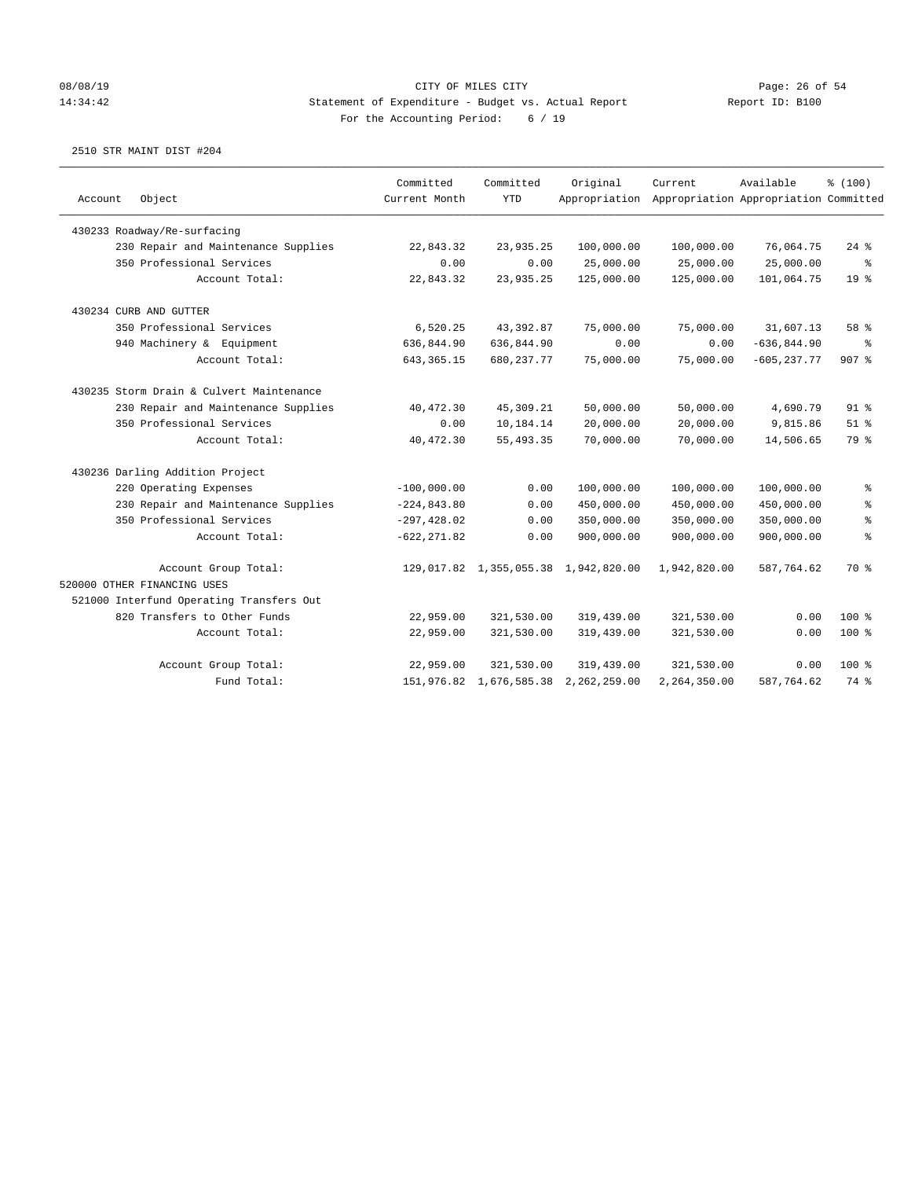CITY OF MILES CITY

Statement of Expenditure - Budget vs. Actual Report

Report ID: B100

For the Accounting Period: 6 / 19

08/08/19 14:34:42

2510 STR MAINT DIST #204

| Account Object | Committed Current Month | Committed YTD | Original Appropriation | Current Appropriation | Available Appropriation | % (100) Committed |
|---|---|---|---|---|---|---|
| 430233 Roadway/Re-surfacing | | | | | | |
| 230 Repair and Maintenance Supplies | 22,843.32 | 23,935.25 | 100,000.00 | 100,000.00 | 76,064.75 | 24 % |
| 350 Professional Services | 0.00 | 0.00 | 25,000.00 | 25,000.00 | 25,000.00 | % |
| Account Total: | 22,843.32 | 23,935.25 | 125,000.00 | 125,000.00 | 101,064.75 | 19 % |
| 430234 CURB AND GUTTER | | | | | | |
| 350 Professional Services | 6,520.25 | 43,392.87 | 75,000.00 | 75,000.00 | 31,607.13 | 58 % |
| 940 Machinery & Equipment | 636,844.90 | 636,844.90 | 0.00 | 0.00 | -636,844.90 | % |
| Account Total: | 643,365.15 | 680,237.77 | 75,000.00 | 75,000.00 | -605,237.77 | 907 % |
| 430235 Storm Drain & Culvert Maintenance | | | | | | |
| 230 Repair and Maintenance Supplies | 40,472.30 | 45,309.21 | 50,000.00 | 50,000.00 | 4,690.79 | 91 % |
| 350 Professional Services | 0.00 | 10,184.14 | 20,000.00 | 20,000.00 | 9,815.86 | 51 % |
| Account Total: | 40,472.30 | 55,493.35 | 70,000.00 | 70,000.00 | 14,506.65 | 79 % |
| 430236 Darling Addition Project | | | | | | |
| 220 Operating Expenses | -100,000.00 | 0.00 | 100,000.00 | 100,000.00 | 100,000.00 | % |
| 230 Repair and Maintenance Supplies | -224,843.80 | 0.00 | 450,000.00 | 450,000.00 | 450,000.00 | % |
| 350 Professional Services | -297,428.02 | 0.00 | 350,000.00 | 350,000.00 | 350,000.00 | % |
| Account Total: | -622,271.82 | 0.00 | 900,000.00 | 900,000.00 | 900,000.00 | % |
| Account Group Total: | 129,017.82 | 1,355,055.38 | 1,942,820.00 | 1,942,820.00 | 587,764.62 | 70 % |
| 520000 OTHER FINANCING USES | | | | | | |
| 521000 Interfund Operating Transfers Out | | | | | | |
| 820 Transfers to Other Funds | 22,959.00 | 321,530.00 | 319,439.00 | 321,530.00 | 0.00 | 100 % |
| Account Total: | 22,959.00 | 321,530.00 | 319,439.00 | 321,530.00 | 0.00 | 100 % |
| Account Group Total: | 22,959.00 | 321,530.00 | 319,439.00 | 321,530.00 | 0.00 | 100 % |
| Fund Total: | 151,976.82 | 1,676,585.38 | 2,262,259.00 | 2,264,350.00 | 587,764.62 | 74 % |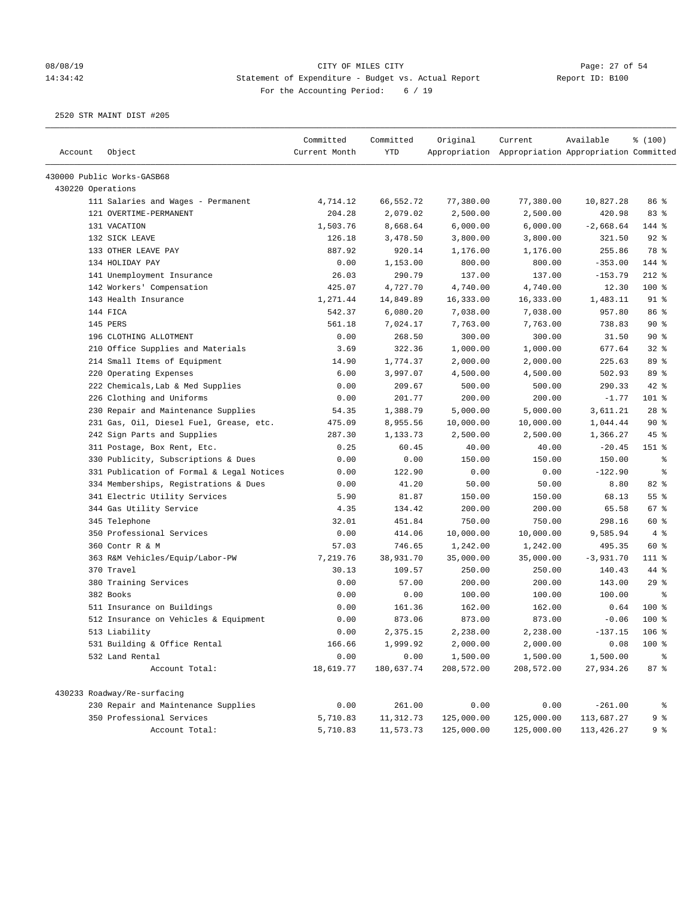CITY OF MILES CITY

Statement of Expenditure - Budget vs. Actual Report

Report ID: B100

For the Accounting Period: 6 / 19

2520 STR MAINT DIST #205

| Account | Object | Committed Current Month | Committed YTD | Original Appropriation | Current Appropriation | Available Appropriation | % (100) Committed |
|---|---|---|---|---|---|---|---|
| 430000 Public Works-GASB68 | | | | | | | |
| 430220 Operations | | | | | | | |
| | 111 Salaries and Wages - Permanent | 4,714.12 | 66,552.72 | 77,380.00 | 77,380.00 | 10,827.28 | 86 % |
| | 121 OVERTIME-PERMANENT | 204.28 | 2,079.02 | 2,500.00 | 2,500.00 | 420.98 | 83 % |
| | 131 VACATION | 1,503.76 | 8,668.64 | 6,000.00 | 6,000.00 | -2,668.64 | 144 % |
| | 132 SICK LEAVE | 126.18 | 3,478.50 | 3,800.00 | 3,800.00 | 321.50 | 92 % |
| | 133 OTHER LEAVE PAY | 887.92 | 920.14 | 1,176.00 | 1,176.00 | 255.86 | 78 % |
| | 134 HOLIDAY PAY | 0.00 | 1,153.00 | 800.00 | 800.00 | -353.00 | 144 % |
| | 141 Unemployment Insurance | 26.03 | 290.79 | 137.00 | 137.00 | -153.79 | 212 % |
| | 142 Workers' Compensation | 425.07 | 4,727.70 | 4,740.00 | 4,740.00 | 12.30 | 100 % |
| | 143 Health Insurance | 1,271.44 | 14,849.89 | 16,333.00 | 16,333.00 | 1,483.11 | 91 % |
| | 144 FICA | 542.37 | 6,080.20 | 7,038.00 | 7,038.00 | 957.80 | 86 % |
| | 145 PERS | 561.18 | 7,024.17 | 7,763.00 | 7,763.00 | 738.83 | 90 % |
| | 196 CLOTHING ALLOTMENT | 0.00 | 268.50 | 300.00 | 300.00 | 31.50 | 90 % |
| | 210 Office Supplies and Materials | 3.69 | 322.36 | 1,000.00 | 1,000.00 | 677.64 | 32 % |
| | 214 Small Items of Equipment | 14.90 | 1,774.37 | 2,000.00 | 2,000.00 | 225.63 | 89 % |
| | 220 Operating Expenses | 6.00 | 3,997.07 | 4,500.00 | 4,500.00 | 502.93 | 89 % |
| | 222 Chemicals,Lab & Med Supplies | 0.00 | 209.67 | 500.00 | 500.00 | 290.33 | 42 % |
| | 226 Clothing and Uniforms | 0.00 | 201.77 | 200.00 | 200.00 | -1.77 | 101 % |
| | 230 Repair and Maintenance Supplies | 54.35 | 1,388.79 | 5,000.00 | 5,000.00 | 3,611.21 | 28 % |
| | 231 Gas, Oil, Diesel Fuel, Grease, etc. | 475.09 | 8,955.56 | 10,000.00 | 10,000.00 | 1,044.44 | 90 % |
| | 242 Sign Parts and Supplies | 287.30 | 1,133.73 | 2,500.00 | 2,500.00 | 1,366.27 | 45 % |
| | 311 Postage, Box Rent, Etc. | 0.25 | 60.45 | 40.00 | 40.00 | -20.45 | 151 % |
| | 330 Publicity, Subscriptions & Dues | 0.00 | 0.00 | 150.00 | 150.00 | 150.00 | % |
| | 331 Publication of Formal & Legal Notices | 0.00 | 122.90 | 0.00 | 0.00 | -122.90 | % |
| | 334 Memberships, Registrations & Dues | 0.00 | 41.20 | 50.00 | 50.00 | 8.80 | 82 % |
| | 341 Electric Utility Services | 5.90 | 81.87 | 150.00 | 150.00 | 68.13 | 55 % |
| | 344 Gas Utility Service | 4.35 | 134.42 | 200.00 | 200.00 | 65.58 | 67 % |
| | 345 Telephone | 32.01 | 451.84 | 750.00 | 750.00 | 298.16 | 60 % |
| | 350 Professional Services | 0.00 | 414.06 | 10,000.00 | 10,000.00 | 9,585.94 | 4 % |
| | 360 Contr R & M | 57.03 | 746.65 | 1,242.00 | 1,242.00 | 495.35 | 60 % |
| | 363 R&M Vehicles/Equip/Labor-PW | 7,219.76 | 38,931.70 | 35,000.00 | 35,000.00 | -3,931.70 | 111 % |
| | 370 Travel | 30.13 | 109.57 | 250.00 | 250.00 | 140.43 | 44 % |
| | 380 Training Services | 0.00 | 57.00 | 200.00 | 200.00 | 143.00 | 29 % |
| | 382 Books | 0.00 | 0.00 | 100.00 | 100.00 | 100.00 | % |
| | 511 Insurance on Buildings | 0.00 | 161.36 | 162.00 | 162.00 | 0.64 | 100 % |
| | 512 Insurance on Vehicles & Equipment | 0.00 | 873.06 | 873.00 | 873.00 | -0.06 | 100 % |
| | 513 Liability | 0.00 | 2,375.15 | 2,238.00 | 2,238.00 | -137.15 | 106 % |
| | 531 Building & Office Rental | 166.66 | 1,999.92 | 2,000.00 | 2,000.00 | 0.08 | 100 % |
| | 532 Land Rental | 0.00 | 0.00 | 1,500.00 | 1,500.00 | 1,500.00 | % |
| | Account Total: | 18,619.77 | 180,637.74 | 208,572.00 | 208,572.00 | 27,934.26 | 87 % |
| 430233 Roadway/Re-surfacing | | | | | | | |
| | 230 Repair and Maintenance Supplies | 0.00 | 261.00 | 0.00 | 0.00 | -261.00 | % |
| | 350 Professional Services | 5,710.83 | 11,312.73 | 125,000.00 | 125,000.00 | 113,687.27 | 9 % |
| | Account Total: | 5,710.83 | 11,573.73 | 125,000.00 | 125,000.00 | 113,426.27 | 9 % |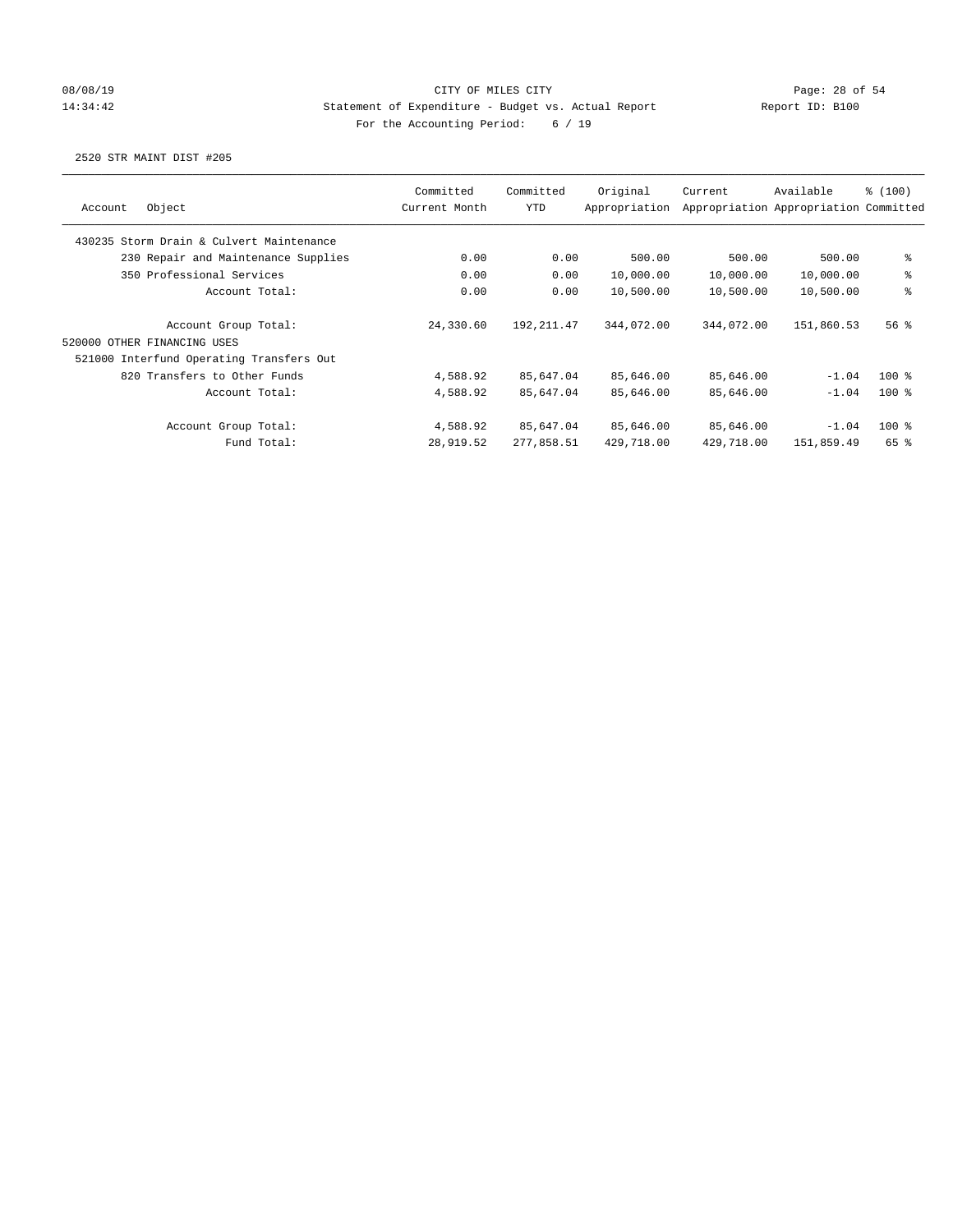CITY OF MILES CITY
Statement of Expenditure - Budget vs. Actual Report
For the Accounting Period: 6 / 19

08/08/19
14:34:42
Report ID: B100

2520 STR MAINT DIST #205

| Account Object | Committed Current Month | Committed YTD | Original Appropriation | Current Appropriation | Available Appropriation | % (100) Committed |
|---|---|---|---|---|---|---|
| 430235 Storm Drain & Culvert Maintenance | | | | | | |
| 230 Repair and Maintenance Supplies | 0.00 | 0.00 | 500.00 | 500.00 | 500.00 | % |
| 350 Professional Services | 0.00 | 0.00 | 10,000.00 | 10,000.00 | 10,000.00 | % |
| Account Total: | 0.00 | 0.00 | 10,500.00 | 10,500.00 | 10,500.00 | % |
| Account Group Total: | 24,330.60 | 192,211.47 | 344,072.00 | 344,072.00 | 151,860.53 | 56 % |
| 520000 OTHER FINANCING USES | | | | | | |
| 521000 Interfund Operating Transfers Out | | | | | | |
| 820 Transfers to Other Funds | 4,588.92 | 85,647.04 | 85,646.00 | 85,646.00 | -1.04 | 100 % |
| Account Total: | 4,588.92 | 85,647.04 | 85,646.00 | 85,646.00 | -1.04 | 100 % |
| Account Group Total: | 4,588.92 | 85,647.04 | 85,646.00 | 85,646.00 | -1.04 | 100 % |
| Fund Total: | 28,919.52 | 277,858.51 | 429,718.00 | 429,718.00 | 151,859.49 | 65 % |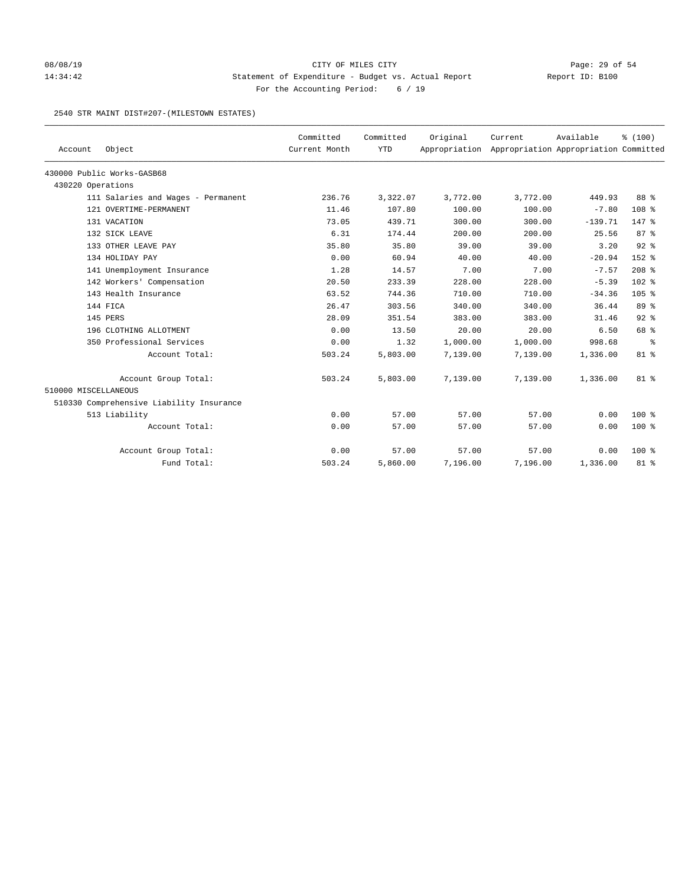CITY OF MILES CITY

Statement of Expenditure - Budget vs. Actual Report

For the Accounting Period: 6 / 19

08/08/19 14:34:42 — Report ID: B100

2540 STR MAINT DIST#207-(MILESTOWN ESTATES)

| Account Object | Committed Current Month | Committed YTD | Original Appropriation | Current Appropriation | Available Appropriation | % (100) Committed |
|---|---|---|---|---|---|---|
| 430000 Public Works-GASB68 | | | | | | |
| 430220 Operations | | | | | | |
| 111 Salaries and Wages - Permanent | 236.76 | 3,322.07 | 3,772.00 | 3,772.00 | 449.93 | 88 % |
| 121 OVERTIME-PERMANENT | 11.46 | 107.80 | 100.00 | 100.00 | -7.80 | 108 % |
| 131 VACATION | 73.05 | 439.71 | 300.00 | 300.00 | -139.71 | 147 % |
| 132 SICK LEAVE | 6.31 | 174.44 | 200.00 | 200.00 | 25.56 | 87 % |
| 133 OTHER LEAVE PAY | 35.80 | 35.80 | 39.00 | 39.00 | 3.20 | 92 % |
| 134 HOLIDAY PAY | 0.00 | 60.94 | 40.00 | 40.00 | -20.94 | 152 % |
| 141 Unemployment Insurance | 1.28 | 14.57 | 7.00 | 7.00 | -7.57 | 208 % |
| 142 Workers' Compensation | 20.50 | 233.39 | 228.00 | 228.00 | -5.39 | 102 % |
| 143 Health Insurance | 63.52 | 744.36 | 710.00 | 710.00 | -34.36 | 105 % |
| 144 FICA | 26.47 | 303.56 | 340.00 | 340.00 | 36.44 | 89 % |
| 145 PERS | 28.09 | 351.54 | 383.00 | 383.00 | 31.46 | 92 % |
| 196 CLOTHING ALLOTMENT | 0.00 | 13.50 | 20.00 | 20.00 | 6.50 | 68 % |
| 350 Professional Services | 0.00 | 1.32 | 1,000.00 | 1,000.00 | 998.68 | % |
| Account Total: | 503.24 | 5,803.00 | 7,139.00 | 7,139.00 | 1,336.00 | 81 % |
| Account Group Total: | 503.24 | 5,803.00 | 7,139.00 | 7,139.00 | 1,336.00 | 81 % |
| 510000 MISCELLANEOUS | | | | | | |
| 510330 Comprehensive Liability Insurance | | | | | | |
| 513 Liability | 0.00 | 57.00 | 57.00 | 57.00 | 0.00 | 100 % |
| Account Total: | 0.00 | 57.00 | 57.00 | 57.00 | 0.00 | 100 % |
| Account Group Total: | 0.00 | 57.00 | 57.00 | 57.00 | 0.00 | 100 % |
| Fund Total: | 503.24 | 5,860.00 | 7,196.00 | 7,196.00 | 1,336.00 | 81 % |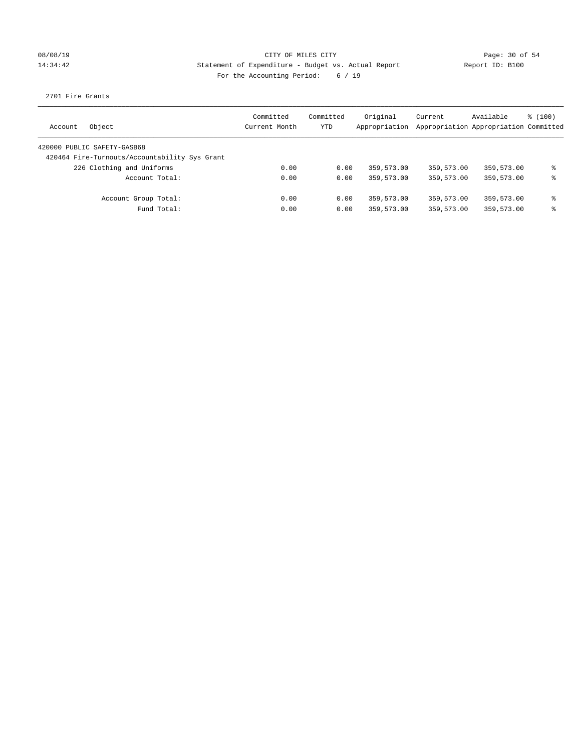CITY OF MILES CITY

Statement of Expenditure - Budget vs. Actual Report

Report ID: B100

For the Accounting Period: 6 / 19

08/08/19
14:34:42

2701 Fire Grants

| Account Object | Committed Current Month | Committed YTD | Original Appropriation | Current Appropriation | Available Appropriation | % (100) Committed |
|---|---|---|---|---|---|---|
| 420000 PUBLIC SAFETY-GASB68 | | | | | | |
| 420464 Fire-Turnouts/Accountability Sys Grant | | | | | | |
| 226 Clothing and Uniforms | 0.00 | 0.00 | 359,573.00 | 359,573.00 | 359,573.00 | % |
| Account Total: | 0.00 | 0.00 | 359,573.00 | 359,573.00 | 359,573.00 | % |
| Account Group Total: | 0.00 | 0.00 | 359,573.00 | 359,573.00 | 359,573.00 | % |
| Fund Total: | 0.00 | 0.00 | 359,573.00 | 359,573.00 | 359,573.00 | % |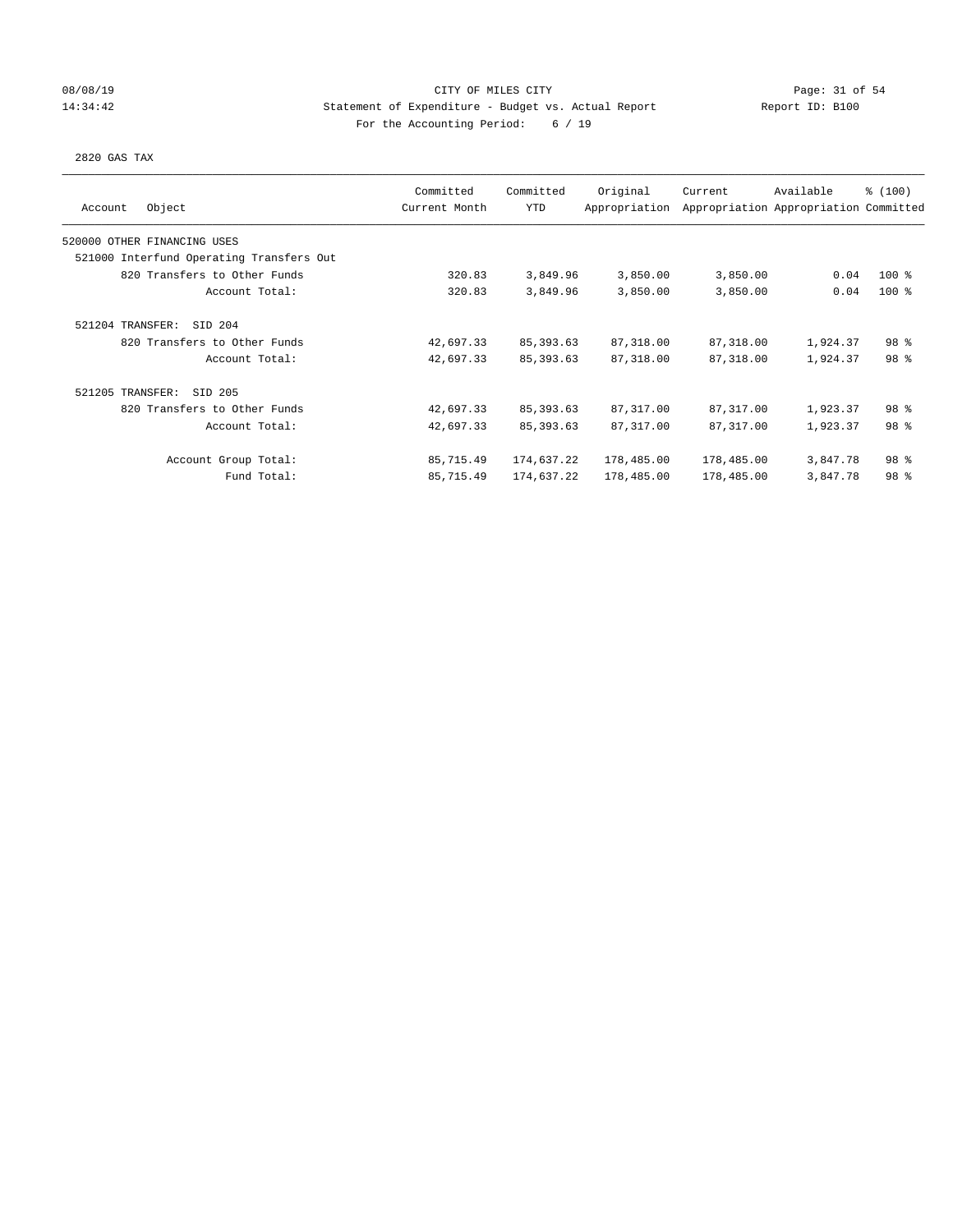CITY OF MILES CITY
Statement of Expenditure - Budget vs. Actual Report
Report ID: B100
For the Accounting Period: 6 / 19

08/08/19
14:34:42

2820 GAS TAX

| Account | Object | Committed Current Month | Committed YTD | Original Appropriation | Current Appropriation | Available Appropriation | % (100) Committed |
|---|---|---|---|---|---|---|---|
| 520000 OTHER FINANCING USES | | | | | | | |
| 521000 Interfund Operating Transfers Out | | | | | | | |
| | 820 Transfers to Other Funds | 320.83 | 3,849.96 | 3,850.00 | 3,850.00 | 0.04 | 100 % |
| | Account Total: | 320.83 | 3,849.96 | 3,850.00 | 3,850.00 | 0.04 | 100 % |
| 521204 TRANSFER: SID 204 | | | | | | | |
| | 820 Transfers to Other Funds | 42,697.33 | 85,393.63 | 87,318.00 | 87,318.00 | 1,924.37 | 98 % |
| | Account Total: | 42,697.33 | 85,393.63 | 87,318.00 | 87,318.00 | 1,924.37 | 98 % |
| 521205 TRANSFER: SID 205 | | | | | | | |
| | 820 Transfers to Other Funds | 42,697.33 | 85,393.63 | 87,317.00 | 87,317.00 | 1,923.37 | 98 % |
| | Account Total: | 42,697.33 | 85,393.63 | 87,317.00 | 87,317.00 | 1,923.37 | 98 % |
| | Account Group Total: | 85,715.49 | 174,637.22 | 178,485.00 | 178,485.00 | 3,847.78 | 98 % |
| | Fund Total: | 85,715.49 | 174,637.22 | 178,485.00 | 178,485.00 | 3,847.78 | 98 % |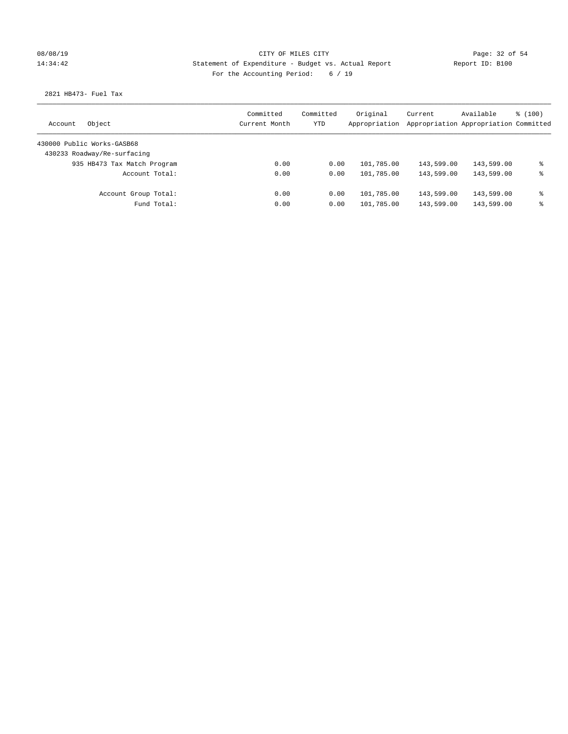CITY OF MILES CITY
Statement of Expenditure - Budget vs. Actual Report
Report ID: B100
For the Accounting Period: 6 / 19

08/08/19
14:34:42

2821 HB473- Fuel Tax

| Account | Object | Committed Current Month | Committed YTD | Original Appropriation | Current Appropriation | Available Appropriation | % (100) Committed |
|---|---|---|---|---|---|---|---|
| 430000 Public Works-GASB68 | | | | | | | |
| 430233 Roadway/Re-surfacing | | | | | | | |
| | 935 HB473 Tax Match Program | 0.00 | 0.00 | 101,785.00 | 143,599.00 | 143,599.00 | % |
| | Account Total: | 0.00 | 0.00 | 101,785.00 | 143,599.00 | 143,599.00 | % |
| | Account Group Total: | 0.00 | 0.00 | 101,785.00 | 143,599.00 | 143,599.00 | % |
| | Fund Total: | 0.00 | 0.00 | 101,785.00 | 143,599.00 | 143,599.00 | % |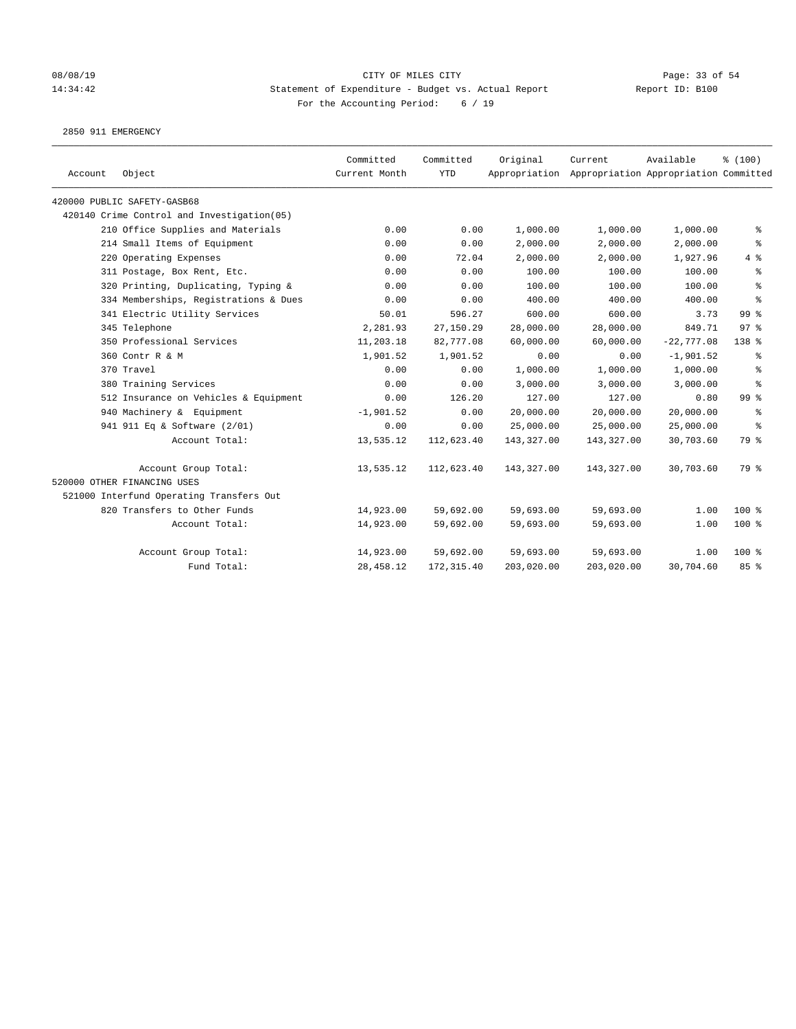CITY OF MILES CITY
Statement of Expenditure - Budget vs. Actual Report
For the Accounting Period: 6 / 19

08/08/19
14:34:42
Report ID: B100

2850 911 EMERGENCY

| Account | Object | Committed Current Month | Committed YTD | Original Appropriation | Current Appropriation | Available Appropriation | % (100) Committed |
|---|---|---|---|---|---|---|---|
| 420000 PUBLIC SAFETY-GASB68 | | | | | | | |
| 420140 Crime Control and Investigation(05) | | | | | | | |
| | 210 Office Supplies and Materials | 0.00 | 0.00 | 1,000.00 | 1,000.00 | 1,000.00 | % |
| | 214 Small Items of Equipment | 0.00 | 0.00 | 2,000.00 | 2,000.00 | 2,000.00 | % |
| | 220 Operating Expenses | 0.00 | 72.04 | 2,000.00 | 2,000.00 | 1,927.96 | 4 % |
| | 311 Postage, Box Rent, Etc. | 0.00 | 0.00 | 100.00 | 100.00 | 100.00 | % |
| | 320 Printing, Duplicating, Typing & | 0.00 | 0.00 | 100.00 | 100.00 | 100.00 | % |
| | 334 Memberships, Registrations & Dues | 0.00 | 0.00 | 400.00 | 400.00 | 400.00 | % |
| | 341 Electric Utility Services | 50.01 | 596.27 | 600.00 | 600.00 | 3.73 | 99 % |
| | 345 Telephone | 2,281.93 | 27,150.29 | 28,000.00 | 28,000.00 | 849.71 | 97 % |
| | 350 Professional Services | 11,203.18 | 82,777.08 | 60,000.00 | 60,000.00 | -22,777.08 | 138 % |
| | 360 Contr R & M | 1,901.52 | 1,901.52 | 0.00 | 0.00 | -1,901.52 | % |
| | 370 Travel | 0.00 | 0.00 | 1,000.00 | 1,000.00 | 1,000.00 | % |
| | 380 Training Services | 0.00 | 0.00 | 3,000.00 | 3,000.00 | 3,000.00 | % |
| | 512 Insurance on Vehicles & Equipment | 0.00 | 126.20 | 127.00 | 127.00 | 0.80 | 99 % |
| | 940 Machinery & Equipment | -1,901.52 | 0.00 | 20,000.00 | 20,000.00 | 20,000.00 | % |
| | 941 911 Eq & Software (2/01) | 0.00 | 0.00 | 25,000.00 | 25,000.00 | 25,000.00 | % |
| | Account Total: | 13,535.12 | 112,623.40 | 143,327.00 | 143,327.00 | 30,703.60 | 79 % |
| | Account Group Total: | 13,535.12 | 112,623.40 | 143,327.00 | 143,327.00 | 30,703.60 | 79 % |
| 520000 OTHER FINANCING USES | | | | | | | |
| 521000 Interfund Operating Transfers Out | | | | | | | |
| | 820 Transfers to Other Funds | 14,923.00 | 59,692.00 | 59,693.00 | 59,693.00 | 1.00 | 100 % |
| | Account Total: | 14,923.00 | 59,692.00 | 59,693.00 | 59,693.00 | 1.00 | 100 % |
| | Account Group Total: | 14,923.00 | 59,692.00 | 59,693.00 | 59,693.00 | 1.00 | 100 % |
| | Fund Total: | 28,458.12 | 172,315.40 | 203,020.00 | 203,020.00 | 30,704.60 | 85 % |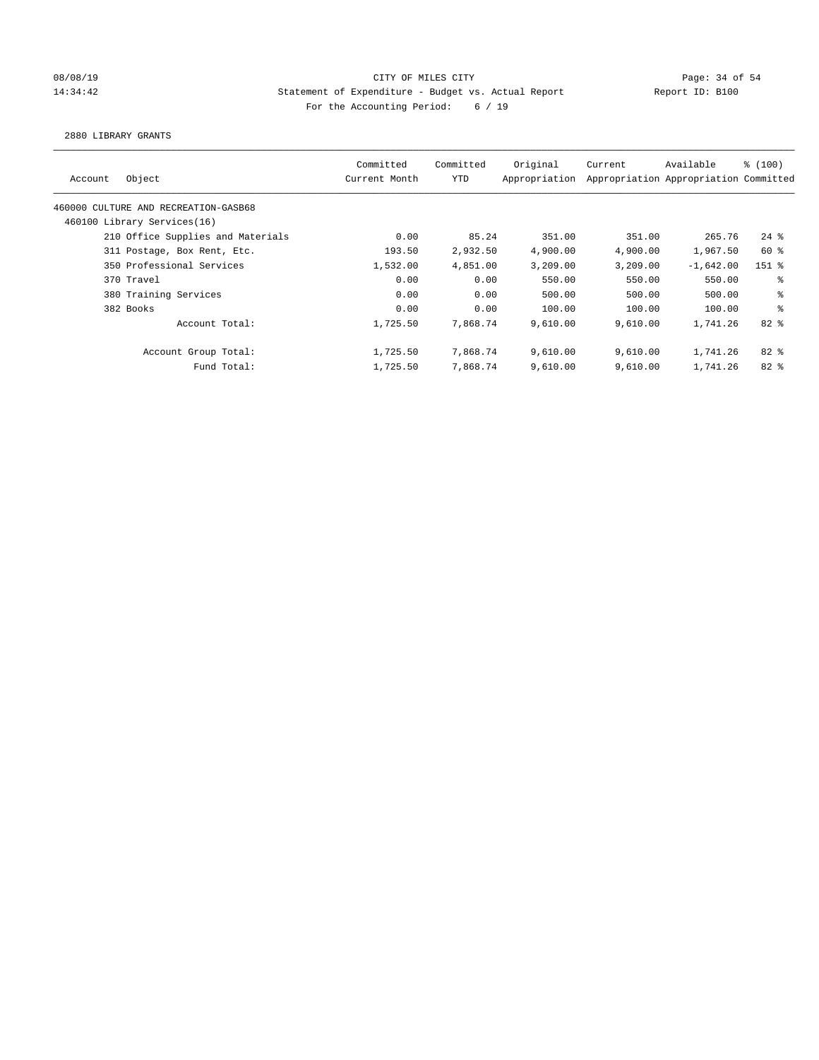CITY OF MILES CITY

Statement of Expenditure - Budget vs. Actual Report

Report ID: B100

For the Accounting Period: 6 / 19

08/08/19 14:34:42

2880 LIBRARY GRANTS

| Account | Object | Committed Current Month | Committed YTD | Original Appropriation | Current Appropriation | Available Appropriation | % (100) Committed |
|---|---|---|---|---|---|---|---|
| 460000 CULTURE AND RECREATION-GASB68 | | | | | | | |
| 460100 Library Services(16) | | | | | | | |
| | 210 Office Supplies and Materials | 0.00 | 85.24 | 351.00 | 351.00 | 265.76 | 24 % |
| | 311 Postage, Box Rent, Etc. | 193.50 | 2,932.50 | 4,900.00 | 4,900.00 | 1,967.50 | 60 % |
| | 350 Professional Services | 1,532.00 | 4,851.00 | 3,209.00 | 3,209.00 | -1,642.00 | 151 % |
| | 370 Travel | 0.00 | 0.00 | 550.00 | 550.00 | 550.00 | % |
| | 380 Training Services | 0.00 | 0.00 | 500.00 | 500.00 | 500.00 | % |
| | 382 Books | 0.00 | 0.00 | 100.00 | 100.00 | 100.00 | % |
| | Account Total: | 1,725.50 | 7,868.74 | 9,610.00 | 9,610.00 | 1,741.26 | 82 % |
| | Account Group Total: | 1,725.50 | 7,868.74 | 9,610.00 | 9,610.00 | 1,741.26 | 82 % |
| | Fund Total: | 1,725.50 | 7,868.74 | 9,610.00 | 9,610.00 | 1,741.26 | 82 % |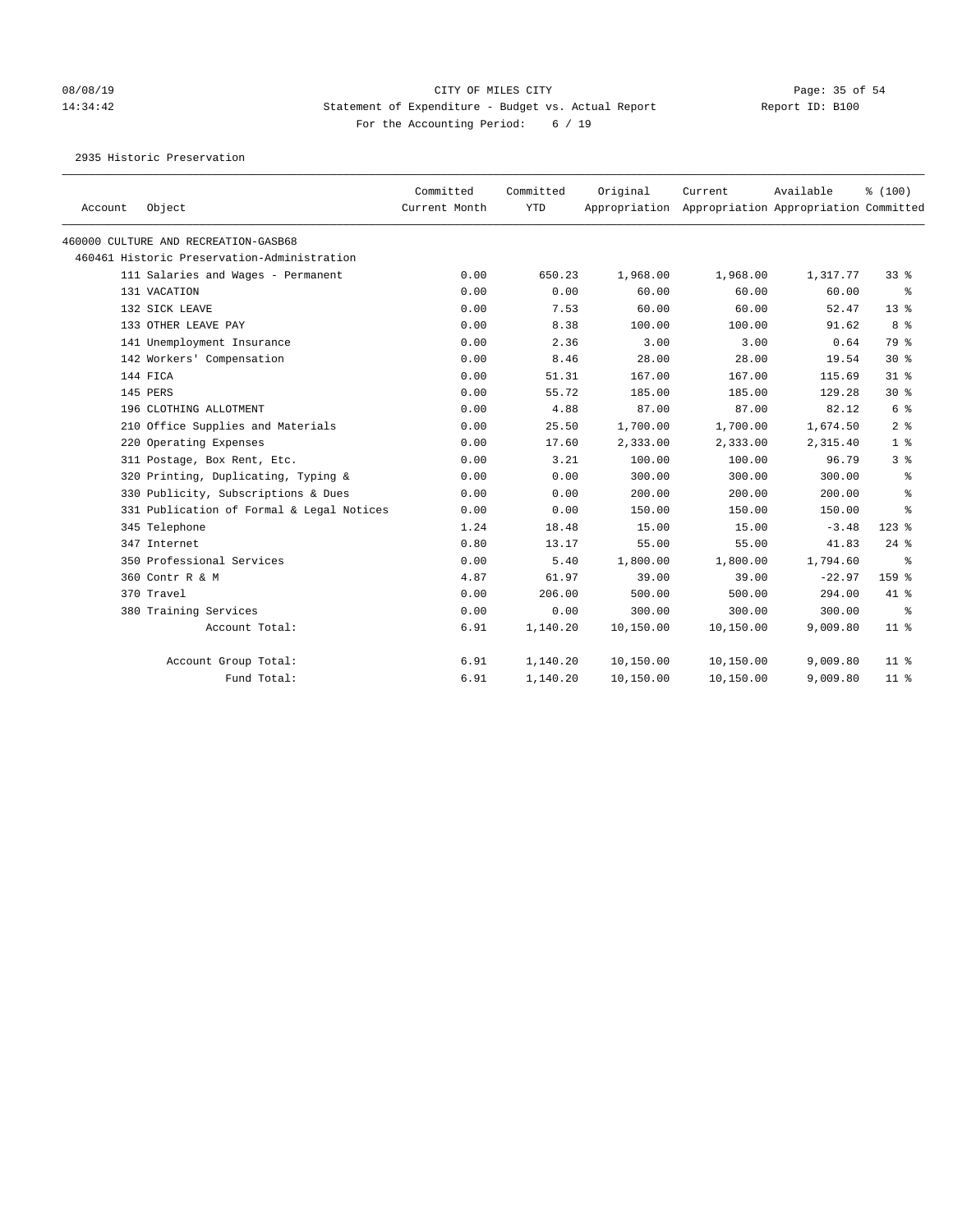# CITY OF MILES CITY

## Statement of Expenditure - Budget vs. Actual Report

For the Accounting Period: 6 / 19

08/08/19
14:34:42

Report ID: B100

2935 Historic Preservation

| Account | Object | Committed Current Month | Committed YTD | Original Appropriation | Current Appropriation | Available Appropriation | % (100) Committed |
|---|---|---|---|---|---|---|---|
| 460000 CULTURE AND RECREATION-GASB68 | | | | | | | |
| 460461 Historic Preservation-Administration | | | | | | | |
| | 111 Salaries and Wages - Permanent | 0.00 | 650.23 | 1,968.00 | 1,968.00 | 1,317.77 | 33 % |
| | 131 VACATION | 0.00 | 0.00 | 60.00 | 60.00 | 60.00 | % |
| | 132 SICK LEAVE | 0.00 | 7.53 | 60.00 | 60.00 | 52.47 | 13 % |
| | 133 OTHER LEAVE PAY | 0.00 | 8.38 | 100.00 | 100.00 | 91.62 | 8 % |
| | 141 Unemployment Insurance | 0.00 | 2.36 | 3.00 | 3.00 | 0.64 | 79 % |
| | 142 Workers' Compensation | 0.00 | 8.46 | 28.00 | 28.00 | 19.54 | 30 % |
| | 144 FICA | 0.00 | 51.31 | 167.00 | 167.00 | 115.69 | 31 % |
| | 145 PERS | 0.00 | 55.72 | 185.00 | 185.00 | 129.28 | 30 % |
| | 196 CLOTHING ALLOTMENT | 0.00 | 4.88 | 87.00 | 87.00 | 82.12 | 6 % |
| | 210 Office Supplies and Materials | 0.00 | 25.50 | 1,700.00 | 1,700.00 | 1,674.50 | 2 % |
| | 220 Operating Expenses | 0.00 | 17.60 | 2,333.00 | 2,333.00 | 2,315.40 | 1 % |
| | 311 Postage, Box Rent, Etc. | 0.00 | 3.21 | 100.00 | 100.00 | 96.79 | 3 % |
| | 320 Printing, Duplicating, Typing & | 0.00 | 0.00 | 300.00 | 300.00 | 300.00 | % |
| | 330 Publicity, Subscriptions & Dues | 0.00 | 0.00 | 200.00 | 200.00 | 200.00 | % |
| | 331 Publication of Formal & Legal Notices | 0.00 | 0.00 | 150.00 | 150.00 | 150.00 | % |
| | 345 Telephone | 1.24 | 18.48 | 15.00 | 15.00 | -3.48 | 123 % |
| | 347 Internet | 0.80 | 13.17 | 55.00 | 55.00 | 41.83 | 24 % |
| | 350 Professional Services | 0.00 | 5.40 | 1,800.00 | 1,800.00 | 1,794.60 | % |
| | 360 Contr R & M | 4.87 | 61.97 | 39.00 | 39.00 | -22.97 | 159 % |
| | 370 Travel | 0.00 | 206.00 | 500.00 | 500.00 | 294.00 | 41 % |
| | 380 Training Services | 0.00 | 0.00 | 300.00 | 300.00 | 300.00 | % |
| | Account Total: | 6.91 | 1,140.20 | 10,150.00 | 10,150.00 | 9,009.80 | 11 % |
| | Account Group Total: | 6.91 | 1,140.20 | 10,150.00 | 10,150.00 | 9,009.80 | 11 % |
| | Fund Total: | 6.91 | 1,140.20 | 10,150.00 | 10,150.00 | 9,009.80 | 11 % |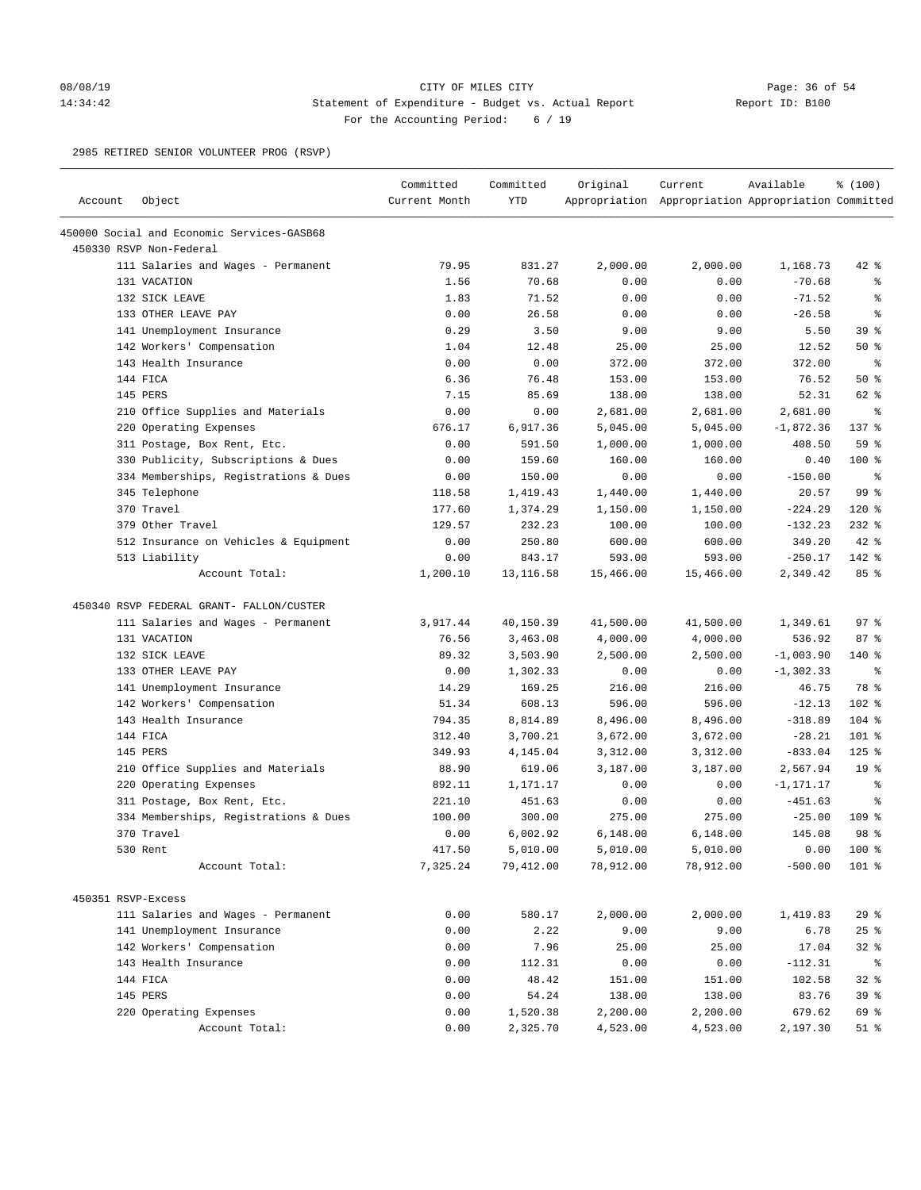CITY OF MILES CITY
Statement of Expenditure - Budget vs. Actual Report
For the Accounting Period: 6 / 19

2985 RETIRED SENIOR VOLUNTEER PROG (RSVP)

| Account | Object | Committed Current Month | Committed YTD | Original Appropriation | Current Appropriation | Available Appropriation | % (100) Committed |
|---|---|---|---|---|---|---|---|
| 450000 Social and Economic Services-GASB68 | | | | | | | |
| 450330 RSVP Non-Federal | | | | | | | |
| | 111 Salaries and Wages - Permanent | 79.95 | 831.27 | 2,000.00 | 2,000.00 | 1,168.73 | 42 % |
| | 131 VACATION | 1.56 | 70.68 | 0.00 | 0.00 | -70.68 | % |
| | 132 SICK LEAVE | 1.83 | 71.52 | 0.00 | 0.00 | -71.52 | % |
| | 133 OTHER LEAVE PAY | 0.00 | 26.58 | 0.00 | 0.00 | -26.58 | % |
| | 141 Unemployment Insurance | 0.29 | 3.50 | 9.00 | 9.00 | 5.50 | 39 % |
| | 142 Workers' Compensation | 1.04 | 12.48 | 25.00 | 25.00 | 12.52 | 50 % |
| | 143 Health Insurance | 0.00 | 0.00 | 372.00 | 372.00 | 372.00 | % |
| | 144 FICA | 6.36 | 76.48 | 153.00 | 153.00 | 76.52 | 50 % |
| | 145 PERS | 7.15 | 85.69 | 138.00 | 138.00 | 52.31 | 62 % |
| | 210 Office Supplies and Materials | 0.00 | 0.00 | 2,681.00 | 2,681.00 | 2,681.00 | % |
| | 220 Operating Expenses | 676.17 | 6,917.36 | 5,045.00 | 5,045.00 | -1,872.36 | 137 % |
| | 311 Postage, Box Rent, Etc. | 0.00 | 591.50 | 1,000.00 | 1,000.00 | 408.50 | 59 % |
| | 330 Publicity, Subscriptions & Dues | 0.00 | 159.60 | 160.00 | 160.00 | 0.40 | 100 % |
| | 334 Memberships, Registrations & Dues | 0.00 | 150.00 | 0.00 | 0.00 | -150.00 | % |
| | 345 Telephone | 118.58 | 1,419.43 | 1,440.00 | 1,440.00 | 20.57 | 99 % |
| | 370 Travel | 177.60 | 1,374.29 | 1,150.00 | 1,150.00 | -224.29 | 120 % |
| | 379 Other Travel | 129.57 | 232.23 | 100.00 | 100.00 | -132.23 | 232 % |
| | 512 Insurance on Vehicles & Equipment | 0.00 | 250.80 | 600.00 | 600.00 | 349.20 | 42 % |
| | 513 Liability | 0.00 | 843.17 | 593.00 | 593.00 | -250.17 | 142 % |
| | Account Total: | 1,200.10 | 13,116.58 | 15,466.00 | 15,466.00 | 2,349.42 | 85 % |
| 450340 RSVP FEDERAL GRANT- FALLON/CUSTER | | | | | | | |
| | 111 Salaries and Wages - Permanent | 3,917.44 | 40,150.39 | 41,500.00 | 41,500.00 | 1,349.61 | 97 % |
| | 131 VACATION | 76.56 | 3,463.08 | 4,000.00 | 4,000.00 | 536.92 | 87 % |
| | 132 SICK LEAVE | 89.32 | 3,503.90 | 2,500.00 | 2,500.00 | -1,003.90 | 140 % |
| | 133 OTHER LEAVE PAY | 0.00 | 1,302.33 | 0.00 | 0.00 | -1,302.33 | % |
| | 141 Unemployment Insurance | 14.29 | 169.25 | 216.00 | 216.00 | 46.75 | 78 % |
| | 142 Workers' Compensation | 51.34 | 608.13 | 596.00 | 596.00 | -12.13 | 102 % |
| | 143 Health Insurance | 794.35 | 8,814.89 | 8,496.00 | 8,496.00 | -318.89 | 104 % |
| | 144 FICA | 312.40 | 3,700.21 | 3,672.00 | 3,672.00 | -28.21 | 101 % |
| | 145 PERS | 349.93 | 4,145.04 | 3,312.00 | 3,312.00 | -833.04 | 125 % |
| | 210 Office Supplies and Materials | 88.90 | 619.06 | 3,187.00 | 3,187.00 | 2,567.94 | 19 % |
| | 220 Operating Expenses | 892.11 | 1,171.17 | 0.00 | 0.00 | -1,171.17 | % |
| | 311 Postage, Box Rent, Etc. | 221.10 | 451.63 | 0.00 | 0.00 | -451.63 | % |
| | 334 Memberships, Registrations & Dues | 100.00 | 300.00 | 275.00 | 275.00 | -25.00 | 109 % |
| | 370 Travel | 0.00 | 6,002.92 | 6,148.00 | 6,148.00 | 145.08 | 98 % |
| | 530 Rent | 417.50 | 5,010.00 | 5,010.00 | 5,010.00 | 0.00 | 100 % |
| | Account Total: | 7,325.24 | 79,412.00 | 78,912.00 | 78,912.00 | -500.00 | 101 % |
| 450351 RSVP-Excess | | | | | | | |
| | 111 Salaries and Wages - Permanent | 0.00 | 580.17 | 2,000.00 | 2,000.00 | 1,419.83 | 29 % |
| | 141 Unemployment Insurance | 0.00 | 2.22 | 9.00 | 9.00 | 6.78 | 25 % |
| | 142 Workers' Compensation | 0.00 | 7.96 | 25.00 | 25.00 | 17.04 | 32 % |
| | 143 Health Insurance | 0.00 | 112.31 | 0.00 | 0.00 | -112.31 | % |
| | 144 FICA | 0.00 | 48.42 | 151.00 | 151.00 | 102.58 | 32 % |
| | 145 PERS | 0.00 | 54.24 | 138.00 | 138.00 | 83.76 | 39 % |
| | 220 Operating Expenses | 0.00 | 1,520.38 | 2,200.00 | 2,200.00 | 679.62 | 69 % |
| | Account Total: | 0.00 | 2,325.70 | 4,523.00 | 4,523.00 | 2,197.30 | 51 % |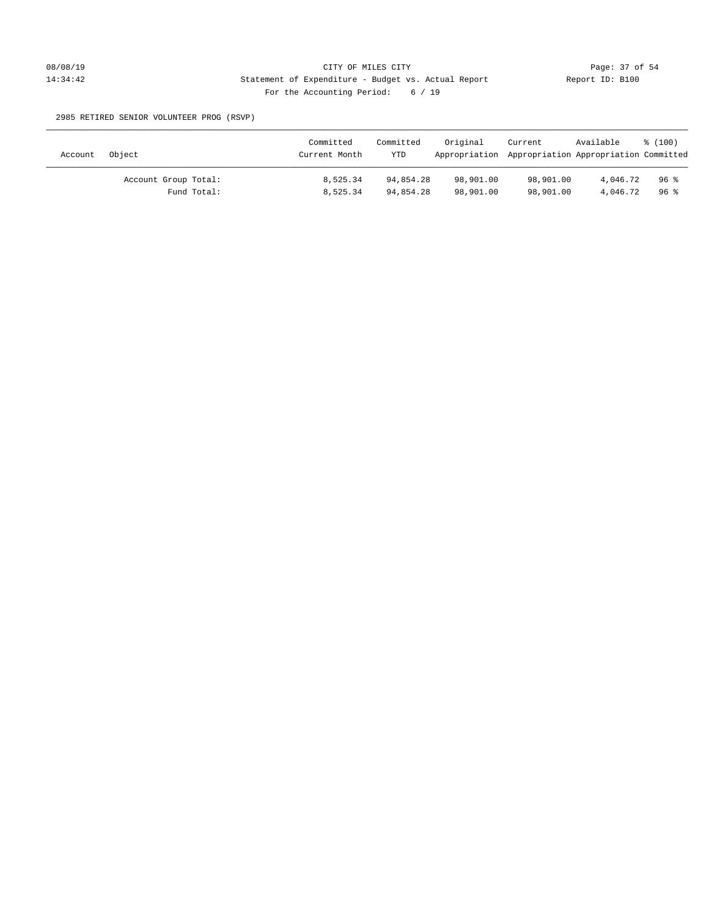CITY OF MILES CITY

Statement of Expenditure - Budget vs. Actual Report

For the Accounting Period: 6 / 19

2985 RETIRED SENIOR VOLUNTEER PROG (RSVP)

| Account | Object | Committed Current Month | Committed YTD | Original Appropriation | Current Appropriation | Available Appropriation | % (100) Committed |
|---|---|---|---|---|---|---|---|
| | Account Group Total: | 8,525.34 | 94,854.28 | 98,901.00 | 98,901.00 | 4,046.72 | 96 % |
| | Fund Total: | 8,525.34 | 94,854.28 | 98,901.00 | 98,901.00 | 4,046.72 | 96 % |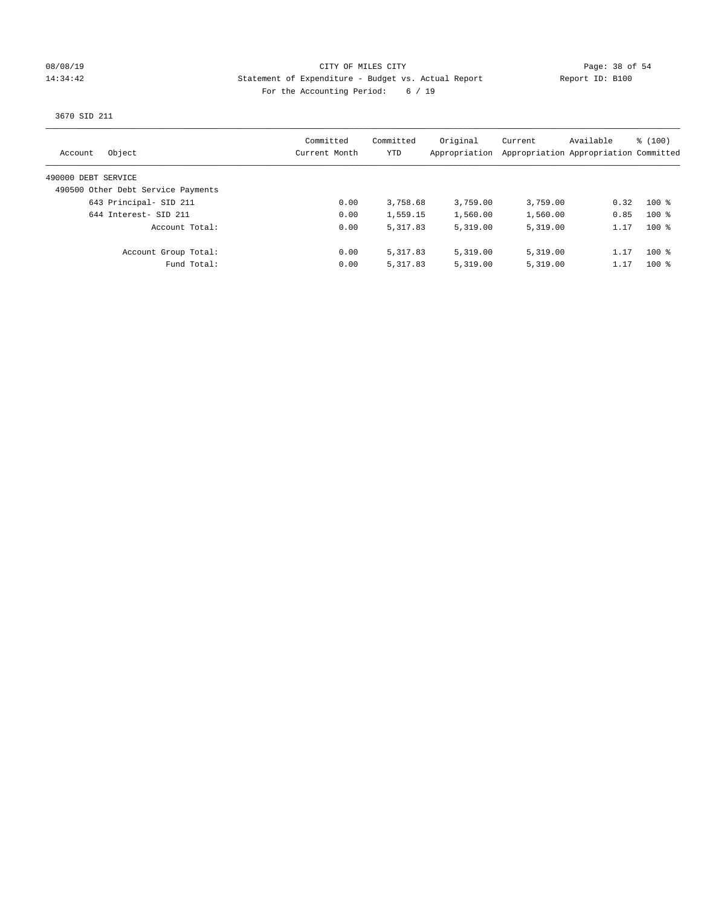CITY OF MILES CITY

Statement of Expenditure - Budget vs. Actual Report

Report ID: B100

For the Accounting Period: 6 / 19

08/08/19 14:34:42

3670 SID 211

| Account Object | Committed Current Month | Committed YTD | Original Appropriation | Current Appropriation | Available Appropriation | % (100) Committed |
|---|---|---|---|---|---|---|
| 490000 DEBT SERVICE | | | | | | |
| 490500 Other Debt Service Payments | | | | | | |
| 643 Principal- SID 211 | 0.00 | 3,758.68 | 3,759.00 | 3,759.00 | 0.32 | 100 % |
| 644 Interest- SID 211 | 0.00 | 1,559.15 | 1,560.00 | 1,560.00 | 0.85 | 100 % |
| Account Total: | 0.00 | 5,317.83 | 5,319.00 | 5,319.00 | 1.17 | 100 % |
| Account Group Total: | 0.00 | 5,317.83 | 5,319.00 | 5,319.00 | 1.17 | 100 % |
| Fund Total: | 0.00 | 5,317.83 | 5,319.00 | 5,319.00 | 1.17 | 100 % |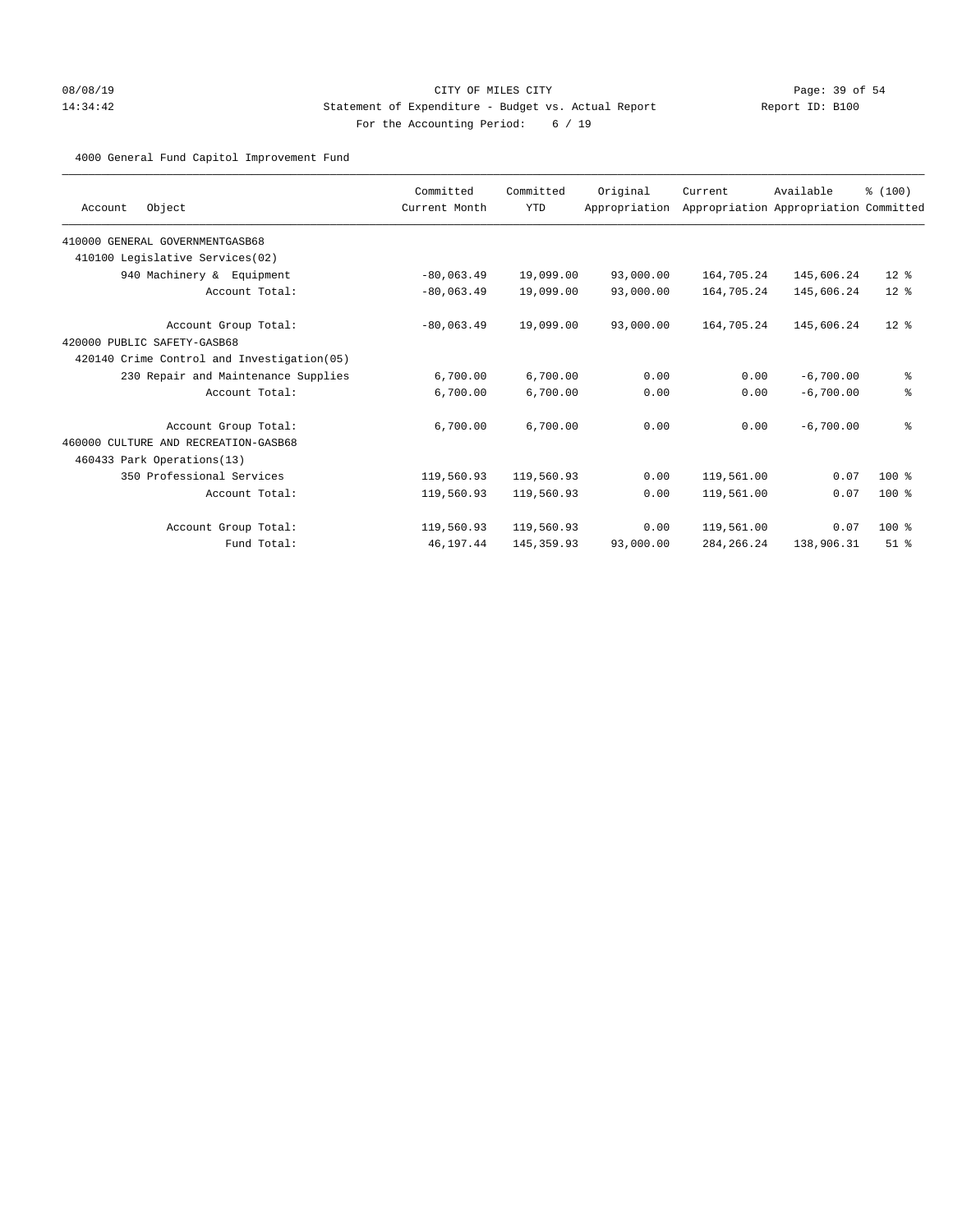CITY OF MILES CITY

Statement of Expenditure - Budget vs. Actual Report

Report ID: B100

For the Accounting Period: 6 / 19

08/08/19
14:34:42

4000 General Fund Capitol Improvement Fund

| Account Object | Committed Current Month | Committed YTD | Original Appropriation | Current Appropriation | Available Appropriation | % (100) Committed |
|---|---|---|---|---|---|---|
| 410000 GENERAL GOVERNMENTGASB68 | | | | | | |
| 410100 Legislative Services(02) | | | | | | |
| 940 Machinery & Equipment | -80,063.49 | 19,099.00 | 93,000.00 | 164,705.24 | 145,606.24 | 12 % |
| Account Total: | -80,063.49 | 19,099.00 | 93,000.00 | 164,705.24 | 145,606.24 | 12 % |
| Account Group Total: | -80,063.49 | 19,099.00 | 93,000.00 | 164,705.24 | 145,606.24 | 12 % |
| 420000 PUBLIC SAFETY-GASB68 | | | | | | |
| 420140 Crime Control and Investigation(05) | | | | | | |
| 230 Repair and Maintenance Supplies | 6,700.00 | 6,700.00 | 0.00 | 0.00 | -6,700.00 | % |
| Account Total: | 6,700.00 | 6,700.00 | 0.00 | 0.00 | -6,700.00 | % |
| Account Group Total: | 6,700.00 | 6,700.00 | 0.00 | 0.00 | -6,700.00 | % |
| 460000 CULTURE AND RECREATION-GASB68 | | | | | | |
| 460433 Park Operations(13) | | | | | | |
| 350 Professional Services | 119,560.93 | 119,560.93 | 0.00 | 119,561.00 | 0.07 | 100 % |
| Account Total: | 119,560.93 | 119,560.93 | 0.00 | 119,561.00 | 0.07 | 100 % |
| Account Group Total: | 119,560.93 | 119,560.93 | 0.00 | 119,561.00 | 0.07 | 100 % |
| Fund Total: | 46,197.44 | 145,359.93 | 93,000.00 | 284,266.24 | 138,906.31 | 51 % |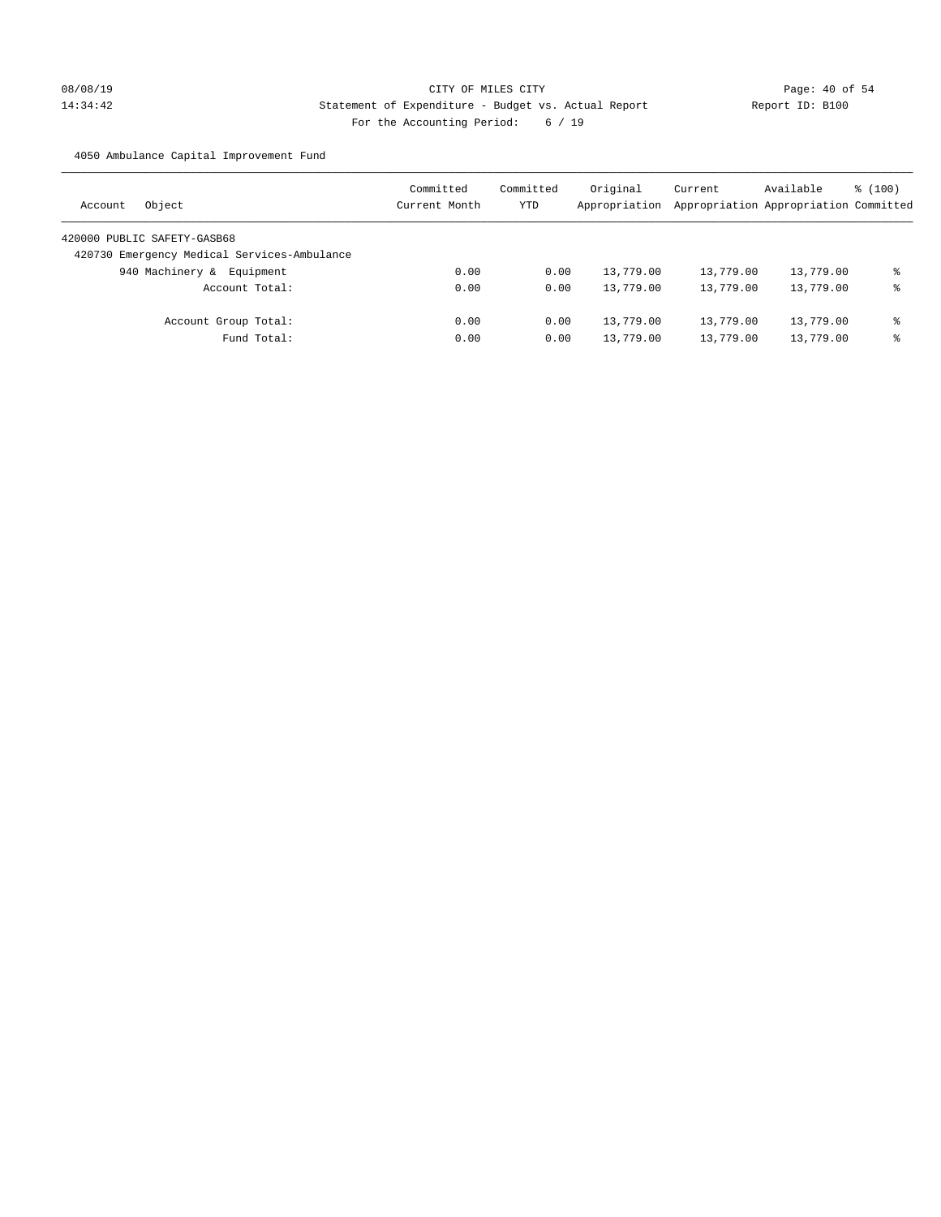CITY OF MILES CITY

Statement of Expenditure - Budget vs. Actual Report

Report ID: B100

For the Accounting Period: 6 / 19

08/08/19 14:34:42

4050 Ambulance Capital Improvement Fund

| Account Object | Committed Current Month | Committed YTD | Original Appropriation | Current Appropriation | Available Appropriation | % (100) Committed |
|---|---|---|---|---|---|---|
| 420000 PUBLIC SAFETY-GASB68 | | | | | | |
| 420730 Emergency Medical Services-Ambulance | | | | | | |
| 940 Machinery & Equipment | 0.00 | 0.00 | 13,779.00 | 13,779.00 | 13,779.00 | % |
| Account Total: | 0.00 | 0.00 | 13,779.00 | 13,779.00 | 13,779.00 | % |
| Account Group Total: | 0.00 | 0.00 | 13,779.00 | 13,779.00 | 13,779.00 | % |
| Fund Total: | 0.00 | 0.00 | 13,779.00 | 13,779.00 | 13,779.00 | % |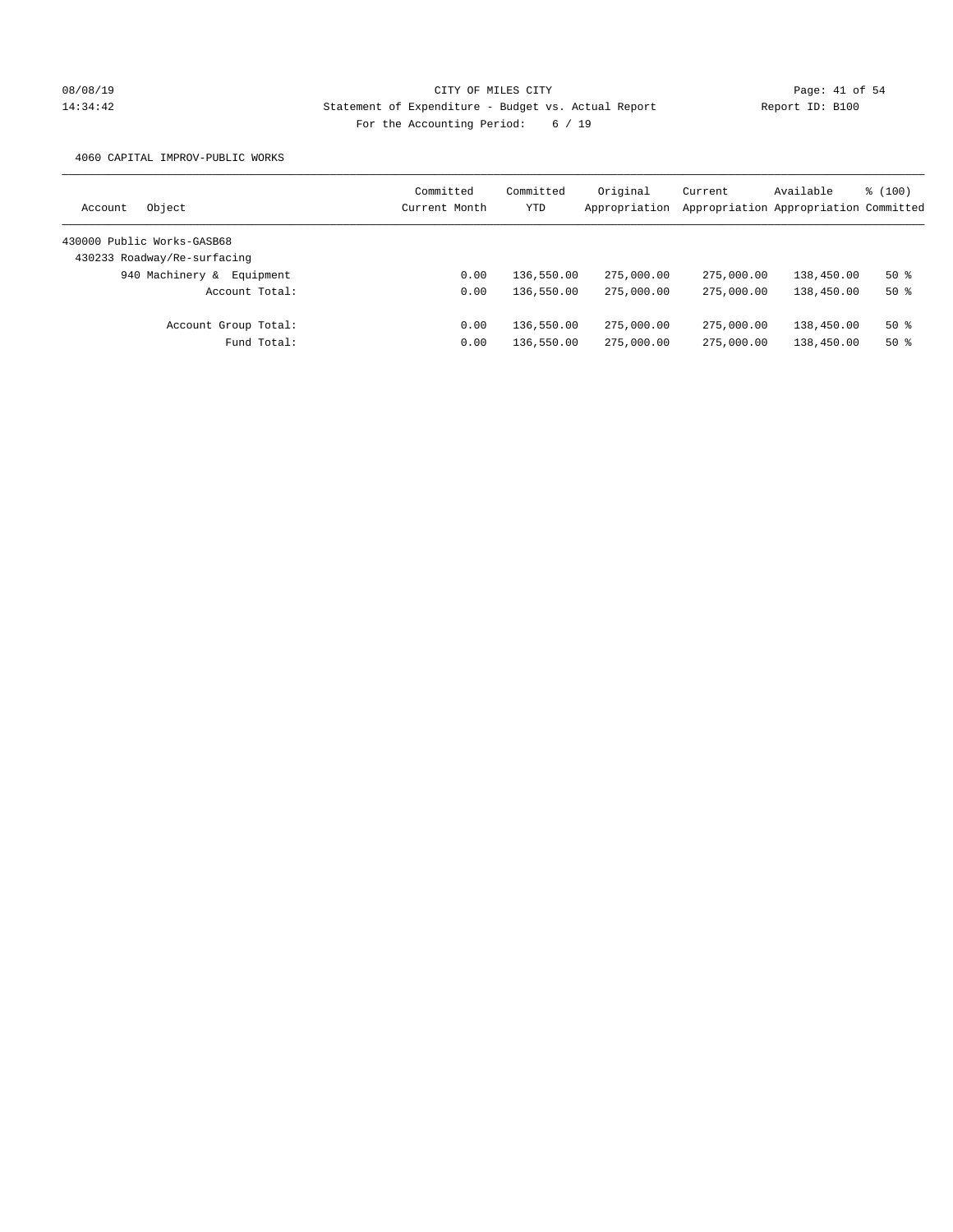CITY OF MILES CITY

Statement of Expenditure - Budget vs. Actual Report

Report ID: B100

For the Accounting Period: 6 / 19

08/08/19
14:34:42

4060 CAPITAL IMPROV-PUBLIC WORKS

| Account Object | Committed Current Month | Committed YTD | Original Appropriation | Current Appropriation | Available Appropriation | % (100) Committed |
|---|---|---|---|---|---|---|
| 430000 Public Works-GASB68 | | | | | | |
| 430233 Roadway/Re-surfacing | | | | | | |
| 940 Machinery & Equipment | 0.00 | 136,550.00 | 275,000.00 | 275,000.00 | 138,450.00 | 50 % |
| Account Total: | 0.00 | 136,550.00 | 275,000.00 | 275,000.00 | 138,450.00 | 50 % |
| Account Group Total: | 0.00 | 136,550.00 | 275,000.00 | 275,000.00 | 138,450.00 | 50 % |
| Fund Total: | 0.00 | 136,550.00 | 275,000.00 | 275,000.00 | 138,450.00 | 50 % |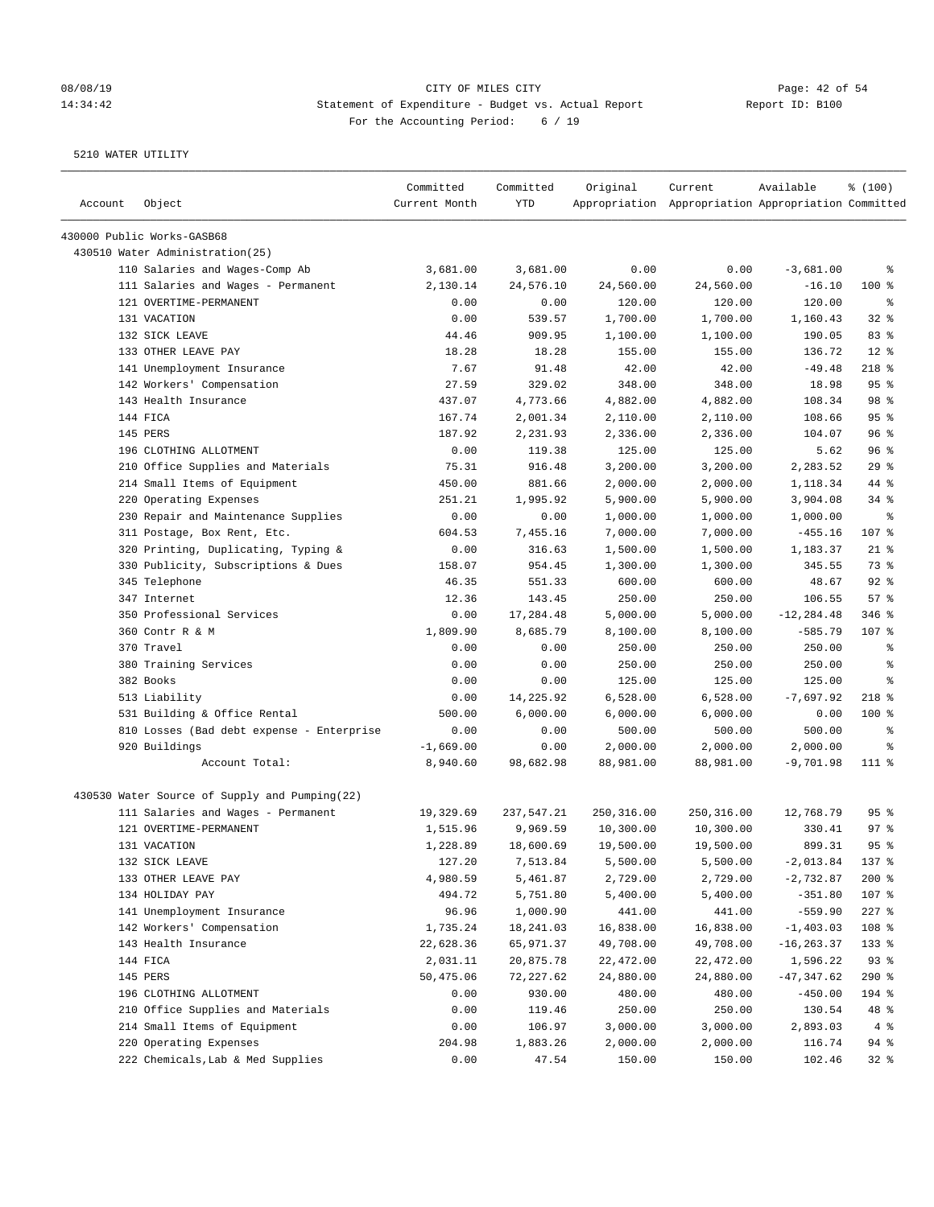CITY OF MILES CITY
Statement of Expenditure - Budget vs. Actual Report
Report ID: B100
For the Accounting Period: 6 / 19

5210 WATER UTILITY

| Account | Object | Committed Current Month | Committed YTD | Original Appropriation | Current Appropriation | Available Appropriation | % (100) Committed |
|---|---|---|---|---|---|---|---|
| 430000 Public Works-GASB68 | | | | | | | |
| 430510 Water Administration(25) | | | | | | | |
| | 110 Salaries and Wages-Comp Ab | 3,681.00 | 3,681.00 | 0.00 | 0.00 | -3,681.00 | % |
| | 111 Salaries and Wages - Permanent | 2,130.14 | 24,576.10 | 24,560.00 | 24,560.00 | -16.10 | 100 % |
| | 121 OVERTIME-PERMANENT | 0.00 | 0.00 | 120.00 | 120.00 | 120.00 | % |
| | 131 VACATION | 0.00 | 539.57 | 1,700.00 | 1,700.00 | 1,160.43 | 32 % |
| | 132 SICK LEAVE | 44.46 | 909.95 | 1,100.00 | 1,100.00 | 190.05 | 83 % |
| | 133 OTHER LEAVE PAY | 18.28 | 18.28 | 155.00 | 155.00 | 136.72 | 12 % |
| | 141 Unemployment Insurance | 7.67 | 91.48 | 42.00 | 42.00 | -49.48 | 218 % |
| | 142 Workers' Compensation | 27.59 | 329.02 | 348.00 | 348.00 | 18.98 | 95 % |
| | 143 Health Insurance | 437.07 | 4,773.66 | 4,882.00 | 4,882.00 | 108.34 | 98 % |
| | 144 FICA | 167.74 | 2,001.34 | 2,110.00 | 2,110.00 | 108.66 | 95 % |
| | 145 PERS | 187.92 | 2,231.93 | 2,336.00 | 2,336.00 | 104.07 | 96 % |
| | 196 CLOTHING ALLOTMENT | 0.00 | 119.38 | 125.00 | 125.00 | 5.62 | 96 % |
| | 210 Office Supplies and Materials | 75.31 | 916.48 | 3,200.00 | 3,200.00 | 2,283.52 | 29 % |
| | 214 Small Items of Equipment | 450.00 | 881.66 | 2,000.00 | 2,000.00 | 1,118.34 | 44 % |
| | 220 Operating Expenses | 251.21 | 1,995.92 | 5,900.00 | 5,900.00 | 3,904.08 | 34 % |
| | 230 Repair and Maintenance Supplies | 0.00 | 0.00 | 1,000.00 | 1,000.00 | 1,000.00 | % |
| | 311 Postage, Box Rent, Etc. | 604.53 | 7,455.16 | 7,000.00 | 7,000.00 | -455.16 | 107 % |
| | 320 Printing, Duplicating, Typing & | 0.00 | 316.63 | 1,500.00 | 1,500.00 | 1,183.37 | 21 % |
| | 330 Publicity, Subscriptions & Dues | 158.07 | 954.45 | 1,300.00 | 1,300.00 | 345.55 | 73 % |
| | 345 Telephone | 46.35 | 551.33 | 600.00 | 600.00 | 48.67 | 92 % |
| | 347 Internet | 12.36 | 143.45 | 250.00 | 250.00 | 106.55 | 57 % |
| | 350 Professional Services | 0.00 | 17,284.48 | 5,000.00 | 5,000.00 | -12,284.48 | 346 % |
| | 360 Contr R & M | 1,809.90 | 8,685.79 | 8,100.00 | 8,100.00 | -585.79 | 107 % |
| | 370 Travel | 0.00 | 0.00 | 250.00 | 250.00 | 250.00 | % |
| | 380 Training Services | 0.00 | 0.00 | 250.00 | 250.00 | 250.00 | % |
| | 382 Books | 0.00 | 0.00 | 125.00 | 125.00 | 125.00 | % |
| | 513 Liability | 0.00 | 14,225.92 | 6,528.00 | 6,528.00 | -7,697.92 | 218 % |
| | 531 Building & Office Rental | 500.00 | 6,000.00 | 6,000.00 | 6,000.00 | 0.00 | 100 % |
| | 810 Losses (Bad debt expense - Enterprise | 0.00 | 0.00 | 500.00 | 500.00 | 500.00 | % |
| | 920 Buildings | -1,669.00 | 0.00 | 2,000.00 | 2,000.00 | 2,000.00 | % |
| | Account Total: | 8,940.60 | 98,682.98 | 88,981.00 | 88,981.00 | -9,701.98 | 111 % |
| 430530 Water Source of Supply and Pumping(22) | | | | | | | |
| | 111 Salaries and Wages - Permanent | 19,329.69 | 237,547.21 | 250,316.00 | 250,316.00 | 12,768.79 | 95 % |
| | 121 OVERTIME-PERMANENT | 1,515.96 | 9,969.59 | 10,300.00 | 10,300.00 | 330.41 | 97 % |
| | 131 VACATION | 1,228.89 | 18,600.69 | 19,500.00 | 19,500.00 | 899.31 | 95 % |
| | 132 SICK LEAVE | 127.20 | 7,513.84 | 5,500.00 | 5,500.00 | -2,013.84 | 137 % |
| | 133 OTHER LEAVE PAY | 4,980.59 | 5,461.87 | 2,729.00 | 2,729.00 | -2,732.87 | 200 % |
| | 134 HOLIDAY PAY | 494.72 | 5,751.80 | 5,400.00 | 5,400.00 | -351.80 | 107 % |
| | 141 Unemployment Insurance | 96.96 | 1,000.90 | 441.00 | 441.00 | -559.90 | 227 % |
| | 142 Workers' Compensation | 1,735.24 | 18,241.03 | 16,838.00 | 16,838.00 | -1,403.03 | 108 % |
| | 143 Health Insurance | 22,628.36 | 65,971.37 | 49,708.00 | 49,708.00 | -16,263.37 | 133 % |
| | 144 FICA | 2,031.11 | 20,875.78 | 22,472.00 | 22,472.00 | 1,596.22 | 93 % |
| | 145 PERS | 50,475.06 | 72,227.62 | 24,880.00 | 24,880.00 | -47,347.62 | 290 % |
| | 196 CLOTHING ALLOTMENT | 0.00 | 930.00 | 480.00 | 480.00 | -450.00 | 194 % |
| | 210 Office Supplies and Materials | 0.00 | 119.46 | 250.00 | 250.00 | 130.54 | 48 % |
| | 214 Small Items of Equipment | 0.00 | 106.97 | 3,000.00 | 3,000.00 | 2,893.03 | 4 % |
| | 220 Operating Expenses | 204.98 | 1,883.26 | 2,000.00 | 2,000.00 | 116.74 | 94 % |
| | 222 Chemicals,Lab & Med Supplies | 0.00 | 47.54 | 150.00 | 150.00 | 102.46 | 32 % |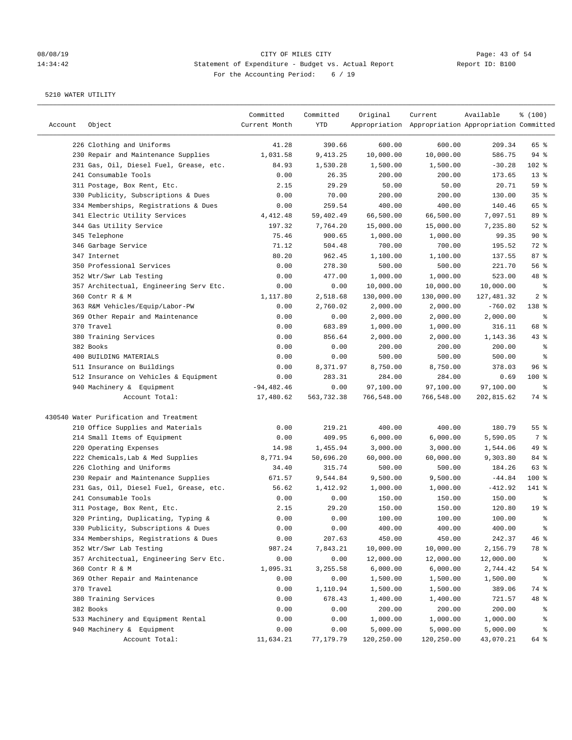CITY OF MILES CITY
Statement of Expenditure - Budget vs. Actual Report
For the Accounting Period: 6 / 19

5210 WATER UTILITY

| Account | Object | Committed Current Month | Committed YTD | Original Appropriation | Current Appropriation | Available Appropriation | % (100) Committed |
|---|---|---|---|---|---|---|---|
| | 226 Clothing and Uniforms | 41.28 | 390.66 | 600.00 | 600.00 | 209.34 | 65 % |
| | 230 Repair and Maintenance Supplies | 1,031.58 | 9,413.25 | 10,000.00 | 10,000.00 | 586.75 | 94 % |
| | 231 Gas, Oil, Diesel Fuel, Grease, etc. | 84.93 | 1,530.28 | 1,500.00 | 1,500.00 | -30.28 | 102 % |
| | 241 Consumable Tools | 0.00 | 26.35 | 200.00 | 200.00 | 173.65 | 13 % |
| | 311 Postage, Box Rent, Etc. | 2.15 | 29.29 | 50.00 | 50.00 | 20.71 | 59 % |
| | 330 Publicity, Subscriptions & Dues | 0.00 | 70.00 | 200.00 | 200.00 | 130.00 | 35 % |
| | 334 Memberships, Registrations & Dues | 0.00 | 259.54 | 400.00 | 400.00 | 140.46 | 65 % |
| | 341 Electric Utility Services | 4,412.48 | 59,402.49 | 66,500.00 | 66,500.00 | 7,097.51 | 89 % |
| | 344 Gas Utility Service | 197.32 | 7,764.20 | 15,000.00 | 15,000.00 | 7,235.80 | 52 % |
| | 345 Telephone | 75.46 | 900.65 | 1,000.00 | 1,000.00 | 99.35 | 90 % |
| | 346 Garbage Service | 71.12 | 504.48 | 700.00 | 700.00 | 195.52 | 72 % |
| | 347 Internet | 80.20 | 962.45 | 1,100.00 | 1,100.00 | 137.55 | 87 % |
| | 350 Professional Services | 0.00 | 278.30 | 500.00 | 500.00 | 221.70 | 56 % |
| | 352 Wtr/Swr Lab Testing | 0.00 | 477.00 | 1,000.00 | 1,000.00 | 523.00 | 48 % |
| | 357 Architectual, Engineering Serv Etc. | 0.00 | 0.00 | 10,000.00 | 10,000.00 | 10,000.00 | % |
| | 360 Contr R & M | 1,117.80 | 2,518.68 | 130,000.00 | 130,000.00 | 127,481.32 | 2 % |
| | 363 R&M Vehicles/Equip/Labor-PW | 0.00 | 2,760.02 | 2,000.00 | 2,000.00 | -760.02 | 138 % |
| | 369 Other Repair and Maintenance | 0.00 | 0.00 | 2,000.00 | 2,000.00 | 2,000.00 | % |
| | 370 Travel | 0.00 | 683.89 | 1,000.00 | 1,000.00 | 316.11 | 68 % |
| | 380 Training Services | 0.00 | 856.64 | 2,000.00 | 2,000.00 | 1,143.36 | 43 % |
| | 382 Books | 0.00 | 0.00 | 200.00 | 200.00 | 200.00 | % |
| | 400 BUILDING MATERIALS | 0.00 | 0.00 | 500.00 | 500.00 | 500.00 | % |
| | 511 Insurance on Buildings | 0.00 | 8,371.97 | 8,750.00 | 8,750.00 | 378.03 | 96 % |
| | 512 Insurance on Vehicles & Equipment | 0.00 | 283.31 | 284.00 | 284.00 | 0.69 | 100 % |
| | 940 Machinery & Equipment | -94,482.46 | 0.00 | 97,100.00 | 97,100.00 | 97,100.00 | % |
| | Account Total: | 17,480.62 | 563,732.38 | 766,548.00 | 766,548.00 | 202,815.62 | 74 % |
| 430540 | Water Purification and Treatment | | | | | | |
| | 210 Office Supplies and Materials | 0.00 | 219.21 | 400.00 | 400.00 | 180.79 | 55 % |
| | 214 Small Items of Equipment | 0.00 | 409.95 | 6,000.00 | 6,000.00 | 5,590.05 | 7 % |
| | 220 Operating Expenses | 14.98 | 1,455.94 | 3,000.00 | 3,000.00 | 1,544.06 | 49 % |
| | 222 Chemicals,Lab & Med Supplies | 8,771.94 | 50,696.20 | 60,000.00 | 60,000.00 | 9,303.80 | 84 % |
| | 226 Clothing and Uniforms | 34.40 | 315.74 | 500.00 | 500.00 | 184.26 | 63 % |
| | 230 Repair and Maintenance Supplies | 671.57 | 9,544.84 | 9,500.00 | 9,500.00 | -44.84 | 100 % |
| | 231 Gas, Oil, Diesel Fuel, Grease, etc. | 56.62 | 1,412.92 | 1,000.00 | 1,000.00 | -412.92 | 141 % |
| | 241 Consumable Tools | 0.00 | 0.00 | 150.00 | 150.00 | 150.00 | % |
| | 311 Postage, Box Rent, Etc. | 2.15 | 29.20 | 150.00 | 150.00 | 120.80 | 19 % |
| | 320 Printing, Duplicating, Typing & | 0.00 | 0.00 | 100.00 | 100.00 | 100.00 | % |
| | 330 Publicity, Subscriptions & Dues | 0.00 | 0.00 | 400.00 | 400.00 | 400.00 | % |
| | 334 Memberships, Registrations & Dues | 0.00 | 207.63 | 450.00 | 450.00 | 242.37 | 46 % |
| | 352 Wtr/Swr Lab Testing | 987.24 | 7,843.21 | 10,000.00 | 10,000.00 | 2,156.79 | 78 % |
| | 357 Architectual, Engineering Serv Etc. | 0.00 | 0.00 | 12,000.00 | 12,000.00 | 12,000.00 | % |
| | 360 Contr R & M | 1,095.31 | 3,255.58 | 6,000.00 | 6,000.00 | 2,744.42 | 54 % |
| | 369 Other Repair and Maintenance | 0.00 | 0.00 | 1,500.00 | 1,500.00 | 1,500.00 | % |
| | 370 Travel | 0.00 | 1,110.94 | 1,500.00 | 1,500.00 | 389.06 | 74 % |
| | 380 Training Services | 0.00 | 678.43 | 1,400.00 | 1,400.00 | 721.57 | 48 % |
| | 382 Books | 0.00 | 0.00 | 200.00 | 200.00 | 200.00 | % |
| | 533 Machinery and Equipment Rental | 0.00 | 0.00 | 1,000.00 | 1,000.00 | 1,000.00 | % |
| | 940 Machinery & Equipment | 0.00 | 0.00 | 5,000.00 | 5,000.00 | 5,000.00 | % |
| | Account Total: | 11,634.21 | 77,179.79 | 120,250.00 | 120,250.00 | 43,070.21 | 64 % |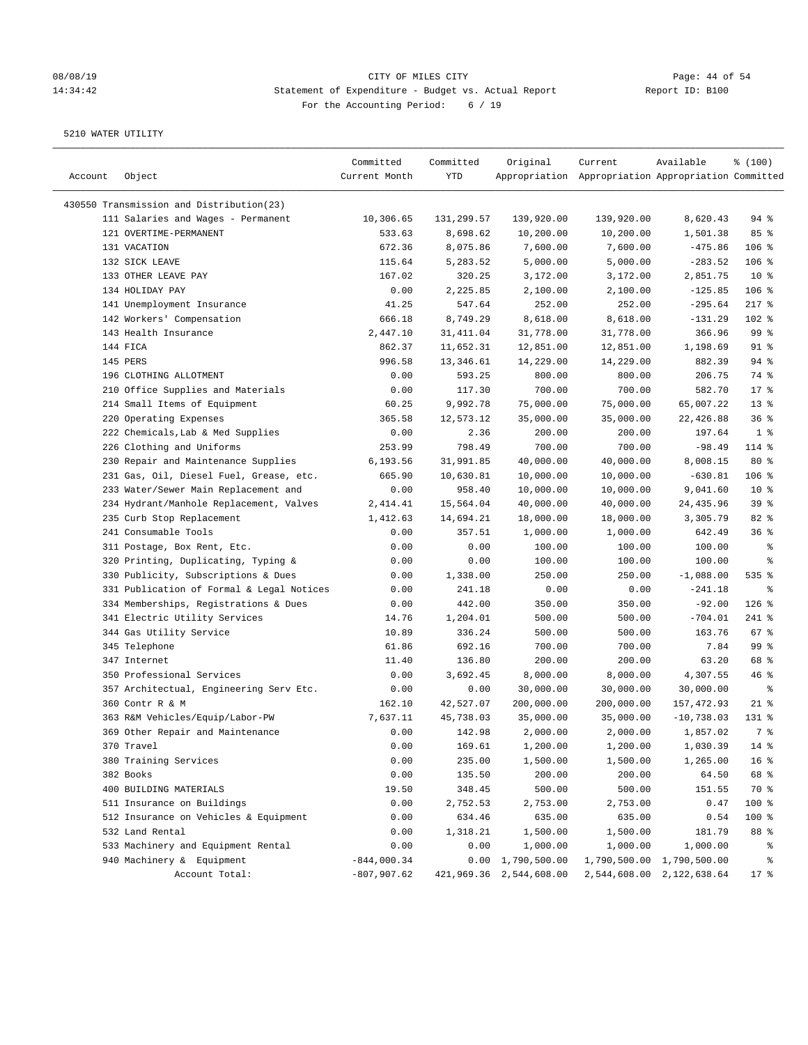CITY OF MILES CITY
Statement of Expenditure - Budget vs. Actual Report
For the Accounting Period: 6 / 19

08/08/19
14:34:42
Report ID: B100

5210 WATER UTILITY

| Account | Object | Committed Current Month | Committed YTD | Original Appropriation | Current Appropriation | Available Appropriation | % (100) Committed |
|---|---|---|---|---|---|---|---|
| 430550 | Transmission and Distribution(23) | | | | | | |
| | 111 Salaries and Wages - Permanent | 10,306.65 | 131,299.57 | 139,920.00 | 139,920.00 | 8,620.43 | 94 % |
| | 121 OVERTIME-PERMANENT | 533.63 | 8,698.62 | 10,200.00 | 10,200.00 | 1,501.38 | 85 % |
| | 131 VACATION | 672.36 | 8,075.86 | 7,600.00 | 7,600.00 | -475.86 | 106 % |
| | 132 SICK LEAVE | 115.64 | 5,283.52 | 5,000.00 | 5,000.00 | -283.52 | 106 % |
| | 133 OTHER LEAVE PAY | 167.02 | 320.25 | 3,172.00 | 3,172.00 | 2,851.75 | 10 % |
| | 134 HOLIDAY PAY | 0.00 | 2,225.85 | 2,100.00 | 2,100.00 | -125.85 | 106 % |
| | 141 Unemployment Insurance | 41.25 | 547.64 | 252.00 | 252.00 | -295.64 | 217 % |
| | 142 Workers' Compensation | 666.18 | 8,749.29 | 8,618.00 | 8,618.00 | -131.29 | 102 % |
| | 143 Health Insurance | 2,447.10 | 31,411.04 | 31,778.00 | 31,778.00 | 366.96 | 99 % |
| | 144 FICA | 862.37 | 11,652.31 | 12,851.00 | 12,851.00 | 1,198.69 | 91 % |
| | 145 PERS | 996.58 | 13,346.61 | 14,229.00 | 14,229.00 | 882.39 | 94 % |
| | 196 CLOTHING ALLOTMENT | 0.00 | 593.25 | 800.00 | 800.00 | 206.75 | 74 % |
| | 210 Office Supplies and Materials | 0.00 | 117.30 | 700.00 | 700.00 | 582.70 | 17 % |
| | 214 Small Items of Equipment | 60.25 | 9,992.78 | 75,000.00 | 75,000.00 | 65,007.22 | 13 % |
| | 220 Operating Expenses | 365.58 | 12,573.12 | 35,000.00 | 35,000.00 | 22,426.88 | 36 % |
| | 222 Chemicals,Lab & Med Supplies | 0.00 | 2.36 | 200.00 | 200.00 | 197.64 | 1 % |
| | 226 Clothing and Uniforms | 253.99 | 798.49 | 700.00 | 700.00 | -98.49 | 114 % |
| | 230 Repair and Maintenance Supplies | 6,193.56 | 31,991.85 | 40,000.00 | 40,000.00 | 8,008.15 | 80 % |
| | 231 Gas, Oil, Diesel Fuel, Grease, etc. | 665.90 | 10,630.81 | 10,000.00 | 10,000.00 | -630.81 | 106 % |
| | 233 Water/Sewer Main Replacement and | 0.00 | 958.40 | 10,000.00 | 10,000.00 | 9,041.60 | 10 % |
| | 234 Hydrant/Manhole Replacement, Valves | 2,414.41 | 15,564.04 | 40,000.00 | 40,000.00 | 24,435.96 | 39 % |
| | 235 Curb Stop Replacement | 1,412.63 | 14,694.21 | 18,000.00 | 18,000.00 | 3,305.79 | 82 % |
| | 241 Consumable Tools | 0.00 | 357.51 | 1,000.00 | 1,000.00 | 642.49 | 36 % |
| | 311 Postage, Box Rent, Etc. | 0.00 | 0.00 | 100.00 | 100.00 | 100.00 | % |
| | 320 Printing, Duplicating, Typing & | 0.00 | 0.00 | 100.00 | 100.00 | 100.00 | % |
| | 330 Publicity, Subscriptions & Dues | 0.00 | 1,338.00 | 250.00 | 250.00 | -1,088.00 | 535 % |
| | 331 Publication of Formal & Legal Notices | 0.00 | 241.18 | 0.00 | 0.00 | -241.18 | % |
| | 334 Memberships, Registrations & Dues | 0.00 | 442.00 | 350.00 | 350.00 | -92.00 | 126 % |
| | 341 Electric Utility Services | 14.76 | 1,204.01 | 500.00 | 500.00 | -704.01 | 241 % |
| | 344 Gas Utility Service | 10.89 | 336.24 | 500.00 | 500.00 | 163.76 | 67 % |
| | 345 Telephone | 61.86 | 692.16 | 700.00 | 700.00 | 7.84 | 99 % |
| | 347 Internet | 11.40 | 136.80 | 200.00 | 200.00 | 63.20 | 68 % |
| | 350 Professional Services | 0.00 | 3,692.45 | 8,000.00 | 8,000.00 | 4,307.55 | 46 % |
| | 357 Architectual, Engineering Serv Etc. | 0.00 | 0.00 | 30,000.00 | 30,000.00 | 30,000.00 | % |
| | 360 Contr R & M | 162.10 | 42,527.07 | 200,000.00 | 200,000.00 | 157,472.93 | 21 % |
| | 363 R&M Vehicles/Equip/Labor-PW | 7,637.11 | 45,738.03 | 35,000.00 | 35,000.00 | -10,738.03 | 131 % |
| | 369 Other Repair and Maintenance | 0.00 | 142.98 | 2,000.00 | 2,000.00 | 1,857.02 | 7 % |
| | 370 Travel | 0.00 | 169.61 | 1,200.00 | 1,200.00 | 1,030.39 | 14 % |
| | 380 Training Services | 0.00 | 235.00 | 1,500.00 | 1,500.00 | 1,265.00 | 16 % |
| | 382 Books | 0.00 | 135.50 | 200.00 | 200.00 | 64.50 | 68 % |
| | 400 BUILDING MATERIALS | 19.50 | 348.45 | 500.00 | 500.00 | 151.55 | 70 % |
| | 511 Insurance on Buildings | 0.00 | 2,752.53 | 2,753.00 | 2,753.00 | 0.47 | 100 % |
| | 512 Insurance on Vehicles & Equipment | 0.00 | 634.46 | 635.00 | 635.00 | 0.54 | 100 % |
| | 532 Land Rental | 0.00 | 1,318.21 | 1,500.00 | 1,500.00 | 181.79 | 88 % |
| | 533 Machinery and Equipment Rental | 0.00 | 0.00 | 1,000.00 | 1,000.00 | 1,000.00 | % |
| | 940 Machinery & Equipment | -844,000.34 | 0.00 | 1,790,500.00 | 1,790,500.00 | 1,790,500.00 | % |
| | Account Total: | -807,907.62 | 421,969.36 | 2,544,608.00 | 2,544,608.00 | 2,122,638.64 | 17 % |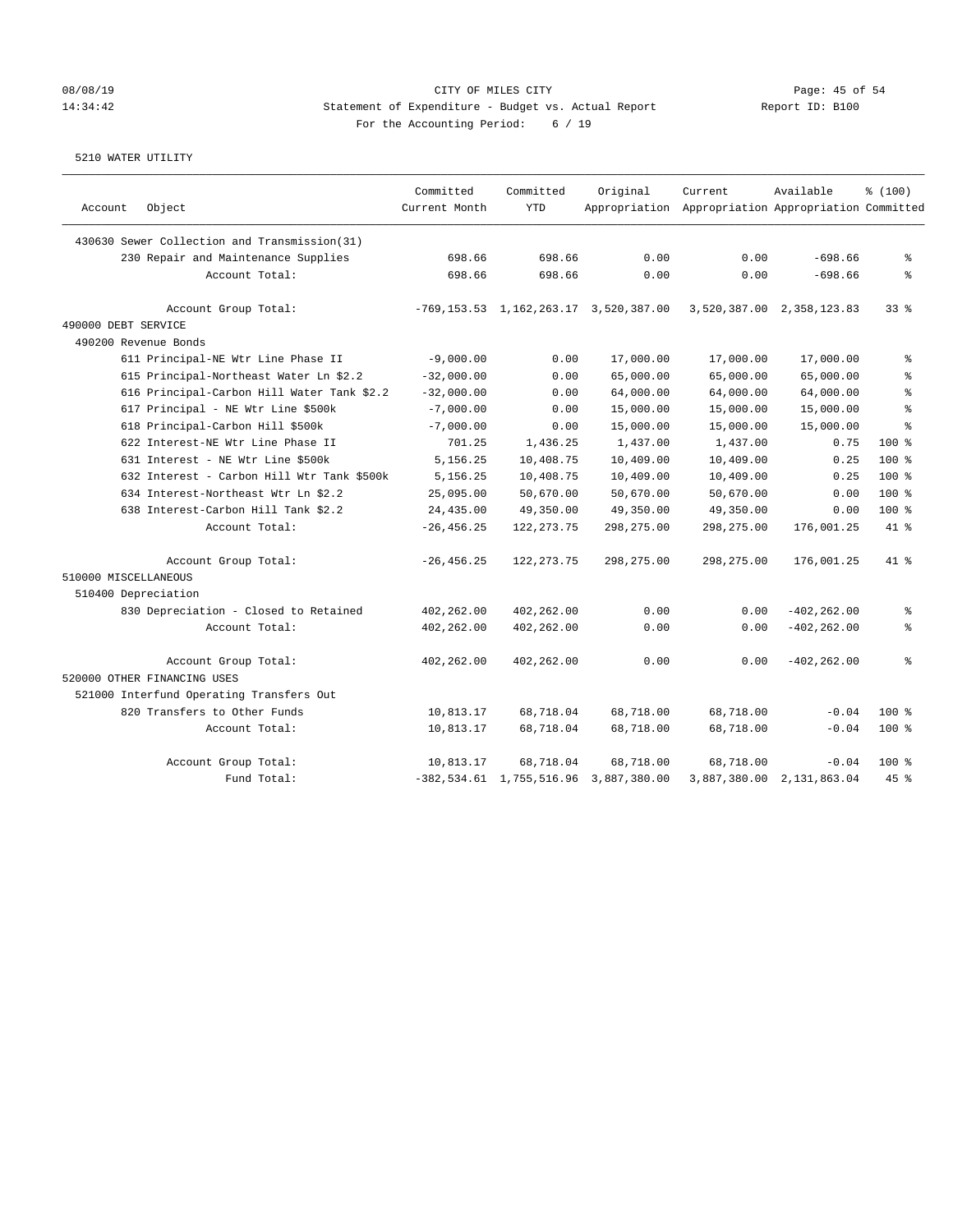# CITY OF MILES CITY

## Statement of Expenditure - Budget vs. Actual Report

For the Accounting Period: 6 / 19

08/08/19 14:34:42 — Report ID: B100

### 5210 WATER UTILITY

| Account | Object | Committed Current Month | Committed YTD | Original Appropriation | Current Appropriation | Available Appropriation | % (100) Committed |
|---|---|---|---|---|---|---|---|
| 430630 Sewer Collection and Transmission(31) | | | | | | | |
| | 230 Repair and Maintenance Supplies | 698.66 | 698.66 | 0.00 | 0.00 | -698.66 | % |
| | Account Total: | 698.66 | 698.66 | 0.00 | 0.00 | -698.66 | % |
| | Account Group Total: | -769,153.53 | 1,162,263.17 | 3,520,387.00 | 3,520,387.00 | 2,358,123.83 | 33 % |
| 490000 DEBT SERVICE | | | | | | | |
| 490200 Revenue Bonds | | | | | | | |
| | 611 Principal-NE Wtr Line Phase II | -9,000.00 | 0.00 | 17,000.00 | 17,000.00 | 17,000.00 | % |
| | 615 Principal-Northeast Water Ln $2.2 | -32,000.00 | 0.00 | 65,000.00 | 65,000.00 | 65,000.00 | % |
| | 616 Principal-Carbon Hill Water Tank $2.2 | -32,000.00 | 0.00 | 64,000.00 | 64,000.00 | 64,000.00 | % |
| | 617 Principal - NE Wtr Line $500k | -7,000.00 | 0.00 | 15,000.00 | 15,000.00 | 15,000.00 | % |
| | 618 Principal-Carbon Hill $500k | -7,000.00 | 0.00 | 15,000.00 | 15,000.00 | 15,000.00 | % |
| | 622 Interest-NE Wtr Line Phase II | 701.25 | 1,436.25 | 1,437.00 | 1,437.00 | 0.75 | 100 % |
| | 631 Interest - NE Wtr Line $500k | 5,156.25 | 10,408.75 | 10,409.00 | 10,409.00 | 0.25 | 100 % |
| | 632 Interest - Carbon Hill Wtr Tank $500k | 5,156.25 | 10,408.75 | 10,409.00 | 10,409.00 | 0.25 | 100 % |
| | 634 Interest-Northeast Wtr Ln $2.2 | 25,095.00 | 50,670.00 | 50,670.00 | 50,670.00 | 0.00 | 100 % |
| | 638 Interest-Carbon Hill Tank $2.2 | 24,435.00 | 49,350.00 | 49,350.00 | 49,350.00 | 0.00 | 100 % |
| | Account Total: | -26,456.25 | 122,273.75 | 298,275.00 | 298,275.00 | 176,001.25 | 41 % |
| | Account Group Total: | -26,456.25 | 122,273.75 | 298,275.00 | 298,275.00 | 176,001.25 | 41 % |
| 510000 MISCELLANEOUS | | | | | | | |
| 510400 Depreciation | | | | | | | |
| | 830 Depreciation - Closed to Retained | 402,262.00 | 402,262.00 | 0.00 | 0.00 | -402,262.00 | % |
| | Account Total: | 402,262.00 | 402,262.00 | 0.00 | 0.00 | -402,262.00 | % |
| | Account Group Total: | 402,262.00 | 402,262.00 | 0.00 | 0.00 | -402,262.00 | % |
| 520000 OTHER FINANCING USES | | | | | | | |
| 521000 Interfund Operating Transfers Out | | | | | | | |
| | 820 Transfers to Other Funds | 10,813.17 | 68,718.04 | 68,718.00 | 68,718.00 | -0.04 | 100 % |
| | Account Total: | 10,813.17 | 68,718.04 | 68,718.00 | 68,718.00 | -0.04 | 100 % |
| | Account Group Total: | 10,813.17 | 68,718.04 | 68,718.00 | 68,718.00 | -0.04 | 100 % |
| | Fund Total: | -382,534.61 | 1,755,516.96 | 3,887,380.00 | 3,887,380.00 | 2,131,863.04 | 45 % |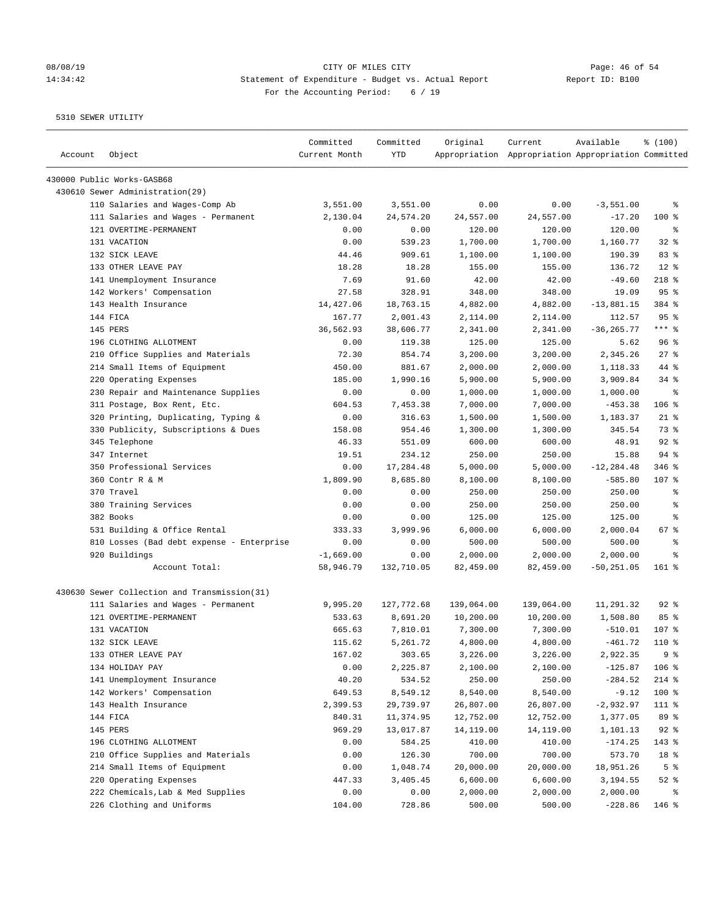CITY OF MILES CITY
Statement of Expenditure - Budget vs. Actual Report
For the Accounting Period: 6 / 19

08/08/19
14:34:42

Report ID: B100

5310 SEWER UTILITY

| Account | Object | Committed Current Month | Committed YTD | Original Appropriation | Current Appropriation | Available Appropriation | % (100) Committed |
|---|---|---|---|---|---|---|---|
| 430000 Public Works-GASB68 | | | | | | | |
| 430610 Sewer Administration(29) | | | | | | | |
| | 110 Salaries and Wages-Comp Ab | 3,551.00 | 3,551.00 | 0.00 | 0.00 | -3,551.00 | % |
| | 111 Salaries and Wages - Permanent | 2,130.04 | 24,574.20 | 24,557.00 | 24,557.00 | -17.20 | 100 % |
| | 121 OVERTIME-PERMANENT | 0.00 | 0.00 | 120.00 | 120.00 | 120.00 | % |
| | 131 VACATION | 0.00 | 539.23 | 1,700.00 | 1,700.00 | 1,160.77 | 32 % |
| | 132 SICK LEAVE | 44.46 | 909.61 | 1,100.00 | 1,100.00 | 190.39 | 83 % |
| | 133 OTHER LEAVE PAY | 18.28 | 18.28 | 155.00 | 155.00 | 136.72 | 12 % |
| | 141 Unemployment Insurance | 7.69 | 91.60 | 42.00 | 42.00 | -49.60 | 218 % |
| | 142 Workers' Compensation | 27.58 | 328.91 | 348.00 | 348.00 | 19.09 | 95 % |
| | 143 Health Insurance | 14,427.06 | 18,763.15 | 4,882.00 | 4,882.00 | -13,881.15 | 384 % |
| | 144 FICA | 167.77 | 2,001.43 | 2,114.00 | 2,114.00 | 112.57 | 95 % |
| | 145 PERS | 36,562.93 | 38,606.77 | 2,341.00 | 2,341.00 | -36,265.77 | *** % |
| | 196 CLOTHING ALLOTMENT | 0.00 | 119.38 | 125.00 | 125.00 | 5.62 | 96 % |
| | 210 Office Supplies and Materials | 72.30 | 854.74 | 3,200.00 | 3,200.00 | 2,345.26 | 27 % |
| | 214 Small Items of Equipment | 450.00 | 881.67 | 2,000.00 | 2,000.00 | 1,118.33 | 44 % |
| | 220 Operating Expenses | 185.00 | 1,990.16 | 5,900.00 | 5,900.00 | 3,909.84 | 34 % |
| | 230 Repair and Maintenance Supplies | 0.00 | 0.00 | 1,000.00 | 1,000.00 | 1,000.00 | % |
| | 311 Postage, Box Rent, Etc. | 604.53 | 7,453.38 | 7,000.00 | 7,000.00 | -453.38 | 106 % |
| | 320 Printing, Duplicating, Typing & | 0.00 | 316.63 | 1,500.00 | 1,500.00 | 1,183.37 | 21 % |
| | 330 Publicity, Subscriptions & Dues | 158.08 | 954.46 | 1,300.00 | 1,300.00 | 345.54 | 73 % |
| | 345 Telephone | 46.33 | 551.09 | 600.00 | 600.00 | 48.91 | 92 % |
| | 347 Internet | 19.51 | 234.12 | 250.00 | 250.00 | 15.88 | 94 % |
| | 350 Professional Services | 0.00 | 17,284.48 | 5,000.00 | 5,000.00 | -12,284.48 | 346 % |
| | 360 Contr R & M | 1,809.90 | 8,685.80 | 8,100.00 | 8,100.00 | -585.80 | 107 % |
| | 370 Travel | 0.00 | 0.00 | 250.00 | 250.00 | 250.00 | % |
| | 380 Training Services | 0.00 | 0.00 | 250.00 | 250.00 | 250.00 | % |
| | 382 Books | 0.00 | 0.00 | 125.00 | 125.00 | 125.00 | % |
| | 531 Building & Office Rental | 333.33 | 3,999.96 | 6,000.00 | 6,000.00 | 2,000.04 | 67 % |
| | 810 Losses (Bad debt expense - Enterprise | 0.00 | 0.00 | 500.00 | 500.00 | 500.00 | % |
| | 920 Buildings | -1,669.00 | 0.00 | 2,000.00 | 2,000.00 | 2,000.00 | % |
| | Account Total: | 58,946.79 | 132,710.05 | 82,459.00 | 82,459.00 | -50,251.05 | 161 % |
| 430630 Sewer Collection and Transmission(31) | | | | | | | |
| | 111 Salaries and Wages - Permanent | 9,995.20 | 127,772.68 | 139,064.00 | 139,064.00 | 11,291.32 | 92 % |
| | 121 OVERTIME-PERMANENT | 533.63 | 8,691.20 | 10,200.00 | 10,200.00 | 1,508.80 | 85 % |
| | 131 VACATION | 665.63 | 7,810.01 | 7,300.00 | 7,300.00 | -510.01 | 107 % |
| | 132 SICK LEAVE | 115.62 | 5,261.72 | 4,800.00 | 4,800.00 | -461.72 | 110 % |
| | 133 OTHER LEAVE PAY | 167.02 | 303.65 | 3,226.00 | 3,226.00 | 2,922.35 | 9 % |
| | 134 HOLIDAY PAY | 0.00 | 2,225.87 | 2,100.00 | 2,100.00 | -125.87 | 106 % |
| | 141 Unemployment Insurance | 40.20 | 534.52 | 250.00 | 250.00 | -284.52 | 214 % |
| | 142 Workers' Compensation | 649.53 | 8,549.12 | 8,540.00 | 8,540.00 | -9.12 | 100 % |
| | 143 Health Insurance | 2,399.53 | 29,739.97 | 26,807.00 | 26,807.00 | -2,932.97 | 111 % |
| | 144 FICA | 840.31 | 11,374.95 | 12,752.00 | 12,752.00 | 1,377.05 | 89 % |
| | 145 PERS | 969.29 | 13,017.87 | 14,119.00 | 14,119.00 | 1,101.13 | 92 % |
| | 196 CLOTHING ALLOTMENT | 0.00 | 584.25 | 410.00 | 410.00 | -174.25 | 143 % |
| | 210 Office Supplies and Materials | 0.00 | 126.30 | 700.00 | 700.00 | 573.70 | 18 % |
| | 214 Small Items of Equipment | 0.00 | 1,048.74 | 20,000.00 | 20,000.00 | 18,951.26 | 5 % |
| | 220 Operating Expenses | 447.33 | 3,405.45 | 6,600.00 | 6,600.00 | 3,194.55 | 52 % |
| | 222 Chemicals,Lab & Med Supplies | 0.00 | 0.00 | 2,000.00 | 2,000.00 | 2,000.00 | % |
| | 226 Clothing and Uniforms | 104.00 | 728.86 | 500.00 | 500.00 | -228.86 | 146 % |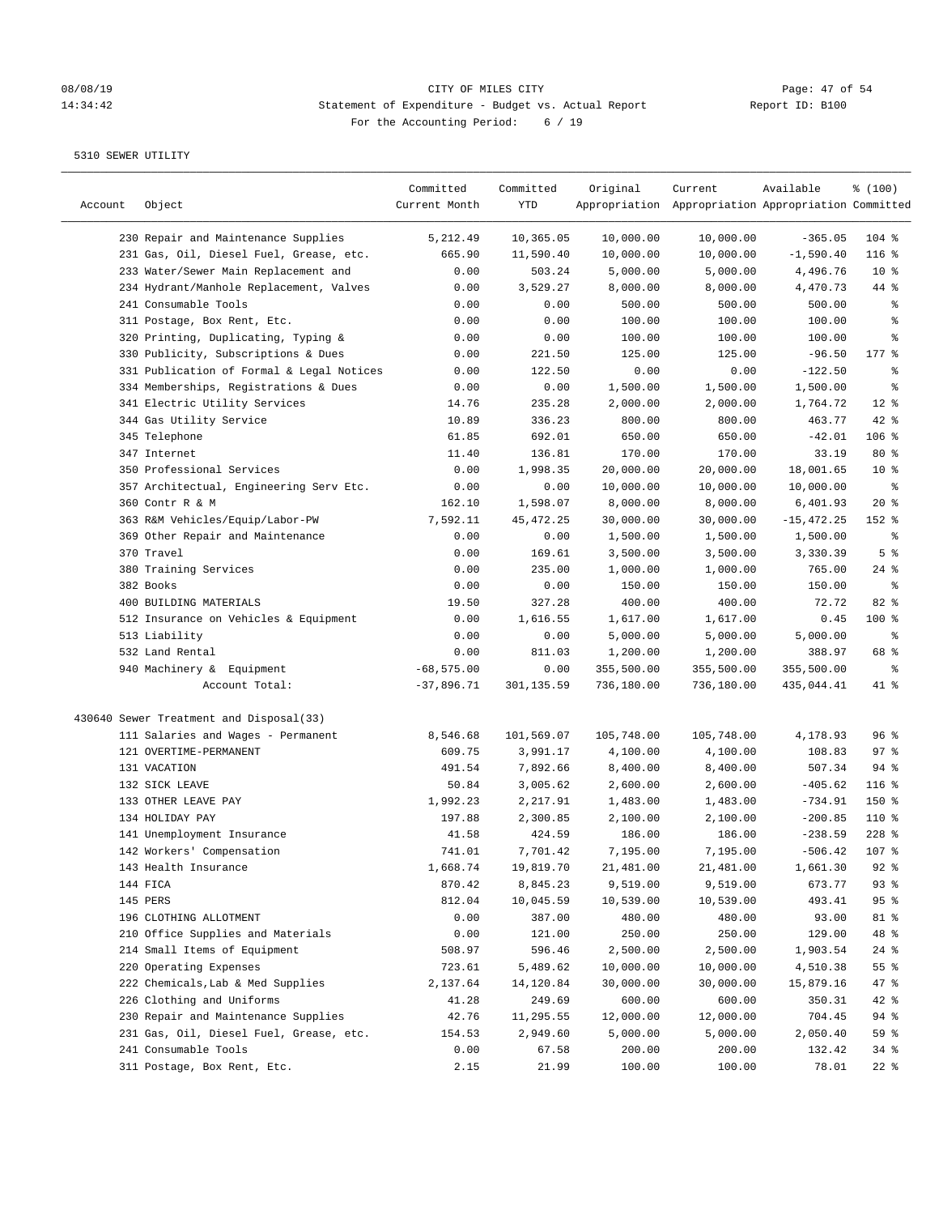CITY OF MILES CITY
Statement of Expenditure - Budget vs. Actual Report
For the Accounting Period: 6 / 19

5310 SEWER UTILITY

| Account | Object | Committed Current Month | Committed YTD | Original Appropriation | Current Appropriation | Available Appropriation | % (100) Committed |
|---|---|---|---|---|---|---|---|
| | 230 Repair and Maintenance Supplies | 5,212.49 | 10,365.05 | 10,000.00 | 10,000.00 | -365.05 | 104 % |
| | 231 Gas, Oil, Diesel Fuel, Grease, etc. | 665.90 | 11,590.40 | 10,000.00 | 10,000.00 | -1,590.40 | 116 % |
| | 233 Water/Sewer Main Replacement and | 0.00 | 503.24 | 5,000.00 | 5,000.00 | 4,496.76 | 10 % |
| | 234 Hydrant/Manhole Replacement, Valves | 0.00 | 3,529.27 | 8,000.00 | 8,000.00 | 4,470.73 | 44 % |
| | 241 Consumable Tools | 0.00 | 0.00 | 500.00 | 500.00 | 500.00 | % |
| | 311 Postage, Box Rent, Etc. | 0.00 | 0.00 | 100.00 | 100.00 | 100.00 | % |
| | 320 Printing, Duplicating, Typing & | 0.00 | 0.00 | 100.00 | 100.00 | 100.00 | % |
| | 330 Publicity, Subscriptions & Dues | 0.00 | 221.50 | 125.00 | 125.00 | -96.50 | 177 % |
| | 331 Publication of Formal & Legal Notices | 0.00 | 122.50 | 0.00 | 0.00 | -122.50 | % |
| | 334 Memberships, Registrations & Dues | 0.00 | 0.00 | 1,500.00 | 1,500.00 | 1,500.00 | % |
| | 341 Electric Utility Services | 14.76 | 235.28 | 2,000.00 | 2,000.00 | 1,764.72 | 12 % |
| | 344 Gas Utility Service | 10.89 | 336.23 | 800.00 | 800.00 | 463.77 | 42 % |
| | 345 Telephone | 61.85 | 692.01 | 650.00 | 650.00 | -42.01 | 106 % |
| | 347 Internet | 11.40 | 136.81 | 170.00 | 170.00 | 33.19 | 80 % |
| | 350 Professional Services | 0.00 | 1,998.35 | 20,000.00 | 20,000.00 | 18,001.65 | 10 % |
| | 357 Architectual, Engineering Serv Etc. | 0.00 | 0.00 | 10,000.00 | 10,000.00 | 10,000.00 | % |
| | 360 Contr R & M | 162.10 | 1,598.07 | 8,000.00 | 8,000.00 | 6,401.93 | 20 % |
| | 363 R&M Vehicles/Equip/Labor-PW | 7,592.11 | 45,472.25 | 30,000.00 | 30,000.00 | -15,472.25 | 152 % |
| | 369 Other Repair and Maintenance | 0.00 | 0.00 | 1,500.00 | 1,500.00 | 1,500.00 | % |
| | 370 Travel | 0.00 | 169.61 | 3,500.00 | 3,500.00 | 3,330.39 | 5 % |
| | 380 Training Services | 0.00 | 235.00 | 1,000.00 | 1,000.00 | 765.00 | 24 % |
| | 382 Books | 0.00 | 0.00 | 150.00 | 150.00 | 150.00 | % |
| | 400 BUILDING MATERIALS | 19.50 | 327.28 | 400.00 | 400.00 | 72.72 | 82 % |
| | 512 Insurance on Vehicles & Equipment | 0.00 | 1,616.55 | 1,617.00 | 1,617.00 | 0.45 | 100 % |
| | 513 Liability | 0.00 | 0.00 | 5,000.00 | 5,000.00 | 5,000.00 | % |
| | 532 Land Rental | 0.00 | 811.03 | 1,200.00 | 1,200.00 | 388.97 | 68 % |
| | 940 Machinery & Equipment | -68,575.00 | 0.00 | 355,500.00 | 355,500.00 | 355,500.00 | % |
| | Account Total: | -37,896.71 | 301,135.59 | 736,180.00 | 736,180.00 | 435,044.41 | 41 % |
| 430640 Sewer Treatment and Disposal(33) | | | | | | | |
| | 111 Salaries and Wages - Permanent | 8,546.68 | 101,569.07 | 105,748.00 | 105,748.00 | 4,178.93 | 96 % |
| | 121 OVERTIME-PERMANENT | 609.75 | 3,991.17 | 4,100.00 | 4,100.00 | 108.83 | 97 % |
| | 131 VACATION | 491.54 | 7,892.66 | 8,400.00 | 8,400.00 | 507.34 | 94 % |
| | 132 SICK LEAVE | 50.84 | 3,005.62 | 2,600.00 | 2,600.00 | -405.62 | 116 % |
| | 133 OTHER LEAVE PAY | 1,992.23 | 2,217.91 | 1,483.00 | 1,483.00 | -734.91 | 150 % |
| | 134 HOLIDAY PAY | 197.88 | 2,300.85 | 2,100.00 | 2,100.00 | -200.85 | 110 % |
| | 141 Unemployment Insurance | 41.58 | 424.59 | 186.00 | 186.00 | -238.59 | 228 % |
| | 142 Workers' Compensation | 741.01 | 7,701.42 | 7,195.00 | 7,195.00 | -506.42 | 107 % |
| | 143 Health Insurance | 1,668.74 | 19,819.70 | 21,481.00 | 21,481.00 | 1,661.30 | 92 % |
| | 144 FICA | 870.42 | 8,845.23 | 9,519.00 | 9,519.00 | 673.77 | 93 % |
| | 145 PERS | 812.04 | 10,045.59 | 10,539.00 | 10,539.00 | 493.41 | 95 % |
| | 196 CLOTHING ALLOTMENT | 0.00 | 387.00 | 480.00 | 480.00 | 93.00 | 81 % |
| | 210 Office Supplies and Materials | 0.00 | 121.00 | 250.00 | 250.00 | 129.00 | 48 % |
| | 214 Small Items of Equipment | 508.97 | 596.46 | 2,500.00 | 2,500.00 | 1,903.54 | 24 % |
| | 220 Operating Expenses | 723.61 | 5,489.62 | 10,000.00 | 10,000.00 | 4,510.38 | 55 % |
| | 222 Chemicals,Lab & Med Supplies | 2,137.64 | 14,120.84 | 30,000.00 | 30,000.00 | 15,879.16 | 47 % |
| | 226 Clothing and Uniforms | 41.28 | 249.69 | 600.00 | 600.00 | 350.31 | 42 % |
| | 230 Repair and Maintenance Supplies | 42.76 | 11,295.55 | 12,000.00 | 12,000.00 | 704.45 | 94 % |
| | 231 Gas, Oil, Diesel Fuel, Grease, etc. | 154.53 | 2,949.60 | 5,000.00 | 5,000.00 | 2,050.40 | 59 % |
| | 241 Consumable Tools | 0.00 | 67.58 | 200.00 | 200.00 | 132.42 | 34 % |
| | 311 Postage, Box Rent, Etc. | 2.15 | 21.99 | 100.00 | 100.00 | 78.01 | 22 % |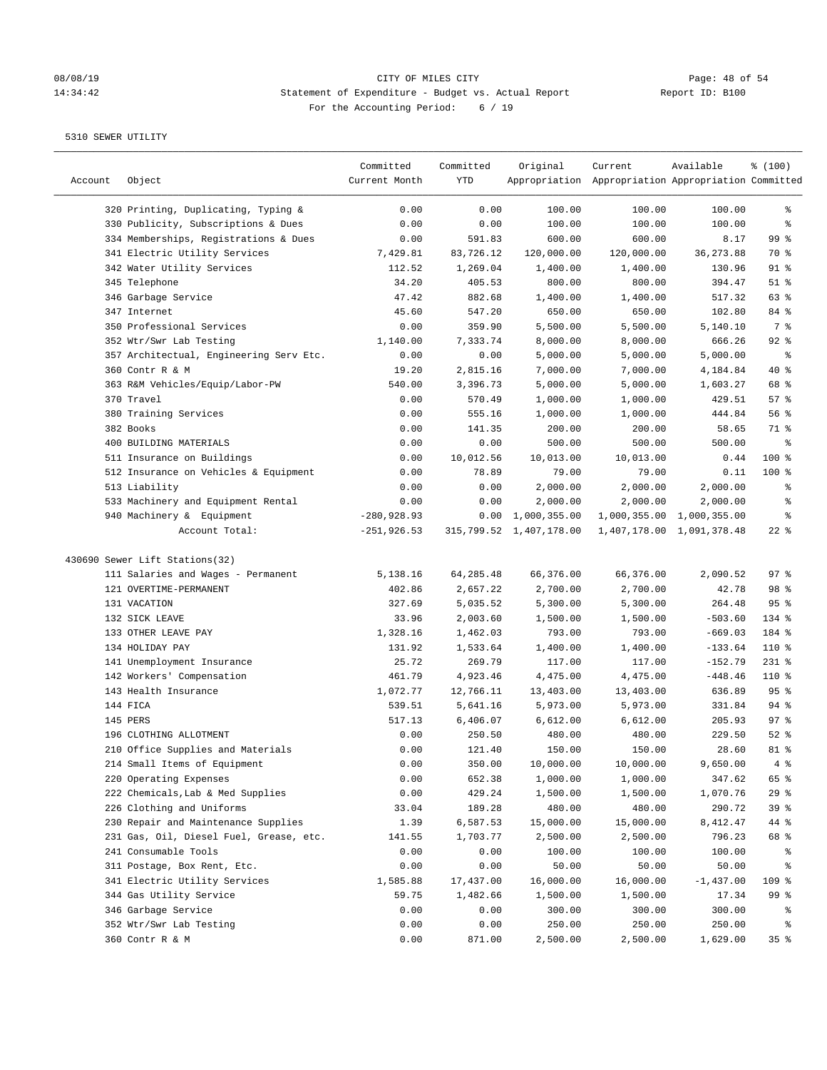CITY OF MILES CITY
Statement of Expenditure - Budget vs. Actual Report
For the Accounting Period: 6 / 19

5310 SEWER UTILITY

| Account | Object | Committed Current Month | Committed YTD | Original Appropriation | Current Appropriation | Available Appropriation | % (100) Committed |
|---|---|---|---|---|---|---|---|
| | 320 Printing, Duplicating, Typing & | 0.00 | 0.00 | 100.00 | 100.00 | 100.00 | % |
| | 330 Publicity, Subscriptions & Dues | 0.00 | 0.00 | 100.00 | 100.00 | 100.00 | % |
| | 334 Memberships, Registrations & Dues | 0.00 | 591.83 | 600.00 | 600.00 | 8.17 | 99 % |
| | 341 Electric Utility Services | 7,429.81 | 83,726.12 | 120,000.00 | 120,000.00 | 36,273.88 | 70 % |
| | 342 Water Utility Services | 112.52 | 1,269.04 | 1,400.00 | 1,400.00 | 130.96 | 91 % |
| | 345 Telephone | 34.20 | 405.53 | 800.00 | 800.00 | 394.47 | 51 % |
| | 346 Garbage Service | 47.42 | 882.68 | 1,400.00 | 1,400.00 | 517.32 | 63 % |
| | 347 Internet | 45.60 | 547.20 | 650.00 | 650.00 | 102.80 | 84 % |
| | 350 Professional Services | 0.00 | 359.90 | 5,500.00 | 5,500.00 | 5,140.10 | 7 % |
| | 352 Wtr/Swr Lab Testing | 1,140.00 | 7,333.74 | 8,000.00 | 8,000.00 | 666.26 | 92 % |
| | 357 Architectual, Engineering Serv Etc. | 0.00 | 0.00 | 5,000.00 | 5,000.00 | 5,000.00 | % |
| | 360 Contr R & M | 19.20 | 2,815.16 | 7,000.00 | 7,000.00 | 4,184.84 | 40 % |
| | 363 R&M Vehicles/Equip/Labor-PW | 540.00 | 3,396.73 | 5,000.00 | 5,000.00 | 1,603.27 | 68 % |
| | 370 Travel | 0.00 | 570.49 | 1,000.00 | 1,000.00 | 429.51 | 57 % |
| | 380 Training Services | 0.00 | 555.16 | 1,000.00 | 1,000.00 | 444.84 | 56 % |
| | 382 Books | 0.00 | 141.35 | 200.00 | 200.00 | 58.65 | 71 % |
| | 400 BUILDING MATERIALS | 0.00 | 0.00 | 500.00 | 500.00 | 500.00 | % |
| | 511 Insurance on Buildings | 0.00 | 10,012.56 | 10,013.00 | 10,013.00 | 0.44 | 100 % |
| | 512 Insurance on Vehicles & Equipment | 0.00 | 78.89 | 79.00 | 79.00 | 0.11 | 100 % |
| | 513 Liability | 0.00 | 0.00 | 2,000.00 | 2,000.00 | 2,000.00 | % |
| | 533 Machinery and Equipment Rental | 0.00 | 0.00 | 2,000.00 | 2,000.00 | 2,000.00 | % |
| | 940 Machinery & Equipment | -280,928.93 | 0.00 | 1,000,355.00 | 1,000,355.00 | 1,000,355.00 | % |
| | Account Total: | -251,926.53 | 315,799.52 | 1,407,178.00 | 1,407,178.00 | 1,091,378.48 | 22 % |
| 430690 Sewer Lift Stations(32) | | | | | | | |
| | 111 Salaries and Wages - Permanent | 5,138.16 | 64,285.48 | 66,376.00 | 66,376.00 | 2,090.52 | 97 % |
| | 121 OVERTIME-PERMANENT | 402.86 | 2,657.22 | 2,700.00 | 2,700.00 | 42.78 | 98 % |
| | 131 VACATION | 327.69 | 5,035.52 | 5,300.00 | 5,300.00 | 264.48 | 95 % |
| | 132 SICK LEAVE | 33.96 | 2,003.60 | 1,500.00 | 1,500.00 | -503.60 | 134 % |
| | 133 OTHER LEAVE PAY | 1,328.16 | 1,462.03 | 793.00 | 793.00 | -669.03 | 184 % |
| | 134 HOLIDAY PAY | 131.92 | 1,533.64 | 1,400.00 | 1,400.00 | -133.64 | 110 % |
| | 141 Unemployment Insurance | 25.72 | 269.79 | 117.00 | 117.00 | -152.79 | 231 % |
| | 142 Workers' Compensation | 461.79 | 4,923.46 | 4,475.00 | 4,475.00 | -448.46 | 110 % |
| | 143 Health Insurance | 1,072.77 | 12,766.11 | 13,403.00 | 13,403.00 | 636.89 | 95 % |
| | 144 FICA | 539.51 | 5,641.16 | 5,973.00 | 5,973.00 | 331.84 | 94 % |
| | 145 PERS | 517.13 | 6,406.07 | 6,612.00 | 6,612.00 | 205.93 | 97 % |
| | 196 CLOTHING ALLOTMENT | 0.00 | 250.50 | 480.00 | 480.00 | 229.50 | 52 % |
| | 210 Office Supplies and Materials | 0.00 | 121.40 | 150.00 | 150.00 | 28.60 | 81 % |
| | 214 Small Items of Equipment | 0.00 | 350.00 | 10,000.00 | 10,000.00 | 9,650.00 | 4 % |
| | 220 Operating Expenses | 0.00 | 652.38 | 1,000.00 | 1,000.00 | 347.62 | 65 % |
| | 222 Chemicals,Lab & Med Supplies | 0.00 | 429.24 | 1,500.00 | 1,500.00 | 1,070.76 | 29 % |
| | 226 Clothing and Uniforms | 33.04 | 189.28 | 480.00 | 480.00 | 290.72 | 39 % |
| | 230 Repair and Maintenance Supplies | 1.39 | 6,587.53 | 15,000.00 | 15,000.00 | 8,412.47 | 44 % |
| | 231 Gas, Oil, Diesel Fuel, Grease, etc. | 141.55 | 1,703.77 | 2,500.00 | 2,500.00 | 796.23 | 68 % |
| | 241 Consumable Tools | 0.00 | 0.00 | 100.00 | 100.00 | 100.00 | % |
| | 311 Postage, Box Rent, Etc. | 0.00 | 0.00 | 50.00 | 50.00 | 50.00 | % |
| | 341 Electric Utility Services | 1,585.88 | 17,437.00 | 16,000.00 | 16,000.00 | -1,437.00 | 109 % |
| | 344 Gas Utility Service | 59.75 | 1,482.66 | 1,500.00 | 1,500.00 | 17.34 | 99 % |
| | 346 Garbage Service | 0.00 | 0.00 | 300.00 | 300.00 | 300.00 | % |
| | 352 Wtr/Swr Lab Testing | 0.00 | 0.00 | 250.00 | 250.00 | 250.00 | % |
| | 360 Contr R & M | 0.00 | 871.00 | 2,500.00 | 2,500.00 | 1,629.00 | 35 % |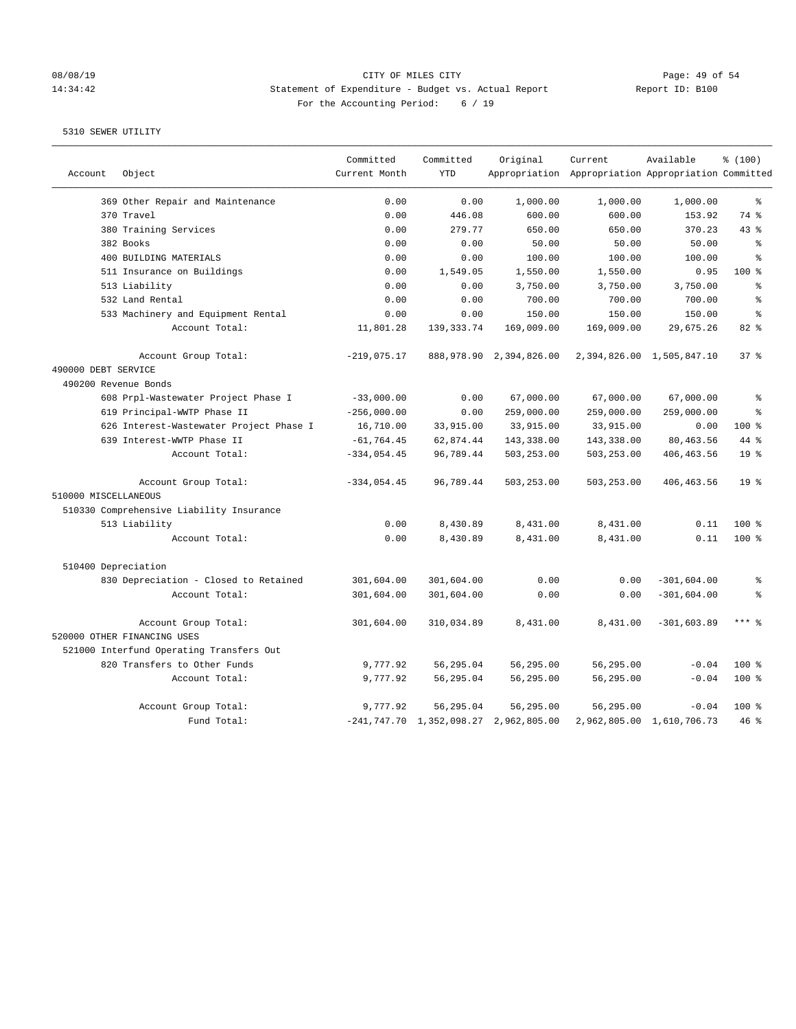CITY OF MILES CITY

Statement of Expenditure - Budget vs. Actual Report

For the Accounting Period: 6 / 19

5310 SEWER UTILITY

| Account | Object | Committed Current Month | Committed YTD | Original Appropriation | Current Appropriation | Available Appropriation | % (100) Committed |
|---|---|---|---|---|---|---|---|
| | 369 Other Repair and Maintenance | 0.00 | 0.00 | 1,000.00 | 1,000.00 | 1,000.00 | % |
| | 370 Travel | 0.00 | 446.08 | 600.00 | 600.00 | 153.92 | 74 % |
| | 380 Training Services | 0.00 | 279.77 | 650.00 | 650.00 | 370.23 | 43 % |
| | 382 Books | 0.00 | 0.00 | 50.00 | 50.00 | 50.00 | % |
| | 400 BUILDING MATERIALS | 0.00 | 0.00 | 100.00 | 100.00 | 100.00 | % |
| | 511 Insurance on Buildings | 0.00 | 1,549.05 | 1,550.00 | 1,550.00 | 0.95 | 100 % |
| | 513 Liability | 0.00 | 0.00 | 3,750.00 | 3,750.00 | 3,750.00 | % |
| | 532 Land Rental | 0.00 | 0.00 | 700.00 | 700.00 | 700.00 | % |
| | 533 Machinery and Equipment Rental | 0.00 | 0.00 | 150.00 | 150.00 | 150.00 | % |
| | Account Total: | 11,801.28 | 139,333.74 | 169,009.00 | 169,009.00 | 29,675.26 | 82 % |
| | Account Group Total: | -219,075.17 | 888,978.90 | 2,394,826.00 | 2,394,826.00 | 1,505,847.10 | 37 % |
| 490000 DEBT SERVICE | | | | | | | |
| 490200 Revenue Bonds | | | | | | | |
| | 608 Prpl-Wastewater Project Phase I | -33,000.00 | 0.00 | 67,000.00 | 67,000.00 | 67,000.00 | % |
| | 619 Principal-WWTP Phase II | -256,000.00 | 0.00 | 259,000.00 | 259,000.00 | 259,000.00 | % |
| | 626 Interest-Wastewater Project Phase I | 16,710.00 | 33,915.00 | 33,915.00 | 33,915.00 | 0.00 | 100 % |
| | 639 Interest-WWTP Phase II | -61,764.45 | 62,874.44 | 143,338.00 | 143,338.00 | 80,463.56 | 44 % |
| | Account Total: | -334,054.45 | 96,789.44 | 503,253.00 | 503,253.00 | 406,463.56 | 19 % |
| | Account Group Total: | -334,054.45 | 96,789.44 | 503,253.00 | 503,253.00 | 406,463.56 | 19 % |
| 510000 MISCELLANEOUS | | | | | | | |
| 510330 Comprehensive Liability Insurance | | | | | | | |
| | 513 Liability | 0.00 | 8,430.89 | 8,431.00 | 8,431.00 | 0.11 | 100 % |
| | Account Total: | 0.00 | 8,430.89 | 8,431.00 | 8,431.00 | 0.11 | 100 % |
| 510400 Depreciation | | | | | | | |
| | 830 Depreciation - Closed to Retained | 301,604.00 | 301,604.00 | 0.00 | 0.00 | -301,604.00 | % |
| | Account Total: | 301,604.00 | 301,604.00 | 0.00 | 0.00 | -301,604.00 | % |
| | Account Group Total: | 301,604.00 | 310,034.89 | 8,431.00 | 8,431.00 | -301,603.89 | *** % |
| 520000 OTHER FINANCING USES | | | | | | | |
| 521000 Interfund Operating Transfers Out | | | | | | | |
| | 820 Transfers to Other Funds | 9,777.92 | 56,295.04 | 56,295.00 | 56,295.00 | -0.04 | 100 % |
| | Account Total: | 9,777.92 | 56,295.04 | 56,295.00 | 56,295.00 | -0.04 | 100 % |
| | Account Group Total: | 9,777.92 | 56,295.04 | 56,295.00 | 56,295.00 | -0.04 | 100 % |
| | Fund Total: | -241,747.70 | 1,352,098.27 | 2,962,805.00 | 2,962,805.00 | 1,610,706.73 | 46 % |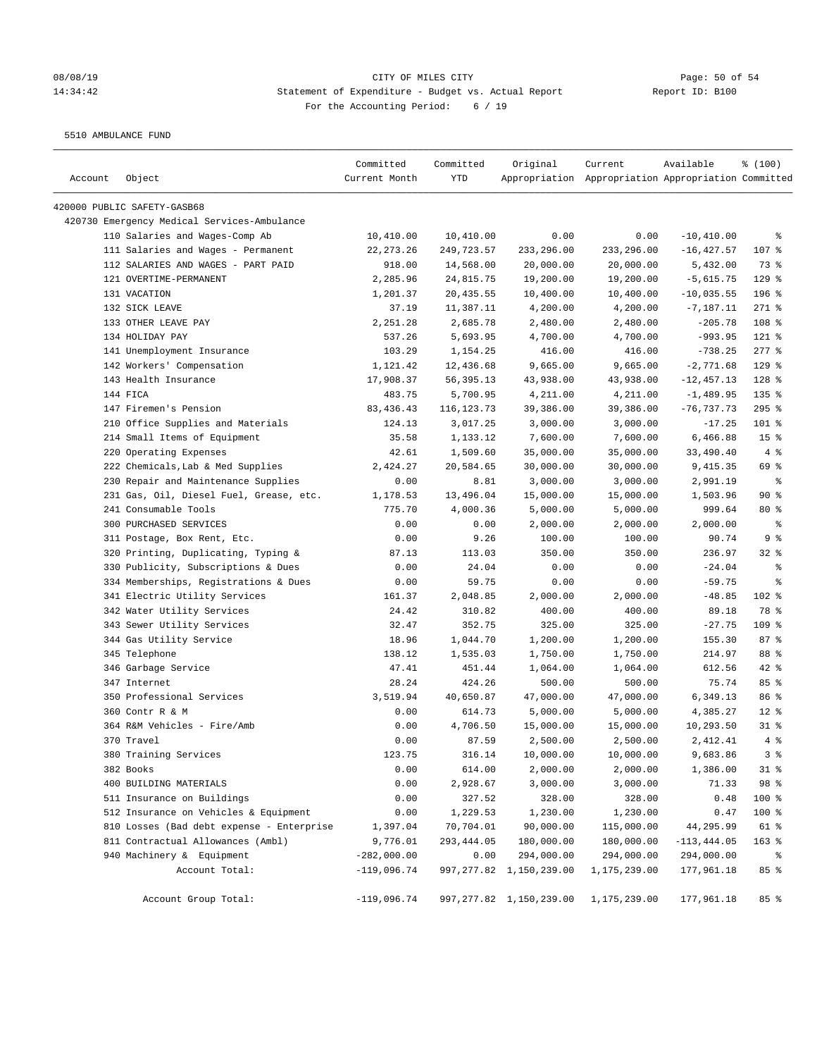CITY OF MILES CITY
Statement of Expenditure - Budget vs. Actual Report
Report ID: B100
For the Accounting Period: 6 / 19

08/08/19
14:34:42

5510 AMBULANCE FUND

| Account | Object | Committed Current Month | Committed YTD | Original Appropriation | Current Appropriation | Available Appropriation | % (100) Committed |
|---|---|---|---|---|---|---|---|
| 420000 PUBLIC SAFETY-GASB68 | | | | | | | |
| 420730 Emergency Medical Services-Ambulance | | | | | | | |
| | 110 Salaries and Wages-Comp Ab | 10,410.00 | 10,410.00 | 0.00 | 0.00 | -10,410.00 | % |
| | 111 Salaries and Wages - Permanent | 22,273.26 | 249,723.57 | 233,296.00 | 233,296.00 | -16,427.57 | 107 % |
| | 112 SALARIES AND WAGES - PART PAID | 918.00 | 14,568.00 | 20,000.00 | 20,000.00 | 5,432.00 | 73 % |
| | 121 OVERTIME-PERMANENT | 2,285.96 | 24,815.75 | 19,200.00 | 19,200.00 | -5,615.75 | 129 % |
| | 131 VACATION | 1,201.37 | 20,435.55 | 10,400.00 | 10,400.00 | -10,035.55 | 196 % |
| | 132 SICK LEAVE | 37.19 | 11,387.11 | 4,200.00 | 4,200.00 | -7,187.11 | 271 % |
| | 133 OTHER LEAVE PAY | 2,251.28 | 2,685.78 | 2,480.00 | 2,480.00 | -205.78 | 108 % |
| | 134 HOLIDAY PAY | 537.26 | 5,693.95 | 4,700.00 | 4,700.00 | -993.95 | 121 % |
| | 141 Unemployment Insurance | 103.29 | 1,154.25 | 416.00 | 416.00 | -738.25 | 277 % |
| | 142 Workers' Compensation | 1,121.42 | 12,436.68 | 9,665.00 | 9,665.00 | -2,771.68 | 129 % |
| | 143 Health Insurance | 17,908.37 | 56,395.13 | 43,938.00 | 43,938.00 | -12,457.13 | 128 % |
| | 144 FICA | 483.75 | 5,700.95 | 4,211.00 | 4,211.00 | -1,489.95 | 135 % |
| | 147 Firemen's Pension | 83,436.43 | 116,123.73 | 39,386.00 | 39,386.00 | -76,737.73 | 295 % |
| | 210 Office Supplies and Materials | 124.13 | 3,017.25 | 3,000.00 | 3,000.00 | -17.25 | 101 % |
| | 214 Small Items of Equipment | 35.58 | 1,133.12 | 7,600.00 | 7,600.00 | 6,466.88 | 15 % |
| | 220 Operating Expenses | 42.61 | 1,509.60 | 35,000.00 | 35,000.00 | 33,490.40 | 4 % |
| | 222 Chemicals,Lab & Med Supplies | 2,424.27 | 20,584.65 | 30,000.00 | 30,000.00 | 9,415.35 | 69 % |
| | 230 Repair and Maintenance Supplies | 0.00 | 8.81 | 3,000.00 | 3,000.00 | 2,991.19 | % |
| | 231 Gas, Oil, Diesel Fuel, Grease, etc. | 1,178.53 | 13,496.04 | 15,000.00 | 15,000.00 | 1,503.96 | 90 % |
| | 241 Consumable Tools | 775.70 | 4,000.36 | 5,000.00 | 5,000.00 | 999.64 | 80 % |
| | 300 PURCHASED SERVICES | 0.00 | 0.00 | 2,000.00 | 2,000.00 | 2,000.00 | % |
| | 311 Postage, Box Rent, Etc. | 0.00 | 9.26 | 100.00 | 100.00 | 90.74 | 9 % |
| | 320 Printing, Duplicating, Typing & | 87.13 | 113.03 | 350.00 | 350.00 | 236.97 | 32 % |
| | 330 Publicity, Subscriptions & Dues | 0.00 | 24.04 | 0.00 | 0.00 | -24.04 | % |
| | 334 Memberships, Registrations & Dues | 0.00 | 59.75 | 0.00 | 0.00 | -59.75 | % |
| | 341 Electric Utility Services | 161.37 | 2,048.85 | 2,000.00 | 2,000.00 | -48.85 | 102 % |
| | 342 Water Utility Services | 24.42 | 310.82 | 400.00 | 400.00 | 89.18 | 78 % |
| | 343 Sewer Utility Services | 32.47 | 352.75 | 325.00 | 325.00 | -27.75 | 109 % |
| | 344 Gas Utility Service | 18.96 | 1,044.70 | 1,200.00 | 1,200.00 | 155.30 | 87 % |
| | 345 Telephone | 138.12 | 1,535.03 | 1,750.00 | 1,750.00 | 214.97 | 88 % |
| | 346 Garbage Service | 47.41 | 451.44 | 1,064.00 | 1,064.00 | 612.56 | 42 % |
| | 347 Internet | 28.24 | 424.26 | 500.00 | 500.00 | 75.74 | 85 % |
| | 350 Professional Services | 3,519.94 | 40,650.87 | 47,000.00 | 47,000.00 | 6,349.13 | 86 % |
| | 360 Contr R & M | 0.00 | 614.73 | 5,000.00 | 5,000.00 | 4,385.27 | 12 % |
| | 364 R&M Vehicles - Fire/Amb | 0.00 | 4,706.50 | 15,000.00 | 15,000.00 | 10,293.50 | 31 % |
| | 370 Travel | 0.00 | 87.59 | 2,500.00 | 2,500.00 | 2,412.41 | 4 % |
| | 380 Training Services | 123.75 | 316.14 | 10,000.00 | 10,000.00 | 9,683.86 | 3 % |
| | 382 Books | 0.00 | 614.00 | 2,000.00 | 2,000.00 | 1,386.00 | 31 % |
| | 400 BUILDING MATERIALS | 0.00 | 2,928.67 | 3,000.00 | 3,000.00 | 71.33 | 98 % |
| | 511 Insurance on Buildings | 0.00 | 327.52 | 328.00 | 328.00 | 0.48 | 100 % |
| | 512 Insurance on Vehicles & Equipment | 0.00 | 1,229.53 | 1,230.00 | 1,230.00 | 0.47 | 100 % |
| | 810 Losses (Bad debt expense - Enterprise | 1,397.04 | 70,704.01 | 90,000.00 | 115,000.00 | 44,295.99 | 61 % |
| | 811 Contractual Allowances (Ambl) | 9,776.01 | 293,444.05 | 180,000.00 | 180,000.00 | -113,444.05 | 163 % |
| | 940 Machinery & Equipment | -282,000.00 | 0.00 | 294,000.00 | 294,000.00 | 294,000.00 | % |
| | Account Total: | -119,096.74 | 997,277.82 | 1,150,239.00 | 1,175,239.00 | 177,961.18 | 85 % |
| | Account Group Total: | -119,096.74 | 997,277.82 | 1,150,239.00 | 1,175,239.00 | 177,961.18 | 85 % |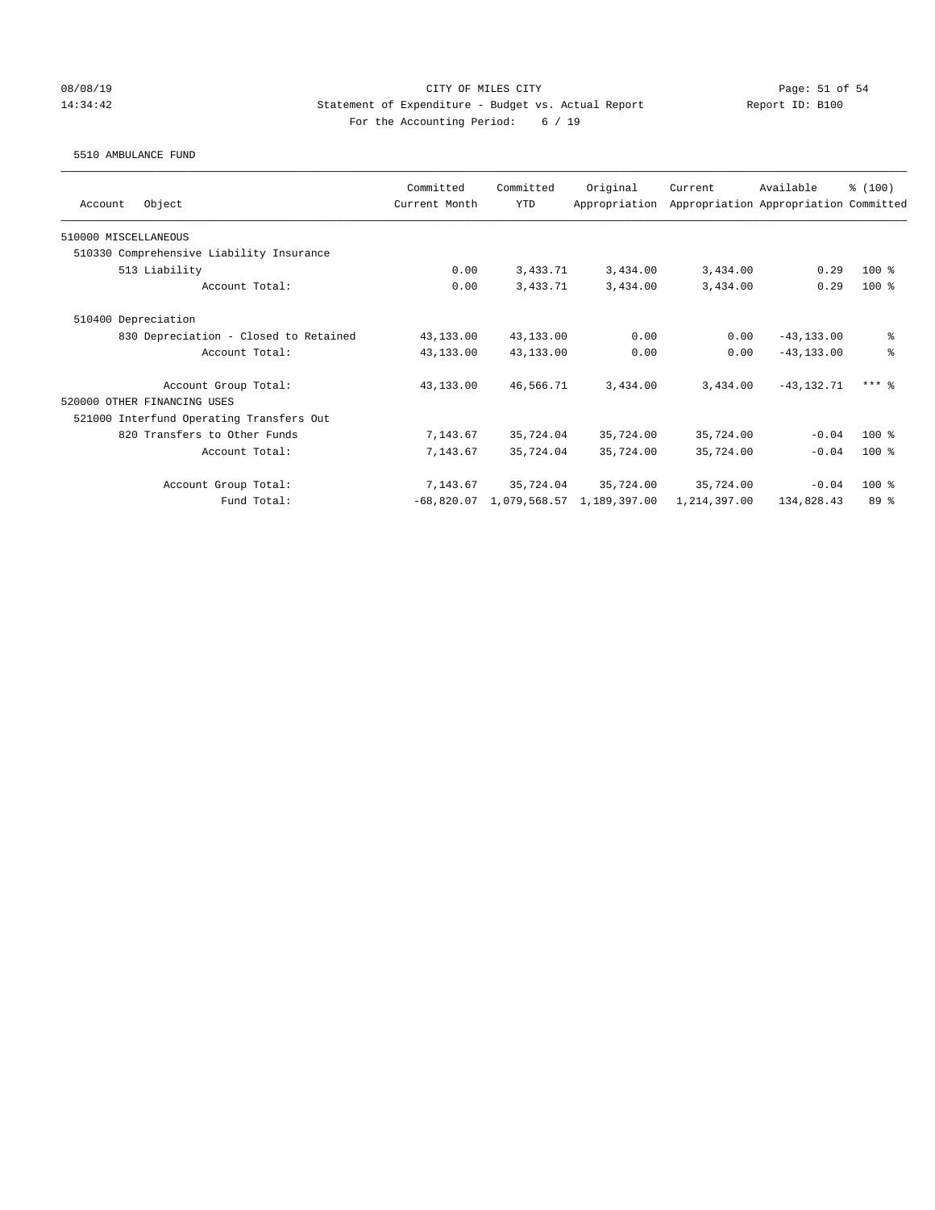CITY OF MILES CITY

Statement of Expenditure - Budget vs. Actual Report

Report ID: B100

For the Accounting Period: 6 / 19

08/08/19 14:34:42

5510 AMBULANCE FUND

| Account Object | Committed Current Month | Committed YTD | Original Appropriation | Current Appropriation | Available Appropriation | % (100) Committed |
|---|---|---|---|---|---|---|
| 510000 MISCELLANEOUS | | | | | | |
| 510330 Comprehensive Liability Insurance | | | | | | |
| 513 Liability | 0.00 | 3,433.71 | 3,434.00 | 3,434.00 | 0.29 | 100 % |
| Account Total: | 0.00 | 3,433.71 | 3,434.00 | 3,434.00 | 0.29 | 100 % |
| 510400 Depreciation | | | | | | |
| 830 Depreciation - Closed to Retained | 43,133.00 | 43,133.00 | 0.00 | 0.00 | -43,133.00 | % |
| Account Total: | 43,133.00 | 43,133.00 | 0.00 | 0.00 | -43,133.00 | % |
| Account Group Total: | 43,133.00 | 46,566.71 | 3,434.00 | 3,434.00 | -43,132.71 | *** % |
| 520000 OTHER FINANCING USES | | | | | | |
| 521000 Interfund Operating Transfers Out | | | | | | |
| 820 Transfers to Other Funds | 7,143.67 | 35,724.04 | 35,724.00 | 35,724.00 | -0.04 | 100 % |
| Account Total: | 7,143.67 | 35,724.04 | 35,724.00 | 35,724.00 | -0.04 | 100 % |
| Account Group Total: | 7,143.67 | 35,724.04 | 35,724.00 | 35,724.00 | -0.04 | 100 % |
| Fund Total: | -68,820.07 | 1,079,568.57 | 1,189,397.00 | 1,214,397.00 | 134,828.43 | 89 % |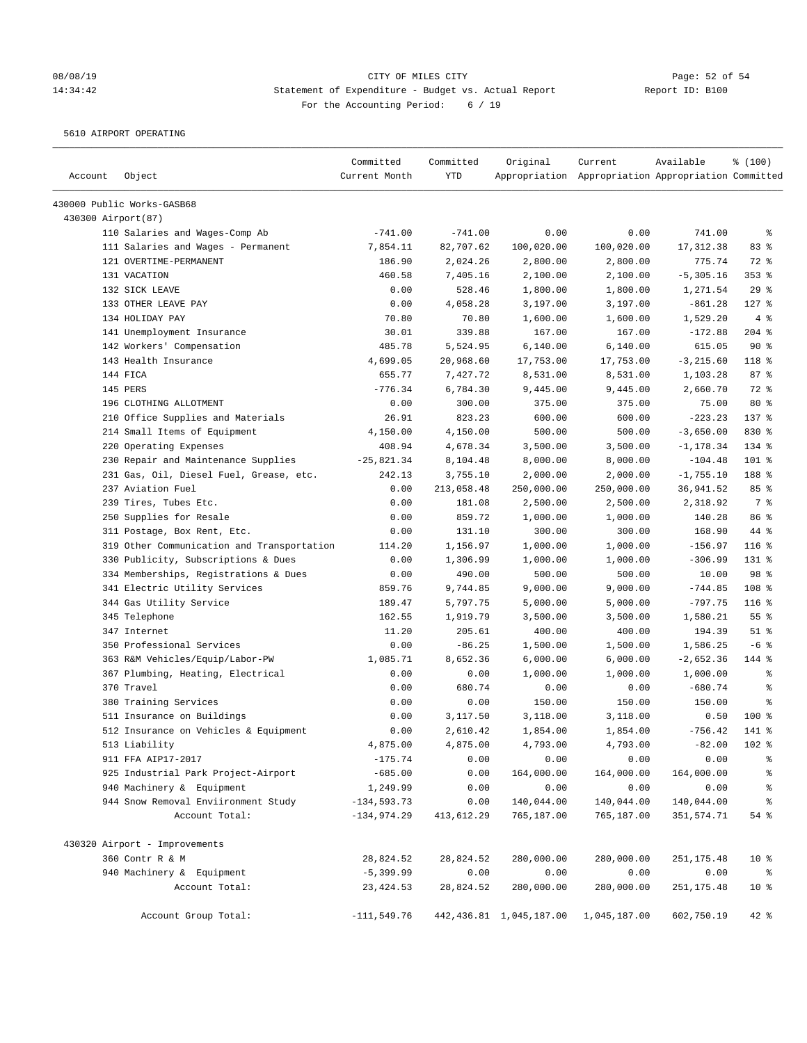08/08/19 CITY OF MILES CITY
14:34:42 Statement of Expenditure - Budget vs. Actual Report Report ID: B100
For the Accounting Period: 6 / 19

5610 AIRPORT OPERATING

| Account | Object | Committed Current Month | Committed YTD | Original Appropriation | Current Appropriation | Available Appropriation | % (100) Committed |
|---|---|---|---|---|---|---|---|
| 430000 Public Works-GASB68 | | | | | | | |
| 430300 Airport(87) | | | | | | | |
| | 110 Salaries and Wages-Comp Ab | -741.00 | -741.00 | 0.00 | 0.00 | 741.00 | % |
| | 111 Salaries and Wages - Permanent | 7,854.11 | 82,707.62 | 100,020.00 | 100,020.00 | 17,312.38 | 83 % |
| | 121 OVERTIME-PERMANENT | 186.90 | 2,024.26 | 2,800.00 | 2,800.00 | 775.74 | 72 % |
| | 131 VACATION | 460.58 | 7,405.16 | 2,100.00 | 2,100.00 | -5,305.16 | 353 % |
| | 132 SICK LEAVE | 0.00 | 528.46 | 1,800.00 | 1,800.00 | 1,271.54 | 29 % |
| | 133 OTHER LEAVE PAY | 0.00 | 4,058.28 | 3,197.00 | 3,197.00 | -861.28 | 127 % |
| | 134 HOLIDAY PAY | 70.80 | 70.80 | 1,600.00 | 1,600.00 | 1,529.20 | 4 % |
| | 141 Unemployment Insurance | 30.01 | 339.88 | 167.00 | 167.00 | -172.88 | 204 % |
| | 142 Workers' Compensation | 485.78 | 5,524.95 | 6,140.00 | 6,140.00 | 615.05 | 90 % |
| | 143 Health Insurance | 4,699.05 | 20,968.60 | 17,753.00 | 17,753.00 | -3,215.60 | 118 % |
| | 144 FICA | 655.77 | 7,427.72 | 8,531.00 | 8,531.00 | 1,103.28 | 87 % |
| | 145 PERS | -776.34 | 6,784.30 | 9,445.00 | 9,445.00 | 2,660.70 | 72 % |
| | 196 CLOTHING ALLOTMENT | 0.00 | 300.00 | 375.00 | 375.00 | 75.00 | 80 % |
| | 210 Office Supplies and Materials | 26.91 | 823.23 | 600.00 | 600.00 | -223.23 | 137 % |
| | 214 Small Items of Equipment | 4,150.00 | 4,150.00 | 500.00 | 500.00 | -3,650.00 | 830 % |
| | 220 Operating Expenses | 408.94 | 4,678.34 | 3,500.00 | 3,500.00 | -1,178.34 | 134 % |
| | 230 Repair and Maintenance Supplies | -25,821.34 | 8,104.48 | 8,000.00 | 8,000.00 | -104.48 | 101 % |
| | 231 Gas, Oil, Diesel Fuel, Grease, etc. | 242.13 | 3,755.10 | 2,000.00 | 2,000.00 | -1,755.10 | 188 % |
| | 237 Aviation Fuel | 0.00 | 213,058.48 | 250,000.00 | 250,000.00 | 36,941.52 | 85 % |
| | 239 Tires, Tubes Etc. | 0.00 | 181.08 | 2,500.00 | 2,500.00 | 2,318.92 | 7 % |
| | 250 Supplies for Resale | 0.00 | 859.72 | 1,000.00 | 1,000.00 | 140.28 | 86 % |
| | 311 Postage, Box Rent, Etc. | 0.00 | 131.10 | 300.00 | 300.00 | 168.90 | 44 % |
| | 319 Other Communication and Transportation | 114.20 | 1,156.97 | 1,000.00 | 1,000.00 | -156.97 | 116 % |
| | 330 Publicity, Subscriptions & Dues | 0.00 | 1,306.99 | 1,000.00 | 1,000.00 | -306.99 | 131 % |
| | 334 Memberships, Registrations & Dues | 0.00 | 490.00 | 500.00 | 500.00 | 10.00 | 98 % |
| | 341 Electric Utility Services | 859.76 | 9,744.85 | 9,000.00 | 9,000.00 | -744.85 | 108 % |
| | 344 Gas Utility Service | 189.47 | 5,797.75 | 5,000.00 | 5,000.00 | -797.75 | 116 % |
| | 345 Telephone | 162.55 | 1,919.79 | 3,500.00 | 3,500.00 | 1,580.21 | 55 % |
| | 347 Internet | 11.20 | 205.61 | 400.00 | 400.00 | 194.39 | 51 % |
| | 350 Professional Services | 0.00 | -86.25 | 1,500.00 | 1,500.00 | 1,586.25 | -6 % |
| | 363 R&M Vehicles/Equip/Labor-PW | 1,085.71 | 8,652.36 | 6,000.00 | 6,000.00 | -2,652.36 | 144 % |
| | 367 Plumbing, Heating, Electrical | 0.00 | 0.00 | 1,000.00 | 1,000.00 | 1,000.00 | % |
| | 370 Travel | 0.00 | 680.74 | 0.00 | 0.00 | -680.74 | % |
| | 380 Training Services | 0.00 | 0.00 | 150.00 | 150.00 | 150.00 | % |
| | 511 Insurance on Buildings | 0.00 | 3,117.50 | 3,118.00 | 3,118.00 | 0.50 | 100 % |
| | 512 Insurance on Vehicles & Equipment | 0.00 | 2,610.42 | 1,854.00 | 1,854.00 | -756.42 | 141 % |
| | 513 Liability | 4,875.00 | 4,875.00 | 4,793.00 | 4,793.00 | -82.00 | 102 % |
| | 911 FFA AIP17-2017 | -175.74 | 0.00 | 0.00 | 0.00 | 0.00 | % |
| | 925 Industrial Park Project-Airport | -685.00 | 0.00 | 164,000.00 | 164,000.00 | 164,000.00 | % |
| | 940 Machinery & Equipment | 1,249.99 | 0.00 | 0.00 | 0.00 | 0.00 | % |
| | 944 Snow Removal Enviironment Study | -134,593.73 | 0.00 | 140,044.00 | 140,044.00 | 140,044.00 | % |
| | Account Total: | -134,974.29 | 413,612.29 | 765,187.00 | 765,187.00 | 351,574.71 | 54 % |
| 430320 Airport - Improvements | | | | | | | |
| | 360 Contr R & M | 28,824.52 | 28,824.52 | 280,000.00 | 280,000.00 | 251,175.48 | 10 % |
| | 940 Machinery & Equipment | -5,399.99 | 0.00 | 0.00 | 0.00 | 0.00 | % |
| | Account Total: | 23,424.53 | 28,824.52 | 280,000.00 | 280,000.00 | 251,175.48 | 10 % |
| | Account Group Total: | -111,549.76 | 442,436.81 | 1,045,187.00 | 1,045,187.00 | 602,750.19 | 42 % |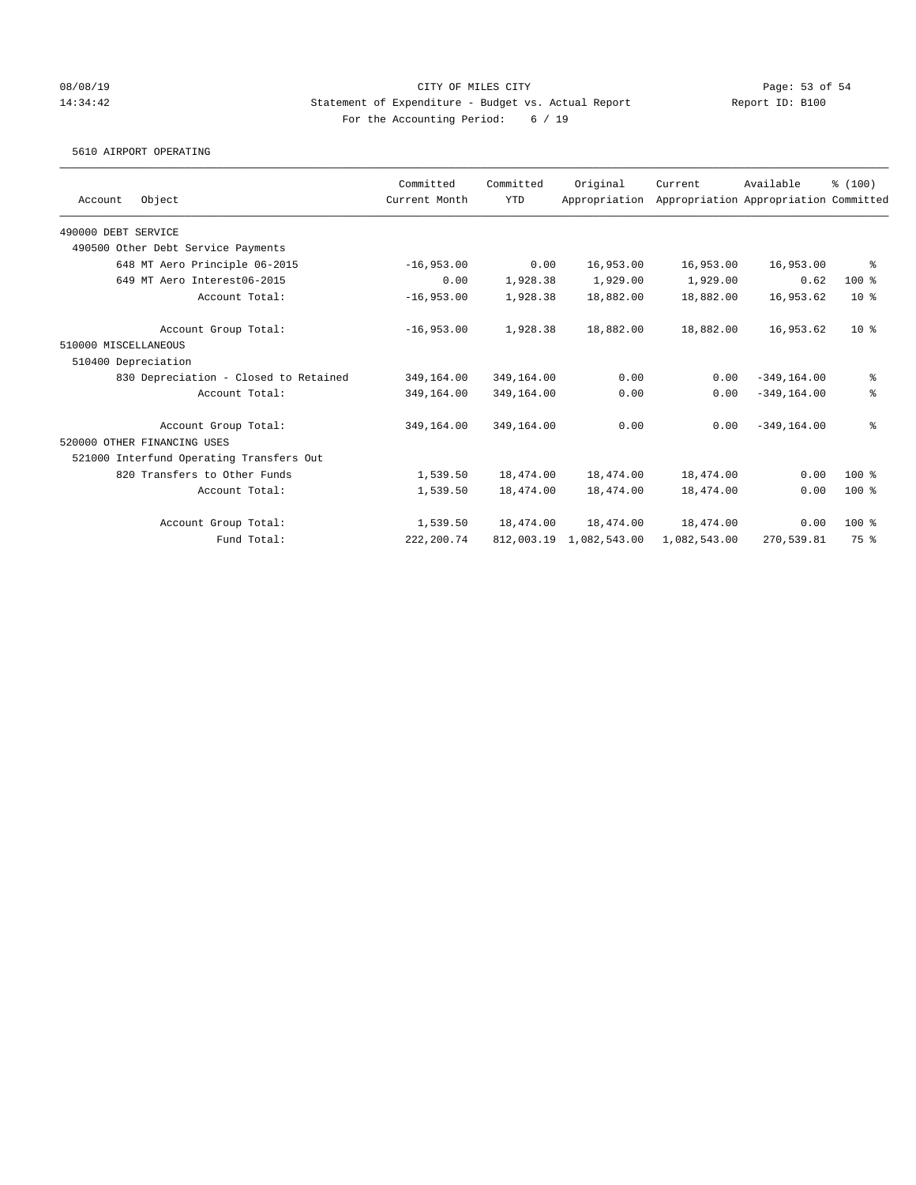CITY OF MILES CITY

Statement of Expenditure - Budget vs. Actual Report

Report ID: B100

For the Accounting Period: 6 / 19

08/08/19
14:34:42

5610 AIRPORT OPERATING

| Account Object | Committed Current Month | Committed YTD | Original Appropriation | Current Appropriation | Available Appropriation | % (100) Committed |
|---|---|---|---|---|---|---|
| 490000 DEBT SERVICE | | | | | | |
| 490500 Other Debt Service Payments | | | | | | |
| 648 MT Aero Principle 06-2015 | -16,953.00 | 0.00 | 16,953.00 | 16,953.00 | 16,953.00 | % |
| 649 MT Aero Interest06-2015 | 0.00 | 1,928.38 | 1,929.00 | 1,929.00 | 0.62 | 100 % |
| Account Total: | -16,953.00 | 1,928.38 | 18,882.00 | 18,882.00 | 16,953.62 | 10 % |
| Account Group Total: | -16,953.00 | 1,928.38 | 18,882.00 | 18,882.00 | 16,953.62 | 10 % |
| 510000 MISCELLANEOUS | | | | | | |
| 510400 Depreciation | | | | | | |
| 830 Depreciation - Closed to Retained | 349,164.00 | 349,164.00 | 0.00 | 0.00 | -349,164.00 | % |
| Account Total: | 349,164.00 | 349,164.00 | 0.00 | 0.00 | -349,164.00 | % |
| Account Group Total: | 349,164.00 | 349,164.00 | 0.00 | 0.00 | -349,164.00 | % |
| 520000 OTHER FINANCING USES | | | | | | |
| 521000 Interfund Operating Transfers Out | | | | | | |
| 820 Transfers to Other Funds | 1,539.50 | 18,474.00 | 18,474.00 | 18,474.00 | 0.00 | 100 % |
| Account Total: | 1,539.50 | 18,474.00 | 18,474.00 | 18,474.00 | 0.00 | 100 % |
| Account Group Total: | 1,539.50 | 18,474.00 | 18,474.00 | 18,474.00 | 0.00 | 100 % |
| Fund Total: | 222,200.74 | 812,003.19 | 1,082,543.00 | 1,082,543.00 | 270,539.81 | 75 % |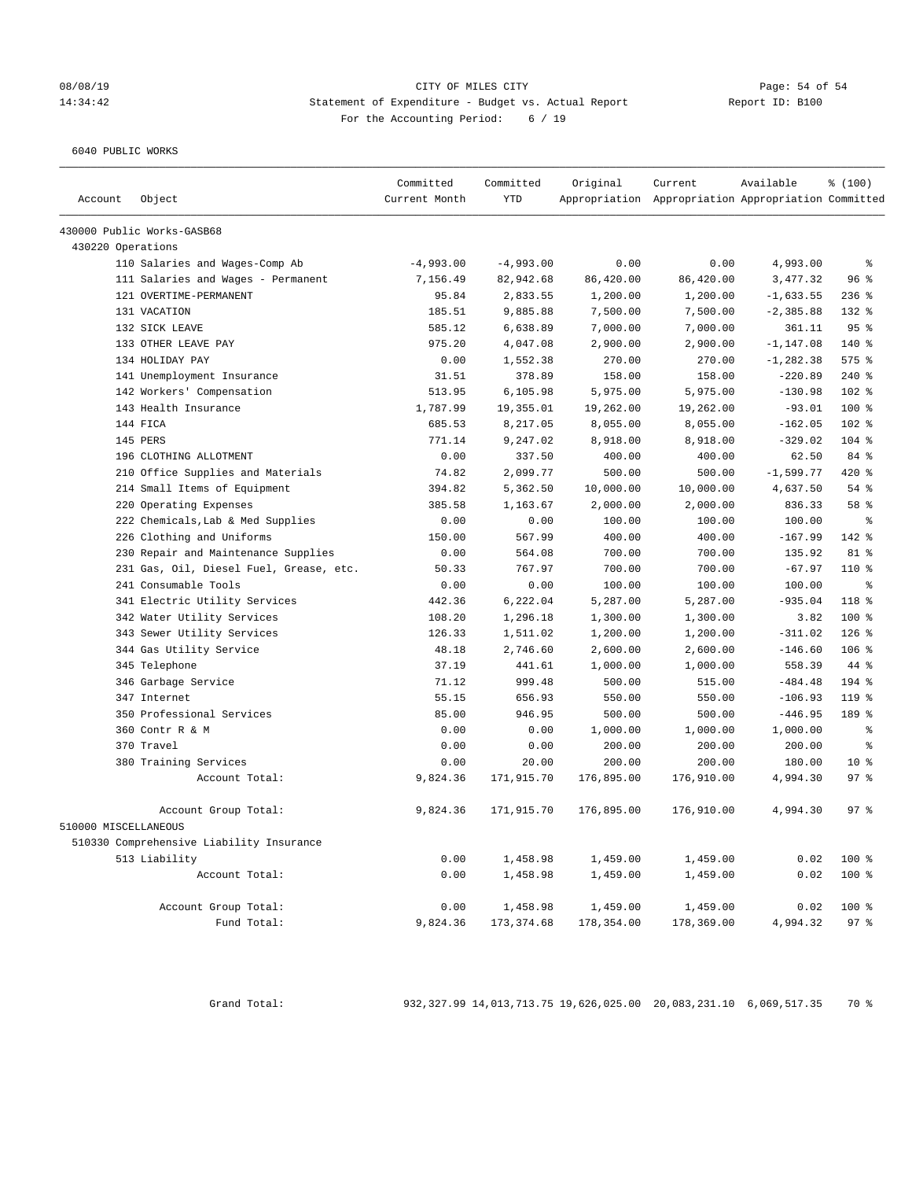08/08/19 CITY OF MILES CITY
14:34:42 Statement of Expenditure - Budget vs. Actual Report Report ID: B100
For the Accounting Period: 6 / 19

6040 PUBLIC WORKS

| Account Object | Committed Current Month | Committed YTD | Original Appropriation | Current Appropriation | Available Appropriation | % (100) Committed |
|---|---|---|---|---|---|---|
| 430000 Public Works-GASB68 | | | | | | |
| 430220 Operations | | | | | | |
| 110 Salaries and Wages-Comp Ab | -4,993.00 | -4,993.00 | 0.00 | 0.00 | 4,993.00 | % |
| 111 Salaries and Wages - Permanent | 7,156.49 | 82,942.68 | 86,420.00 | 86,420.00 | 3,477.32 | 96 % |
| 121 OVERTIME-PERMANENT | 95.84 | 2,833.55 | 1,200.00 | 1,200.00 | -1,633.55 | 236 % |
| 131 VACATION | 185.51 | 9,885.88 | 7,500.00 | 7,500.00 | -2,385.88 | 132 % |
| 132 SICK LEAVE | 585.12 | 6,638.89 | 7,000.00 | 7,000.00 | 361.11 | 95 % |
| 133 OTHER LEAVE PAY | 975.20 | 4,047.08 | 2,900.00 | 2,900.00 | -1,147.08 | 140 % |
| 134 HOLIDAY PAY | 0.00 | 1,552.38 | 270.00 | 270.00 | -1,282.38 | 575 % |
| 141 Unemployment Insurance | 31.51 | 378.89 | 158.00 | 158.00 | -220.89 | 240 % |
| 142 Workers' Compensation | 513.95 | 6,105.98 | 5,975.00 | 5,975.00 | -130.98 | 102 % |
| 143 Health Insurance | 1,787.99 | 19,355.01 | 19,262.00 | 19,262.00 | -93.01 | 100 % |
| 144 FICA | 685.53 | 8,217.05 | 8,055.00 | 8,055.00 | -162.05 | 102 % |
| 145 PERS | 771.14 | 9,247.02 | 8,918.00 | 8,918.00 | -329.02 | 104 % |
| 196 CLOTHING ALLOTMENT | 0.00 | 337.50 | 400.00 | 400.00 | 62.50 | 84 % |
| 210 Office Supplies and Materials | 74.82 | 2,099.77 | 500.00 | 500.00 | -1,599.77 | 420 % |
| 214 Small Items of Equipment | 394.82 | 5,362.50 | 10,000.00 | 10,000.00 | 4,637.50 | 54 % |
| 220 Operating Expenses | 385.58 | 1,163.67 | 2,000.00 | 2,000.00 | 836.33 | 58 % |
| 222 Chemicals,Lab & Med Supplies | 0.00 | 0.00 | 100.00 | 100.00 | 100.00 | % |
| 226 Clothing and Uniforms | 150.00 | 567.99 | 400.00 | 400.00 | -167.99 | 142 % |
| 230 Repair and Maintenance Supplies | 0.00 | 564.08 | 700.00 | 700.00 | 135.92 | 81 % |
| 231 Gas, Oil, Diesel Fuel, Grease, etc. | 50.33 | 767.97 | 700.00 | 700.00 | -67.97 | 110 % |
| 241 Consumable Tools | 0.00 | 0.00 | 100.00 | 100.00 | 100.00 | % |
| 341 Electric Utility Services | 442.36 | 6,222.04 | 5,287.00 | 5,287.00 | -935.04 | 118 % |
| 342 Water Utility Services | 108.20 | 1,296.18 | 1,300.00 | 1,300.00 | 3.82 | 100 % |
| 343 Sewer Utility Services | 126.33 | 1,511.02 | 1,200.00 | 1,200.00 | -311.02 | 126 % |
| 344 Gas Utility Service | 48.18 | 2,746.60 | 2,600.00 | 2,600.00 | -146.60 | 106 % |
| 345 Telephone | 37.19 | 441.61 | 1,000.00 | 1,000.00 | 558.39 | 44 % |
| 346 Garbage Service | 71.12 | 999.48 | 500.00 | 515.00 | -484.48 | 194 % |
| 347 Internet | 55.15 | 656.93 | 550.00 | 550.00 | -106.93 | 119 % |
| 350 Professional Services | 85.00 | 946.95 | 500.00 | 500.00 | -446.95 | 189 % |
| 360 Contr R & M | 0.00 | 0.00 | 1,000.00 | 1,000.00 | 1,000.00 | % |
| 370 Travel | 0.00 | 0.00 | 200.00 | 200.00 | 200.00 | % |
| 380 Training Services | 0.00 | 20.00 | 200.00 | 200.00 | 180.00 | 10 % |
| Account Total: | 9,824.36 | 171,915.70 | 176,895.00 | 176,910.00 | 4,994.30 | 97 % |
| Account Group Total: | 9,824.36 | 171,915.70 | 176,895.00 | 176,910.00 | 4,994.30 | 97 % |
| 510000 MISCELLANEOUS | | | | | | |
| 510330 Comprehensive Liability Insurance | | | | | | |
| 513 Liability | 0.00 | 1,458.98 | 1,459.00 | 1,459.00 | 0.02 | 100 % |
| Account Total: | 0.00 | 1,458.98 | 1,459.00 | 1,459.00 | 0.02 | 100 % |
| Account Group Total: | 0.00 | 1,458.98 | 1,459.00 | 1,459.00 | 0.02 | 100 % |
| Fund Total: | 9,824.36 | 173,374.68 | 178,354.00 | 178,369.00 | 4,994.32 | 97 % |
| Grand Total: | 932,327.99 | 14,013,713.75 | 19,626,025.00 | 20,083,231.10 | 6,069,517.35 | 70 % |